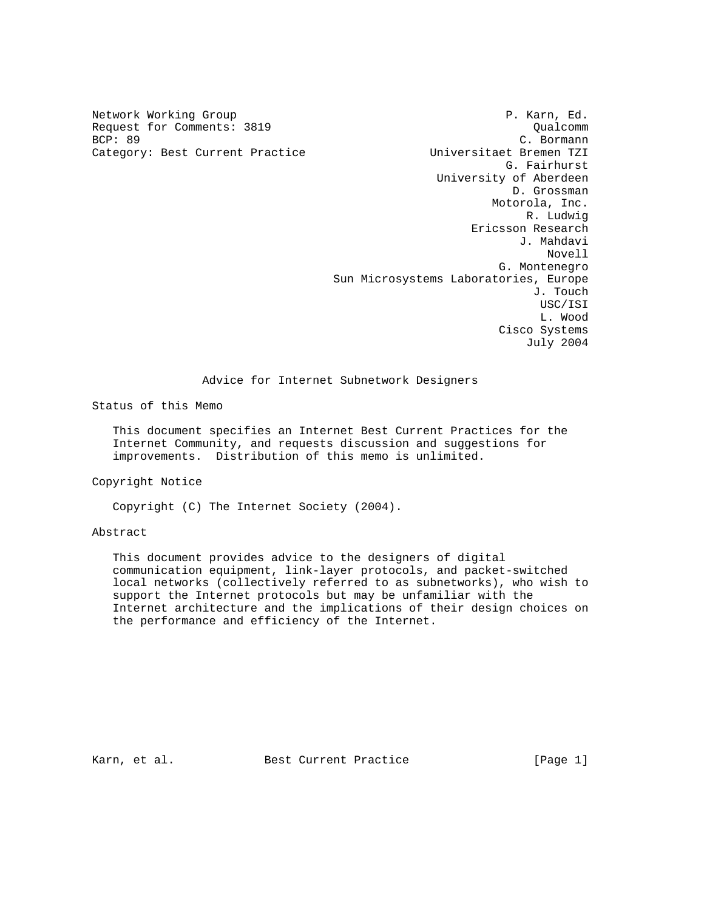Network Working Group P. Karn, Ed.
Request for Comments: 3819 Qualcomm
BCP: 89 C. Bormann
Category: Best Current Practice Universitaet Bremen TZI

G. Fairhurst
University of Aberdeen
D. Grossman
Motorola, Inc.
R. Ludwig
Ericsson Research
J. Mahdavi
Novell
G. Montenegro
Sun Microsystems Laboratories, Europe
J. Touch
USC/ISI
L. Wood
Cisco Systems
July 2004

# Advice for Internet Subnetwork Designers

## Status of this Memo

This document specifies an Internet Best Current Practices for the Internet Community, and requests discussion and suggestions for improvements. Distribution of this memo is unlimited.

## Copyright Notice

Copyright (C) The Internet Society (2004).

## Abstract

This document provides advice to the designers of digital communication equipment, link-layer protocols, and packet-switched local networks (collectively referred to as subnetworks), who wish to support the Internet protocols but may be unfamiliar with the Internet architecture and the implications of their design choices on the performance and efficiency of the Internet.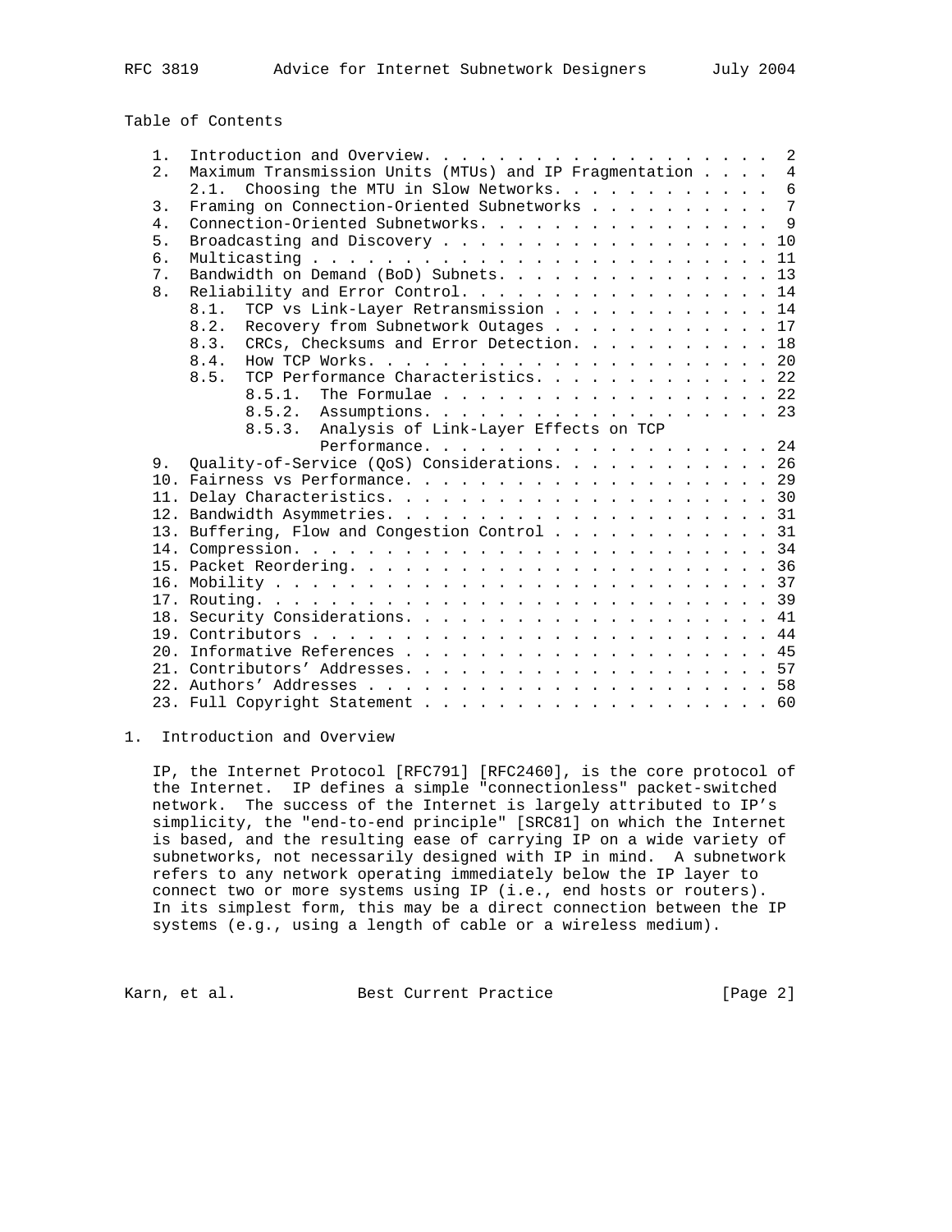## Table of Contents

1. Introduction and Overview. . . . . . . . . . . . . . . . . . . . 2
2. Maximum Transmission Units (MTUs) and IP Fragmentation . . . . 4
   - 2.1. Choosing the MTU in Slow Networks. . . . . . . . . . . . 6
3. Framing on Connection-Oriented Subnetworks . . . . . . . . . . 7
4. Connection-Oriented Subnetworks. . . . . . . . . . . . . . . . 9
5. Broadcasting and Discovery . . . . . . . . . . . . . . . . . . 10
6. Multicasting . . . . . . . . . . . . . . . . . . . . . . . . . 11
7. Bandwidth on Demand (BoD) Subnets. . . . . . . . . . . . . . . 13
8. Reliability and Error Control. . . . . . . . . . . . . . . . . 14
   - 8.1. TCP vs Link-Layer Retransmission . . . . . . . . . . . . 14
   - 8.2. Recovery from Subnetwork Outages . . . . . . . . . . . . 17
   - 8.3. CRCs, Checksums and Error Detection. . . . . . . . . . . 18
   - 8.4. How TCP Works. . . . . . . . . . . . . . . . . . . . . . 20
   - 8.5. TCP Performance Characteristics. . . . . . . . . . . . . 22
     - 8.5.1. The Formulae . . . . . . . . . . . . . . . . . . 22
     - 8.5.2. Assumptions. . . . . . . . . . . . . . . . . . . 23
     - 8.5.3. Analysis of Link-Layer Effects on TCP Performance. . . . . . . . . . . . . . . . . . . 24
9. Quality-of-Service (QoS) Considerations. . . . . . . . . . . . 26
10. Fairness vs Performance. . . . . . . . . . . . . . . . . . . . 29
11. Delay Characteristics. . . . . . . . . . . . . . . . . . . . . 30
12. Bandwidth Asymmetries. . . . . . . . . . . . . . . . . . . . . 31
13. Buffering, Flow and Congestion Control . . . . . . . . . . . . 31
14. Compression. . . . . . . . . . . . . . . . . . . . . . . . . . 34
15. Packet Reordering. . . . . . . . . . . . . . . . . . . . . . . 36
16. Mobility . . . . . . . . . . . . . . . . . . . . . . . . . . . 37
17. Routing. . . . . . . . . . . . . . . . . . . . . . . . . . . . 39
18. Security Considerations. . . . . . . . . . . . . . . . . . . . 41
19. Contributors . . . . . . . . . . . . . . . . . . . . . . . . . 44
20. Informative References . . . . . . . . . . . . . . . . . . . . 45
21. Contributors' Addresses. . . . . . . . . . . . . . . . . . . . 57
22. Authors' Addresses . . . . . . . . . . . . . . . . . . . . . . 58
23. Full Copyright Statement . . . . . . . . . . . . . . . . . . . 60

## 1. Introduction and Overview

IP, the Internet Protocol [RFC791] [RFC2460], is the core protocol of the Internet. IP defines a simple "connectionless" packet-switched network. The success of the Internet is largely attributed to IP's simplicity, the "end-to-end principle" [SRC81] on which the Internet is based, and the resulting ease of carrying IP on a wide variety of subnetworks, not necessarily designed with IP in mind. A subnetwork refers to any network operating immediately below the IP layer to connect two or more systems using IP (i.e., end hosts or routers). In its simplest form, this may be a direct connection between the IP systems (e.g., using a length of cable or a wireless medium).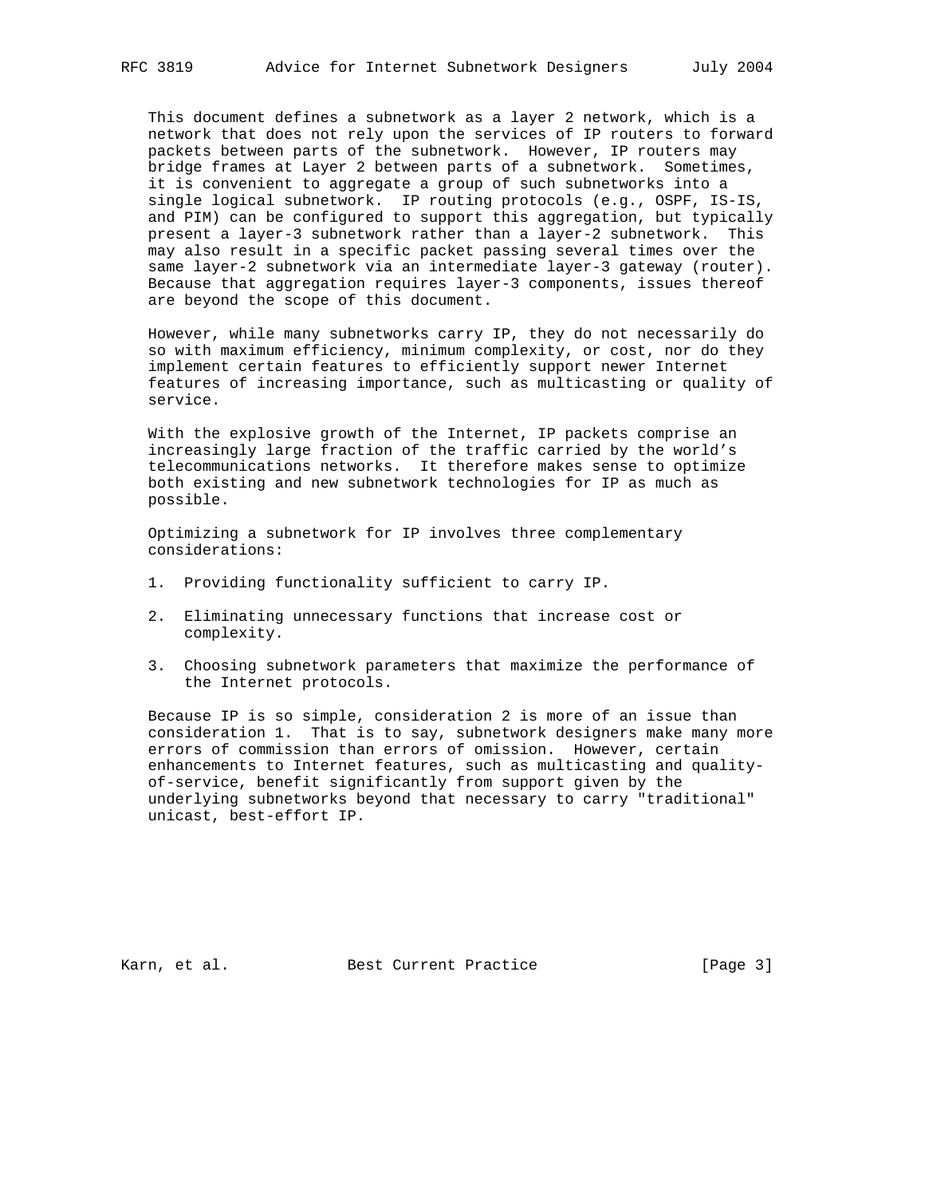This document defines a subnetwork as a layer 2 network, which is a network that does not rely upon the services of IP routers to forward packets between parts of the subnetwork. However, IP routers may bridge frames at Layer 2 between parts of a subnetwork. Sometimes, it is convenient to aggregate a group of such subnetworks into a single logical subnetwork. IP routing protocols (e.g., OSPF, IS-IS, and PIM) can be configured to support this aggregation, but typically present a layer-3 subnetwork rather than a layer-2 subnetwork. This may also result in a specific packet passing several times over the same layer-2 subnetwork via an intermediate layer-3 gateway (router). Because that aggregation requires layer-3 components, issues thereof are beyond the scope of this document.

However, while many subnetworks carry IP, they do not necessarily do so with maximum efficiency, minimum complexity, or cost, nor do they implement certain features to efficiently support newer Internet features of increasing importance, such as multicasting or quality of service.

With the explosive growth of the Internet, IP packets comprise an increasingly large fraction of the traffic carried by the world's telecommunications networks. It therefore makes sense to optimize both existing and new subnetwork technologies for IP as much as possible.

Optimizing a subnetwork for IP involves three complementary considerations:

1. Providing functionality sufficient to carry IP.

2. Eliminating unnecessary functions that increase cost or complexity.

3. Choosing subnetwork parameters that maximize the performance of the Internet protocols.

Because IP is so simple, consideration 2 is more of an issue than consideration 1. That is to say, subnetwork designers make many more errors of commission than errors of omission. However, certain enhancements to Internet features, such as multicasting and quality-of-service, benefit significantly from support given by the underlying subnetworks beyond that necessary to carry "traditional" unicast, best-effort IP.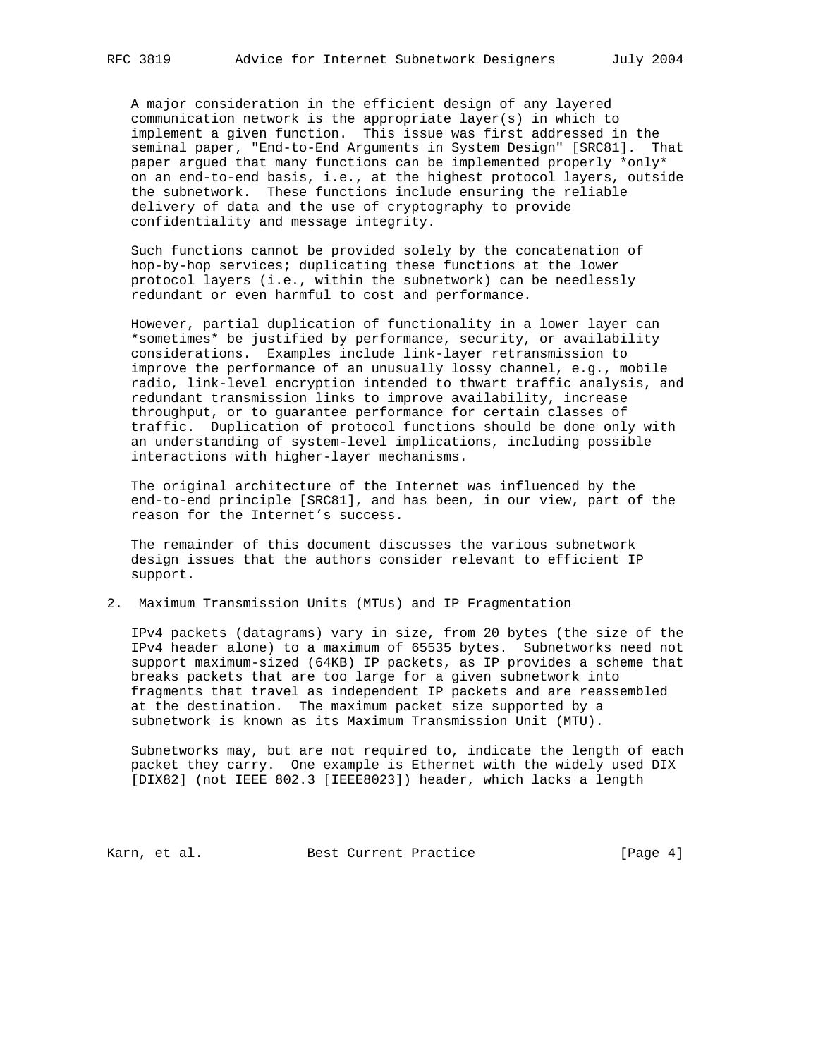A major consideration in the efficient design of any layered communication network is the appropriate layer(s) in which to implement a given function. This issue was first addressed in the seminal paper, "End-to-End Arguments in System Design" [SRC81]. That paper argued that many functions can be implemented properly *only* on an end-to-end basis, i.e., at the highest protocol layers, outside the subnetwork. These functions include ensuring the reliable delivery of data and the use of cryptography to provide confidentiality and message integrity.

Such functions cannot be provided solely by the concatenation of hop-by-hop services; duplicating these functions at the lower protocol layers (i.e., within the subnetwork) can be needlessly redundant or even harmful to cost and performance.

However, partial duplication of functionality in a lower layer can *sometimes* be justified by performance, security, or availability considerations. Examples include link-layer retransmission to improve the performance of an unusually lossy channel, e.g., mobile radio, link-level encryption intended to thwart traffic analysis, and redundant transmission links to improve availability, increase throughput, or to guarantee performance for certain classes of traffic. Duplication of protocol functions should be done only with an understanding of system-level implications, including possible interactions with higher-layer mechanisms.

The original architecture of the Internet was influenced by the end-to-end principle [SRC81], and has been, in our view, part of the reason for the Internet's success.

The remainder of this document discusses the various subnetwork design issues that the authors consider relevant to efficient IP support.

## 2. Maximum Transmission Units (MTUs) and IP Fragmentation

IPv4 packets (datagrams) vary in size, from 20 bytes (the size of the IPv4 header alone) to a maximum of 65535 bytes. Subnetworks need not support maximum-sized (64KB) IP packets, as IP provides a scheme that breaks packets that are too large for a given subnetwork into fragments that travel as independent IP packets and are reassembled at the destination. The maximum packet size supported by a subnetwork is known as its Maximum Transmission Unit (MTU).

Subnetworks may, but are not required to, indicate the length of each packet they carry. One example is Ethernet with the widely used DIX [DIX82] (not IEEE 802.3 [IEEE8023]) header, which lacks a length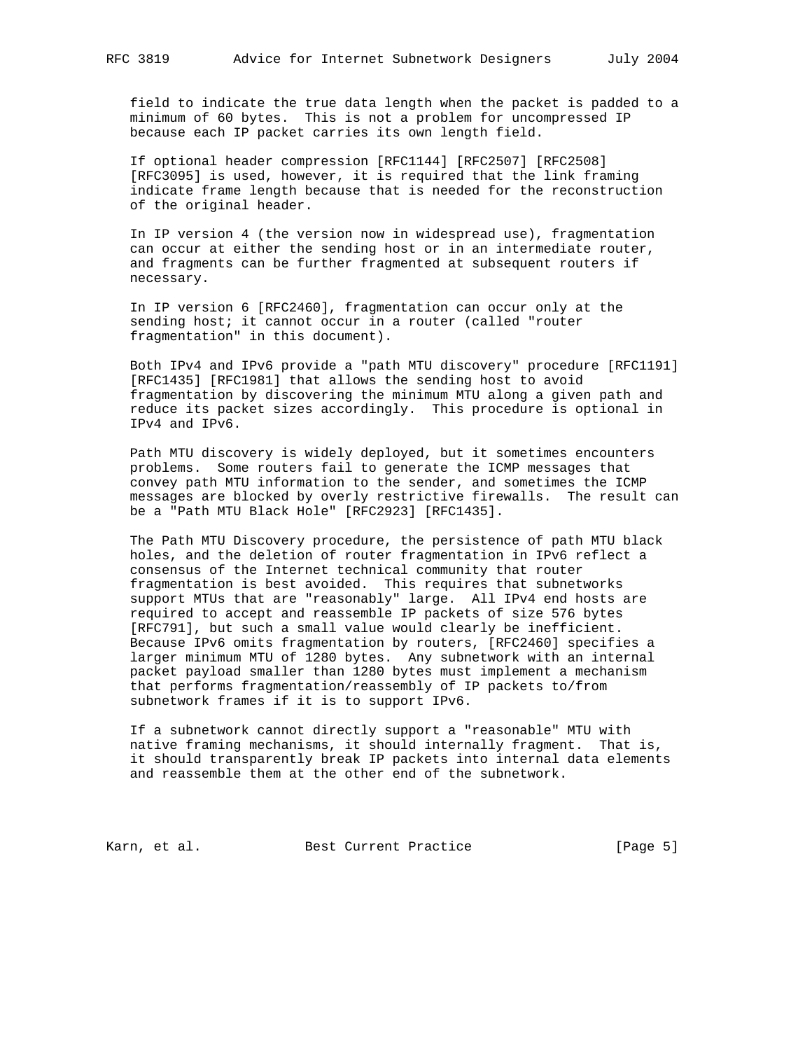field to indicate the true data length when the packet is padded to a minimum of 60 bytes. This is not a problem for uncompressed IP because each IP packet carries its own length field.

If optional header compression [RFC1144] [RFC2507] [RFC2508] [RFC3095] is used, however, it is required that the link framing indicate frame length because that is needed for the reconstruction of the original header.

In IP version 4 (the version now in widespread use), fragmentation can occur at either the sending host or in an intermediate router, and fragments can be further fragmented at subsequent routers if necessary.

In IP version 6 [RFC2460], fragmentation can occur only at the sending host; it cannot occur in a router (called "router fragmentation" in this document).

Both IPv4 and IPv6 provide a "path MTU discovery" procedure [RFC1191] [RFC1435] [RFC1981] that allows the sending host to avoid fragmentation by discovering the minimum MTU along a given path and reduce its packet sizes accordingly. This procedure is optional in IPv4 and IPv6.

Path MTU discovery is widely deployed, but it sometimes encounters problems. Some routers fail to generate the ICMP messages that convey path MTU information to the sender, and sometimes the ICMP messages are blocked by overly restrictive firewalls. The result can be a "Path MTU Black Hole" [RFC2923] [RFC1435].

The Path MTU Discovery procedure, the persistence of path MTU black holes, and the deletion of router fragmentation in IPv6 reflect a consensus of the Internet technical community that router fragmentation is best avoided. This requires that subnetworks support MTUs that are "reasonably" large. All IPv4 end hosts are required to accept and reassemble IP packets of size 576 bytes [RFC791], but such a small value would clearly be inefficient. Because IPv6 omits fragmentation by routers, [RFC2460] specifies a larger minimum MTU of 1280 bytes. Any subnetwork with an internal packet payload smaller than 1280 bytes must implement a mechanism that performs fragmentation/reassembly of IP packets to/from subnetwork frames if it is to support IPv6.

If a subnetwork cannot directly support a "reasonable" MTU with native framing mechanisms, it should internally fragment. That is, it should transparently break IP packets into internal data elements and reassemble them at the other end of the subnetwork.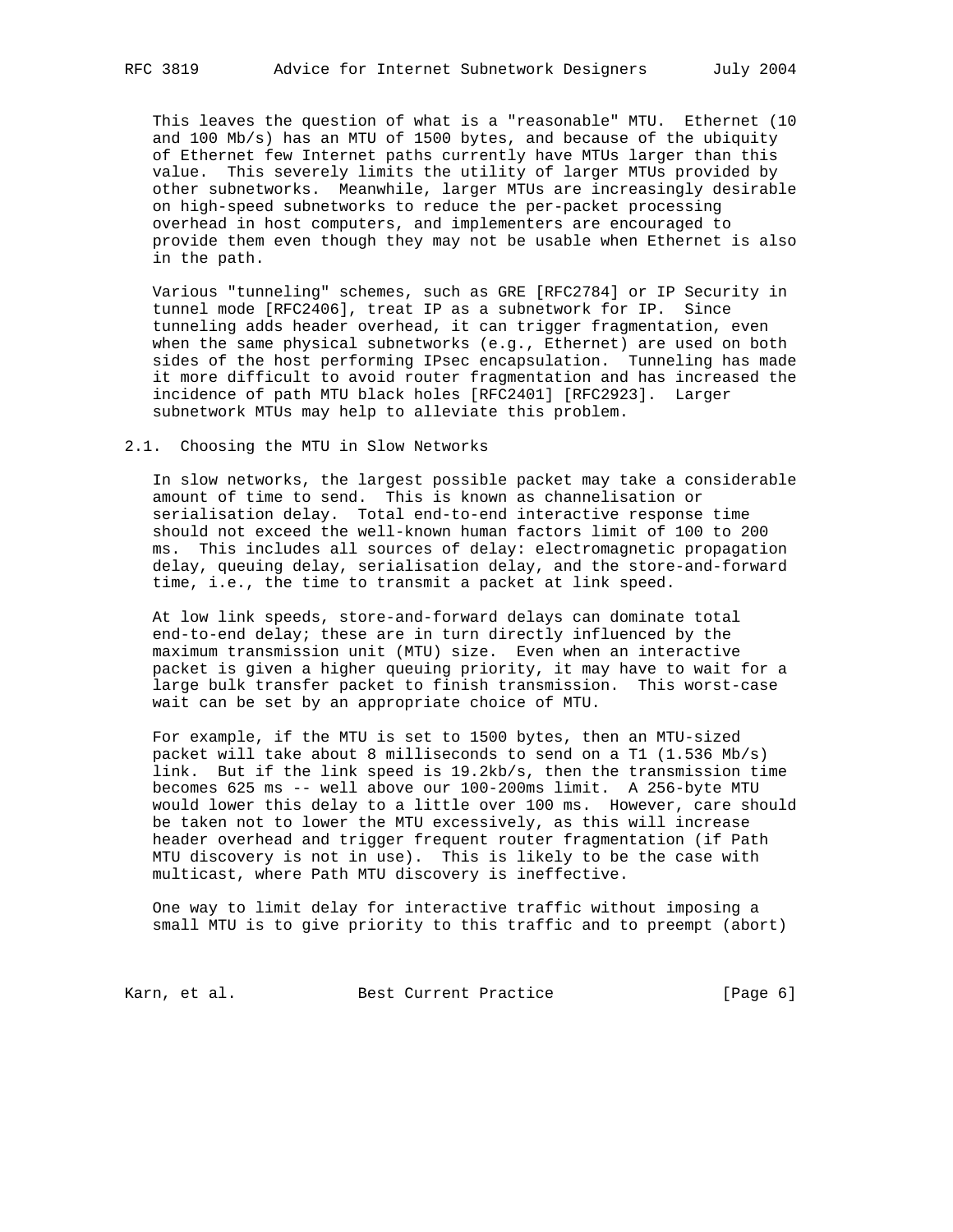This leaves the question of what is a "reasonable" MTU. Ethernet (10 and 100 Mb/s) has an MTU of 1500 bytes, and because of the ubiquity of Ethernet few Internet paths currently have MTUs larger than this value. This severely limits the utility of larger MTUs provided by other subnetworks. Meanwhile, larger MTUs are increasingly desirable on high-speed subnetworks to reduce the per-packet processing overhead in host computers, and implementers are encouraged to provide them even though they may not be usable when Ethernet is also in the path.

Various "tunneling" schemes, such as GRE [RFC2784] or IP Security in tunnel mode [RFC2406], treat IP as a subnetwork for IP. Since tunneling adds header overhead, it can trigger fragmentation, even when the same physical subnetworks (e.g., Ethernet) are used on both sides of the host performing IPsec encapsulation. Tunneling has made it more difficult to avoid router fragmentation and has increased the incidence of path MTU black holes [RFC2401] [RFC2923]. Larger subnetwork MTUs may help to alleviate this problem.

## 2.1. Choosing the MTU in Slow Networks

In slow networks, the largest possible packet may take a considerable amount of time to send. This is known as channelisation or serialisation delay. Total end-to-end interactive response time should not exceed the well-known human factors limit of 100 to 200 ms. This includes all sources of delay: electromagnetic propagation delay, queuing delay, serialisation delay, and the store-and-forward time, i.e., the time to transmit a packet at link speed.

At low link speeds, store-and-forward delays can dominate total end-to-end delay; these are in turn directly influenced by the maximum transmission unit (MTU) size. Even when an interactive packet is given a higher queuing priority, it may have to wait for a large bulk transfer packet to finish transmission. This worst-case wait can be set by an appropriate choice of MTU.

For example, if the MTU is set to 1500 bytes, then an MTU-sized packet will take about 8 milliseconds to send on a T1 (1.536 Mb/s) link. But if the link speed is 19.2kb/s, then the transmission time becomes 625 ms -- well above our 100-200ms limit. A 256-byte MTU would lower this delay to a little over 100 ms. However, care should be taken not to lower the MTU excessively, as this will increase header overhead and trigger frequent router fragmentation (if Path MTU discovery is not in use). This is likely to be the case with multicast, where Path MTU discovery is ineffective.

One way to limit delay for interactive traffic without imposing a small MTU is to give priority to this traffic and to preempt (abort)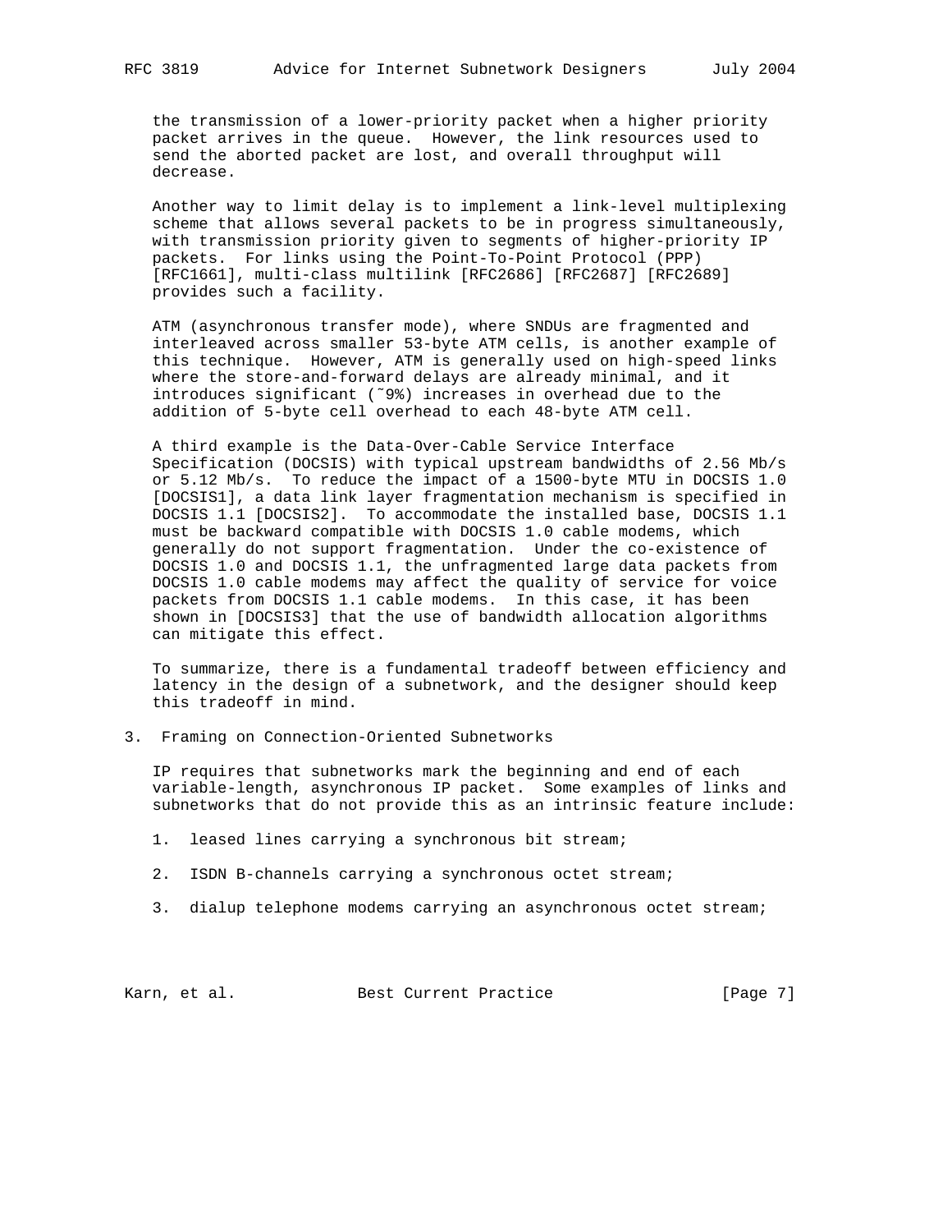the transmission of a lower-priority packet when a higher priority packet arrives in the queue. However, the link resources used to send the aborted packet are lost, and overall throughput will decrease.

Another way to limit delay is to implement a link-level multiplexing scheme that allows several packets to be in progress simultaneously, with transmission priority given to segments of higher-priority IP packets. For links using the Point-To-Point Protocol (PPP) [RFC1661], multi-class multilink [RFC2686] [RFC2687] [RFC2689] provides such a facility.

ATM (asynchronous transfer mode), where SNDUs are fragmented and interleaved across smaller 53-byte ATM cells, is another example of this technique. However, ATM is generally used on high-speed links where the store-and-forward delays are already minimal, and it introduces significant (~9%) increases in overhead due to the addition of 5-byte cell overhead to each 48-byte ATM cell.

A third example is the Data-Over-Cable Service Interface Specification (DOCSIS) with typical upstream bandwidths of 2.56 Mb/s or 5.12 Mb/s. To reduce the impact of a 1500-byte MTU in DOCSIS 1.0 [DOCSIS1], a data link layer fragmentation mechanism is specified in DOCSIS 1.1 [DOCSIS2]. To accommodate the installed base, DOCSIS 1.1 must be backward compatible with DOCSIS 1.0 cable modems, which generally do not support fragmentation. Under the co-existence of DOCSIS 1.0 and DOCSIS 1.1, the unfragmented large data packets from DOCSIS 1.0 cable modems may affect the quality of service for voice packets from DOCSIS 1.1 cable modems. In this case, it has been shown in [DOCSIS3] that the use of bandwidth allocation algorithms can mitigate this effect.

To summarize, there is a fundamental tradeoff between efficiency and latency in the design of a subnetwork, and the designer should keep this tradeoff in mind.

## 3. Framing on Connection-Oriented Subnetworks

IP requires that subnetworks mark the beginning and end of each variable-length, asynchronous IP packet. Some examples of links and subnetworks that do not provide this as an intrinsic feature include:

1. leased lines carrying a synchronous bit stream;

2. ISDN B-channels carrying a synchronous octet stream;

3. dialup telephone modems carrying an asynchronous octet stream;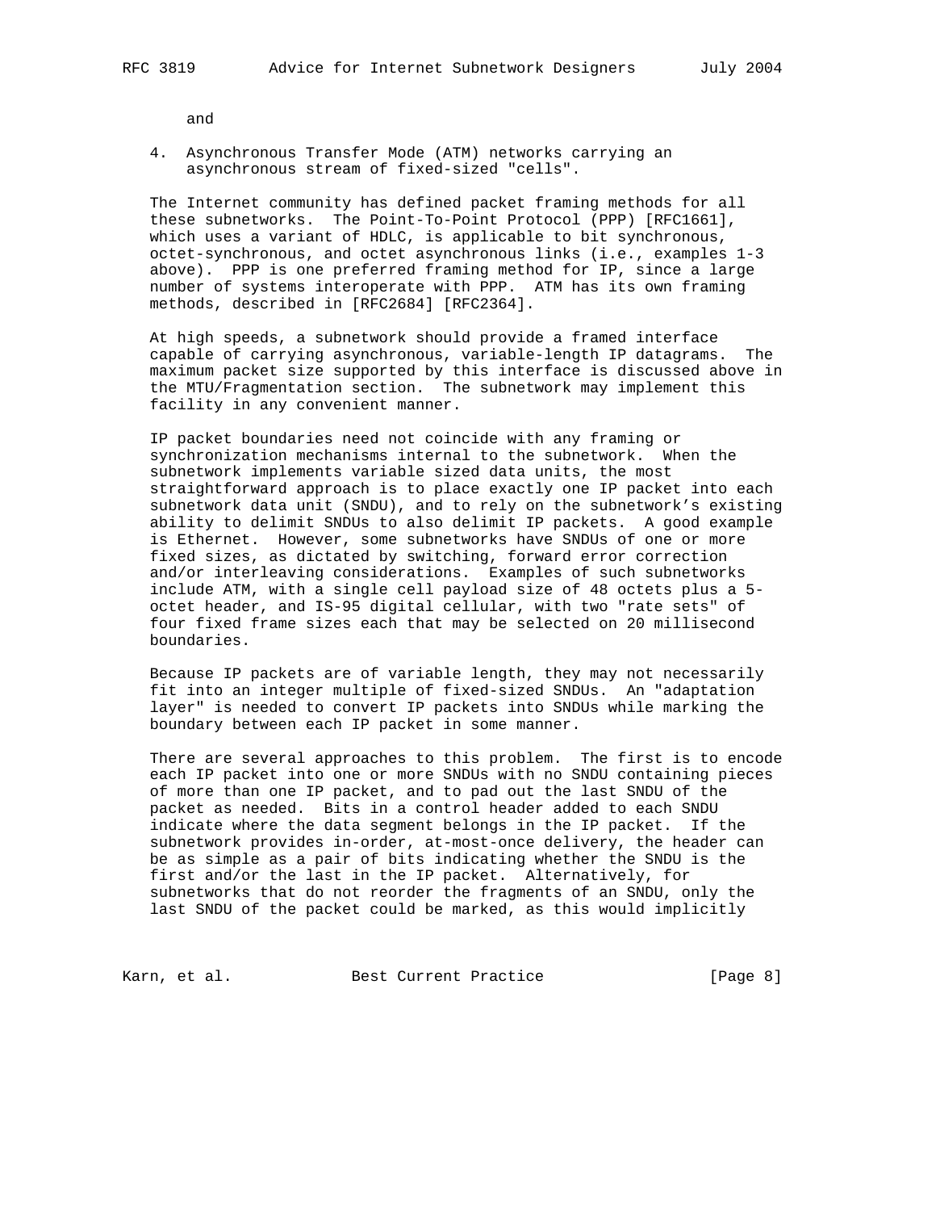and

4. Asynchronous Transfer Mode (ATM) networks carrying an asynchronous stream of fixed-sized "cells".

The Internet community has defined packet framing methods for all these subnetworks. The Point-To-Point Protocol (PPP) [RFC1661], which uses a variant of HDLC, is applicable to bit synchronous, octet-synchronous, and octet asynchronous links (i.e., examples 1-3 above). PPP is one preferred framing method for IP, since a large number of systems interoperate with PPP. ATM has its own framing methods, described in [RFC2684] [RFC2364].

At high speeds, a subnetwork should provide a framed interface capable of carrying asynchronous, variable-length IP datagrams. The maximum packet size supported by this interface is discussed above in the MTU/Fragmentation section. The subnetwork may implement this facility in any convenient manner.

IP packet boundaries need not coincide with any framing or synchronization mechanisms internal to the subnetwork. When the subnetwork implements variable sized data units, the most straightforward approach is to place exactly one IP packet into each subnetwork data unit (SNDU), and to rely on the subnetwork's existing ability to delimit SNDUs to also delimit IP packets. A good example is Ethernet. However, some subnetworks have SNDUs of one or more fixed sizes, as dictated by switching, forward error correction and/or interleaving considerations. Examples of such subnetworks include ATM, with a single cell payload size of 48 octets plus a 5-octet header, and IS-95 digital cellular, with two "rate sets" of four fixed frame sizes each that may be selected on 20 millisecond boundaries.

Because IP packets are of variable length, they may not necessarily fit into an integer multiple of fixed-sized SNDUs. An "adaptation layer" is needed to convert IP packets into SNDUs while marking the boundary between each IP packet in some manner.

There are several approaches to this problem. The first is to encode each IP packet into one or more SNDUs with no SNDU containing pieces of more than one IP packet, and to pad out the last SNDU of the packet as needed. Bits in a control header added to each SNDU indicate where the data segment belongs in the IP packet. If the subnetwork provides in-order, at-most-once delivery, the header can be as simple as a pair of bits indicating whether the SNDU is the first and/or the last in the IP packet. Alternatively, for subnetworks that do not reorder the fragments of an SNDU, only the last SNDU of the packet could be marked, as this would implicitly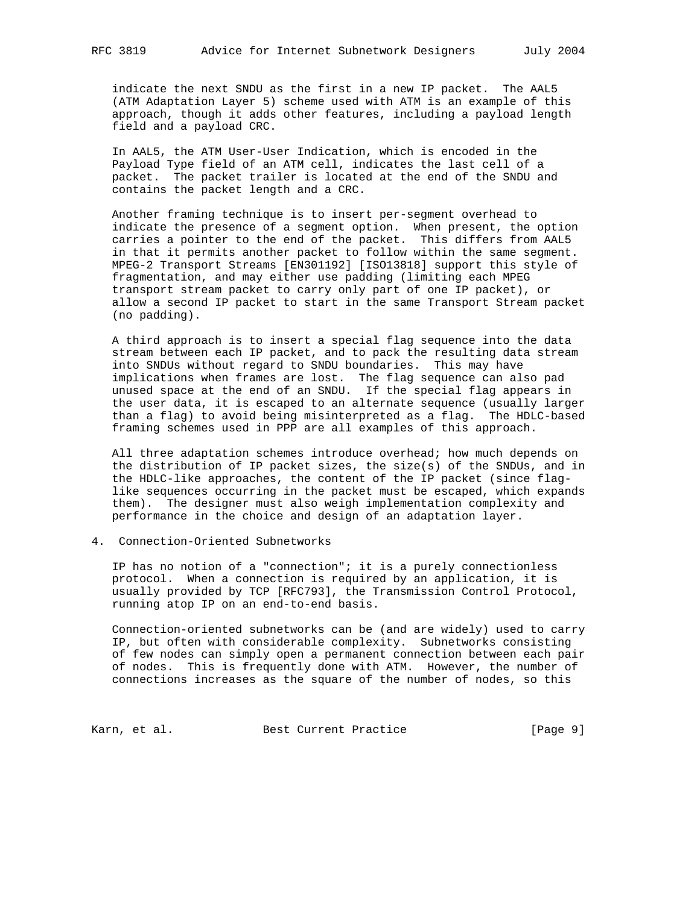indicate the next SNDU as the first in a new IP packet. The AAL5 (ATM Adaptation Layer 5) scheme used with ATM is an example of this approach, though it adds other features, including a payload length field and a payload CRC.

In AAL5, the ATM User-User Indication, which is encoded in the Payload Type field of an ATM cell, indicates the last cell of a packet. The packet trailer is located at the end of the SNDU and contains the packet length and a CRC.

Another framing technique is to insert per-segment overhead to indicate the presence of a segment option. When present, the option carries a pointer to the end of the packet. This differs from AAL5 in that it permits another packet to follow within the same segment. MPEG-2 Transport Streams [EN301192] [ISO13818] support this style of fragmentation, and may either use padding (limiting each MPEG transport stream packet to carry only part of one IP packet), or allow a second IP packet to start in the same Transport Stream packet (no padding).

A third approach is to insert a special flag sequence into the data stream between each IP packet, and to pack the resulting data stream into SNDUs without regard to SNDU boundaries. This may have implications when frames are lost. The flag sequence can also pad unused space at the end of an SNDU. If the special flag appears in the user data, it is escaped to an alternate sequence (usually larger than a flag) to avoid being misinterpreted as a flag. The HDLC-based framing schemes used in PPP are all examples of this approach.

All three adaptation schemes introduce overhead; how much depends on the distribution of IP packet sizes, the size(s) of the SNDUs, and in the HDLC-like approaches, the content of the IP packet (since flag-like sequences occurring in the packet must be escaped, which expands them). The designer must also weigh implementation complexity and performance in the choice and design of an adaptation layer.

## 4. Connection-Oriented Subnetworks

IP has no notion of a "connection"; it is a purely connectionless protocol. When a connection is required by an application, it is usually provided by TCP [RFC793], the Transmission Control Protocol, running atop IP on an end-to-end basis.

Connection-oriented subnetworks can be (and are widely) used to carry IP, but often with considerable complexity. Subnetworks consisting of few nodes can simply open a permanent connection between each pair of nodes. This is frequently done with ATM. However, the number of connections increases as the square of the number of nodes, so this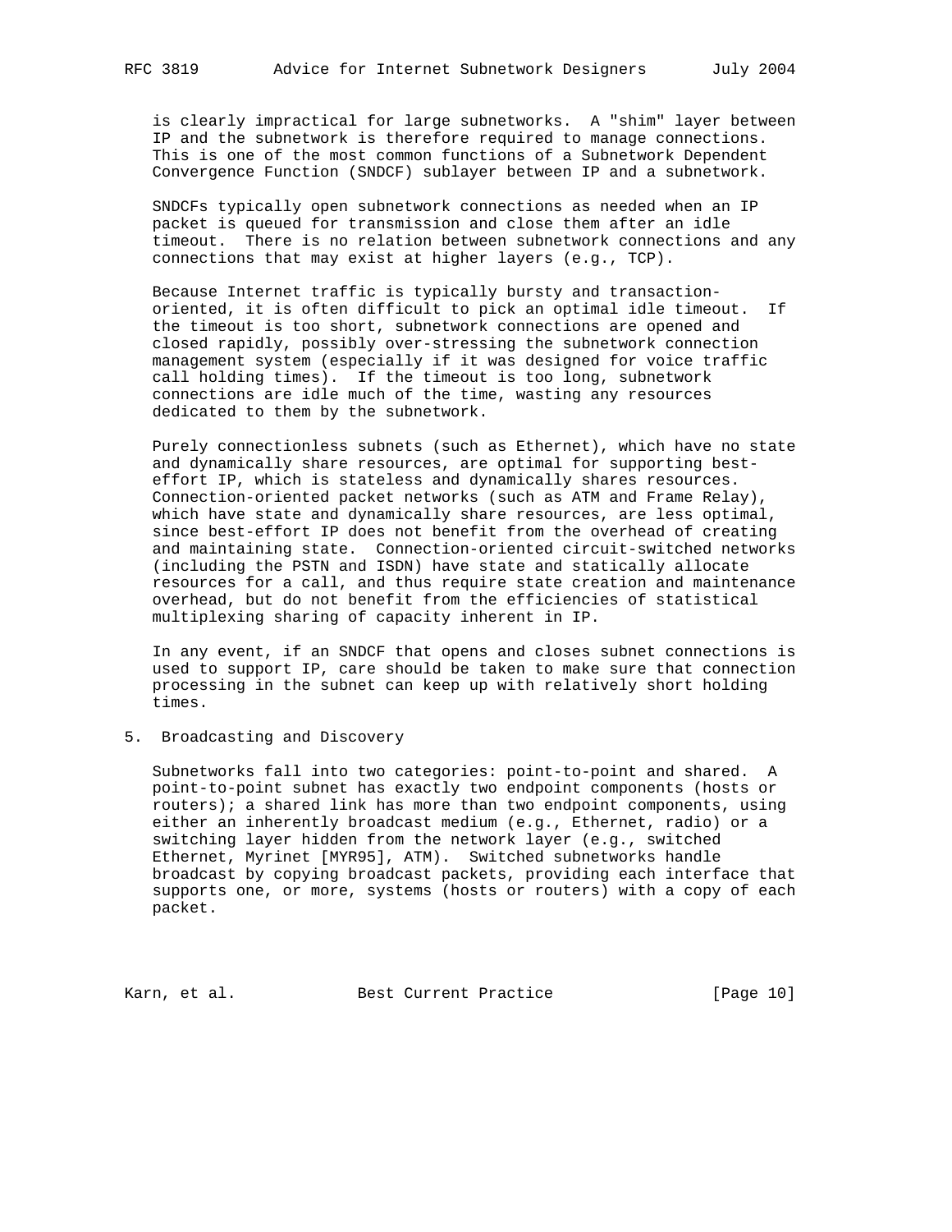is clearly impractical for large subnetworks. A "shim" layer between IP and the subnetwork is therefore required to manage connections. This is one of the most common functions of a Subnetwork Dependent Convergence Function (SNDCF) sublayer between IP and a subnetwork.

SNDCFs typically open subnetwork connections as needed when an IP packet is queued for transmission and close them after an idle timeout. There is no relation between subnetwork connections and any connections that may exist at higher layers (e.g., TCP).

Because Internet traffic is typically bursty and transaction-oriented, it is often difficult to pick an optimal idle timeout. If the timeout is too short, subnetwork connections are opened and closed rapidly, possibly over-stressing the subnetwork connection management system (especially if it was designed for voice traffic call holding times). If the timeout is too long, subnetwork connections are idle much of the time, wasting any resources dedicated to them by the subnetwork.

Purely connectionless subnets (such as Ethernet), which have no state and dynamically share resources, are optimal for supporting best-effort IP, which is stateless and dynamically shares resources. Connection-oriented packet networks (such as ATM and Frame Relay), which have state and dynamically share resources, are less optimal, since best-effort IP does not benefit from the overhead of creating and maintaining state. Connection-oriented circuit-switched networks (including the PSTN and ISDN) have state and statically allocate resources for a call, and thus require state creation and maintenance overhead, but do not benefit from the efficiencies of statistical multiplexing sharing of capacity inherent in IP.

In any event, if an SNDCF that opens and closes subnet connections is used to support IP, care should be taken to make sure that connection processing in the subnet can keep up with relatively short holding times.

## 5. Broadcasting and Discovery

Subnetworks fall into two categories: point-to-point and shared. A point-to-point subnet has exactly two endpoint components (hosts or routers); a shared link has more than two endpoint components, using either an inherently broadcast medium (e.g., Ethernet, radio) or a switching layer hidden from the network layer (e.g., switched Ethernet, Myrinet [MYR95], ATM). Switched subnetworks handle broadcast by copying broadcast packets, providing each interface that supports one, or more, systems (hosts or routers) with a copy of each packet.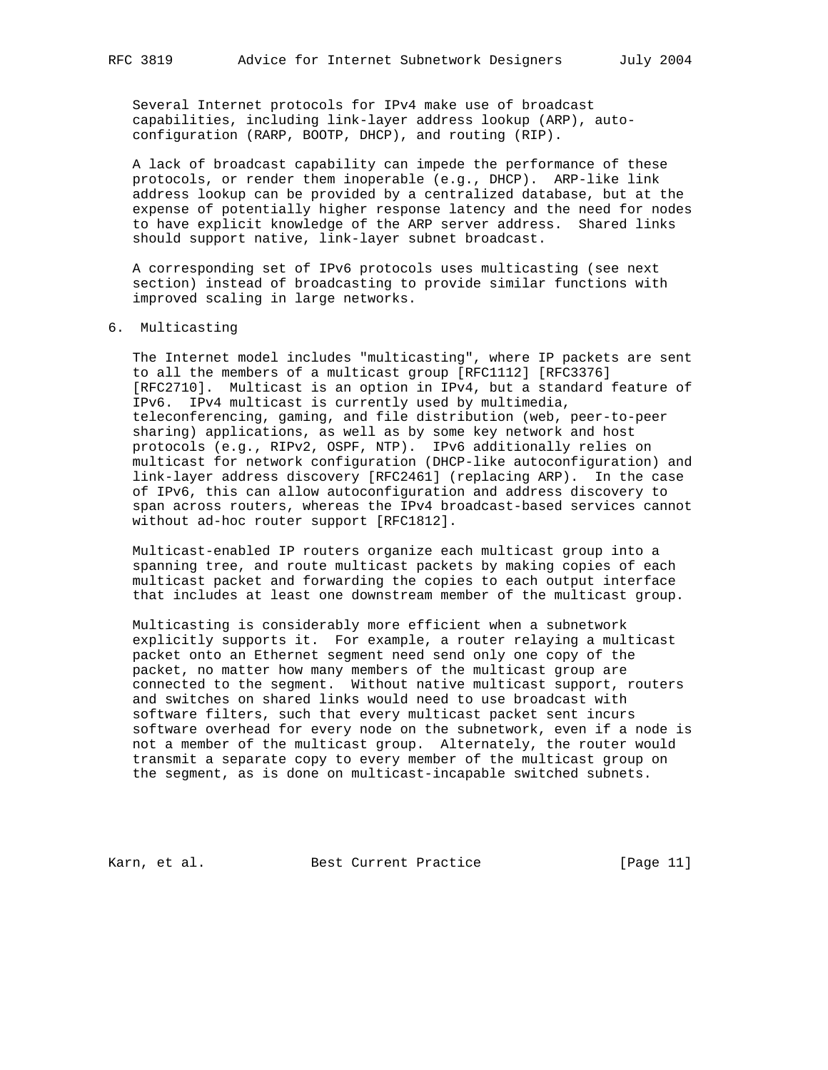Several Internet protocols for IPv4 make use of broadcast capabilities, including link-layer address lookup (ARP), auto-configuration (RARP, BOOTP, DHCP), and routing (RIP).

A lack of broadcast capability can impede the performance of these protocols, or render them inoperable (e.g., DHCP). ARP-like link address lookup can be provided by a centralized database, but at the expense of potentially higher response latency and the need for nodes to have explicit knowledge of the ARP server address. Shared links should support native, link-layer subnet broadcast.

A corresponding set of IPv6 protocols uses multicasting (see next section) instead of broadcasting to provide similar functions with improved scaling in large networks.

## 6. Multicasting

The Internet model includes "multicasting", where IP packets are sent to all the members of a multicast group [RFC1112] [RFC3376] [RFC2710]. Multicast is an option in IPv4, but a standard feature of IPv6. IPv4 multicast is currently used by multimedia, teleconferencing, gaming, and file distribution (web, peer-to-peer sharing) applications, as well as by some key network and host protocols (e.g., RIPv2, OSPF, NTP). IPv6 additionally relies on multicast for network configuration (DHCP-like autoconfiguration) and link-layer address discovery [RFC2461] (replacing ARP). In the case of IPv6, this can allow autoconfiguration and address discovery to span across routers, whereas the IPv4 broadcast-based services cannot without ad-hoc router support [RFC1812].

Multicast-enabled IP routers organize each multicast group into a spanning tree, and route multicast packets by making copies of each multicast packet and forwarding the copies to each output interface that includes at least one downstream member of the multicast group.

Multicasting is considerably more efficient when a subnetwork explicitly supports it. For example, a router relaying a multicast packet onto an Ethernet segment need send only one copy of the packet, no matter how many members of the multicast group are connected to the segment. Without native multicast support, routers and switches on shared links would need to use broadcast with software filters, such that every multicast packet sent incurs software overhead for every node on the subnetwork, even if a node is not a member of the multicast group. Alternately, the router would transmit a separate copy to every member of the multicast group on the segment, as is done on multicast-incapable switched subnets.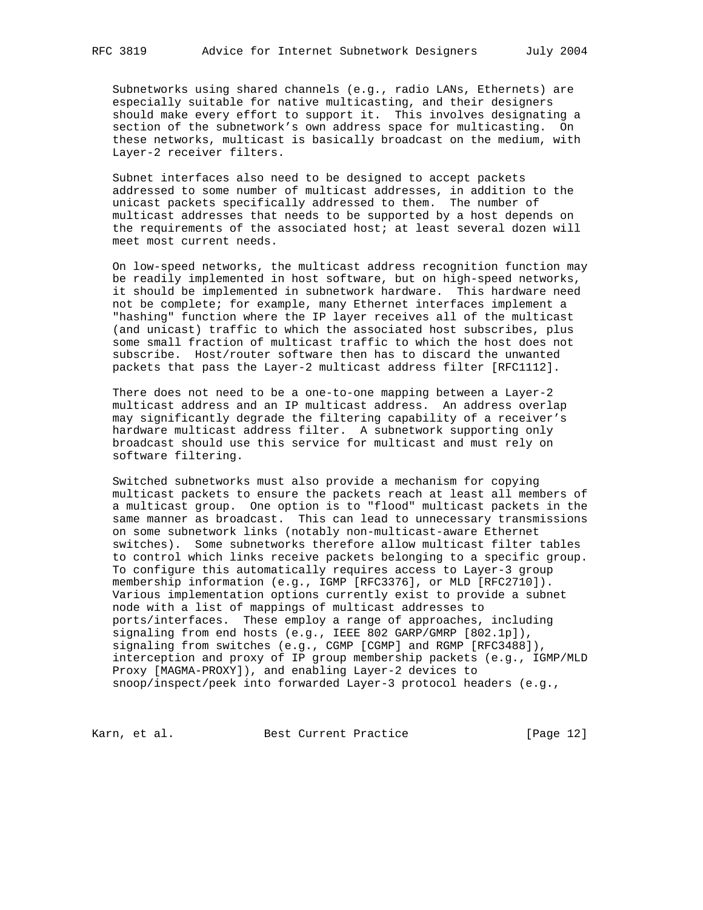Subnetworks using shared channels (e.g., radio LANs, Ethernets) are especially suitable for native multicasting, and their designers should make every effort to support it. This involves designating a section of the subnetwork's own address space for multicasting. On these networks, multicast is basically broadcast on the medium, with Layer-2 receiver filters.

Subnet interfaces also need to be designed to accept packets addressed to some number of multicast addresses, in addition to the unicast packets specifically addressed to them. The number of multicast addresses that needs to be supported by a host depends on the requirements of the associated host; at least several dozen will meet most current needs.

On low-speed networks, the multicast address recognition function may be readily implemented in host software, but on high-speed networks, it should be implemented in subnetwork hardware. This hardware need not be complete; for example, many Ethernet interfaces implement a "hashing" function where the IP layer receives all of the multicast (and unicast) traffic to which the associated host subscribes, plus some small fraction of multicast traffic to which the host does not subscribe. Host/router software then has to discard the unwanted packets that pass the Layer-2 multicast address filter [RFC1112].

There does not need to be a one-to-one mapping between a Layer-2 multicast address and an IP multicast address. An address overlap may significantly degrade the filtering capability of a receiver's hardware multicast address filter. A subnetwork supporting only broadcast should use this service for multicast and must rely on software filtering.

Switched subnetworks must also provide a mechanism for copying multicast packets to ensure the packets reach at least all members of a multicast group. One option is to "flood" multicast packets in the same manner as broadcast. This can lead to unnecessary transmissions on some subnetwork links (notably non-multicast-aware Ethernet switches). Some subnetworks therefore allow multicast filter tables to control which links receive packets belonging to a specific group. To configure this automatically requires access to Layer-3 group membership information (e.g., IGMP [RFC3376], or MLD [RFC2710]). Various implementation options currently exist to provide a subnet node with a list of mappings of multicast addresses to ports/interfaces. These employ a range of approaches, including signaling from end hosts (e.g., IEEE 802 GARP/GMRP [802.1p]), signaling from switches (e.g., CGMP [CGMP] and RGMP [RFC3488]), interception and proxy of IP group membership packets (e.g., IGMP/MLD Proxy [MAGMA-PROXY]), and enabling Layer-2 devices to snoop/inspect/peek into forwarded Layer-3 protocol headers (e.g.,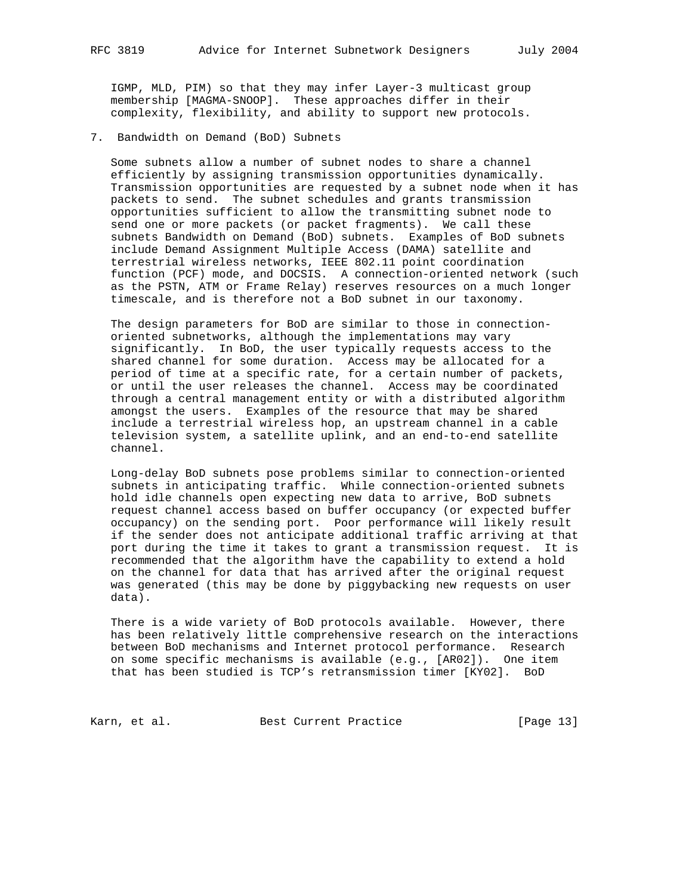IGMP, MLD, PIM) so that they may infer Layer-3 multicast group membership [MAGMA-SNOOP]. These approaches differ in their complexity, flexibility, and ability to support new protocols.

## 7. Bandwidth on Demand (BoD) Subnets

Some subnets allow a number of subnet nodes to share a channel efficiently by assigning transmission opportunities dynamically. Transmission opportunities are requested by a subnet node when it has packets to send. The subnet schedules and grants transmission opportunities sufficient to allow the transmitting subnet node to send one or more packets (or packet fragments). We call these subnets Bandwidth on Demand (BoD) subnets. Examples of BoD subnets include Demand Assignment Multiple Access (DAMA) satellite and terrestrial wireless networks, IEEE 802.11 point coordination function (PCF) mode, and DOCSIS. A connection-oriented network (such as the PSTN, ATM or Frame Relay) reserves resources on a much longer timescale, and is therefore not a BoD subnet in our taxonomy.

The design parameters for BoD are similar to those in connection-oriented subnetworks, although the implementations may vary significantly. In BoD, the user typically requests access to the shared channel for some duration. Access may be allocated for a period of time at a specific rate, for a certain number of packets, or until the user releases the channel. Access may be coordinated through a central management entity or with a distributed algorithm amongst the users. Examples of the resource that may be shared include a terrestrial wireless hop, an upstream channel in a cable television system, a satellite uplink, and an end-to-end satellite channel.

Long-delay BoD subnets pose problems similar to connection-oriented subnets in anticipating traffic. While connection-oriented subnets hold idle channels open expecting new data to arrive, BoD subnets request channel access based on buffer occupancy (or expected buffer occupancy) on the sending port. Poor performance will likely result if the sender does not anticipate additional traffic arriving at that port during the time it takes to grant a transmission request. It is recommended that the algorithm have the capability to extend a hold on the channel for data that has arrived after the original request was generated (this may be done by piggybacking new requests on user data).

There is a wide variety of BoD protocols available. However, there has been relatively little comprehensive research on the interactions between BoD mechanisms and Internet protocol performance. Research on some specific mechanisms is available (e.g., [AR02]). One item that has been studied is TCP's retransmission timer [KY02]. BoD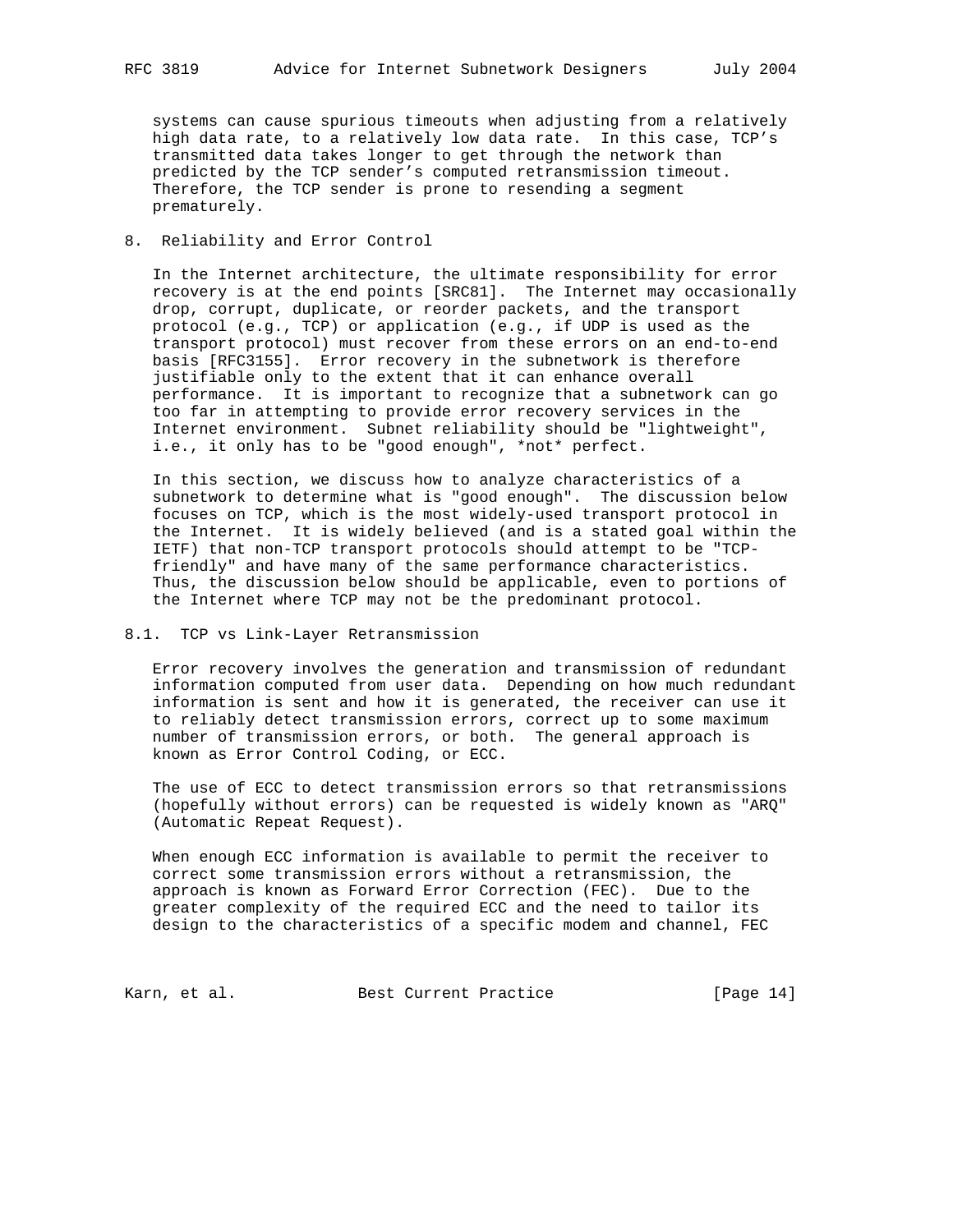systems can cause spurious timeouts when adjusting from a relatively high data rate, to a relatively low data rate. In this case, TCP's transmitted data takes longer to get through the network than predicted by the TCP sender's computed retransmission timeout. Therefore, the TCP sender is prone to resending a segment prematurely.

## 8. Reliability and Error Control

In the Internet architecture, the ultimate responsibility for error recovery is at the end points [SRC81]. The Internet may occasionally drop, corrupt, duplicate, or reorder packets, and the transport protocol (e.g., TCP) or application (e.g., if UDP is used as the transport protocol) must recover from these errors on an end-to-end basis [RFC3155]. Error recovery in the subnetwork is therefore justifiable only to the extent that it can enhance overall performance. It is important to recognize that a subnetwork can go too far in attempting to provide error recovery services in the Internet environment. Subnet reliability should be "lightweight", i.e., it only has to be "good enough", *not* perfect.

In this section, we discuss how to analyze characteristics of a subnetwork to determine what is "good enough". The discussion below focuses on TCP, which is the most widely-used transport protocol in the Internet. It is widely believed (and is a stated goal within the IETF) that non-TCP transport protocols should attempt to be "TCP-friendly" and have many of the same performance characteristics. Thus, the discussion below should be applicable, even to portions of the Internet where TCP may not be the predominant protocol.

### 8.1. TCP vs Link-Layer Retransmission

Error recovery involves the generation and transmission of redundant information computed from user data. Depending on how much redundant information is sent and how it is generated, the receiver can use it to reliably detect transmission errors, correct up to some maximum number of transmission errors, or both. The general approach is known as Error Control Coding, or ECC.

The use of ECC to detect transmission errors so that retransmissions (hopefully without errors) can be requested is widely known as "ARQ" (Automatic Repeat Request).

When enough ECC information is available to permit the receiver to correct some transmission errors without a retransmission, the approach is known as Forward Error Correction (FEC). Due to the greater complexity of the required ECC and the need to tailor its design to the characteristics of a specific modem and channel, FEC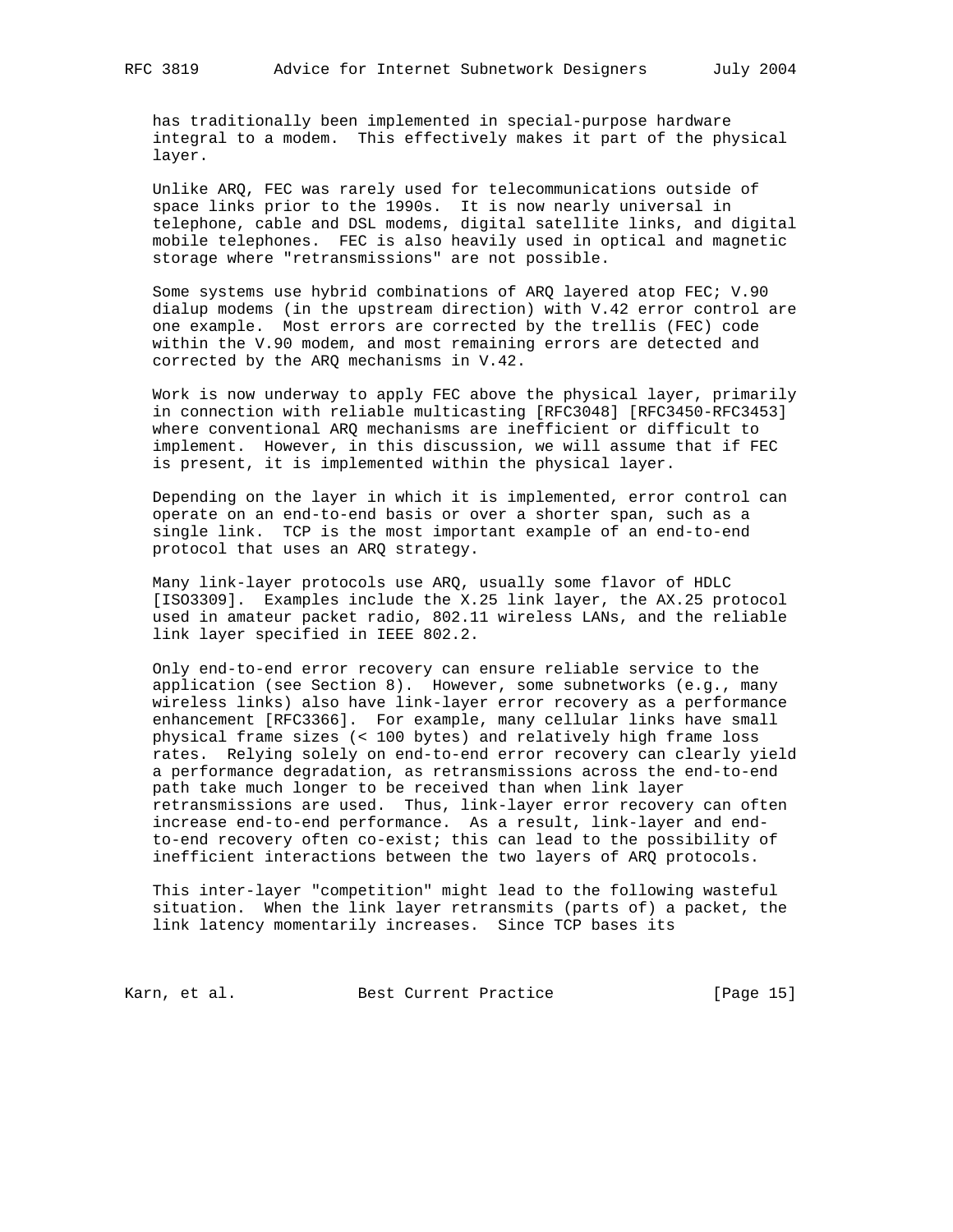has traditionally been implemented in special-purpose hardware integral to a modem. This effectively makes it part of the physical layer.

Unlike ARQ, FEC was rarely used for telecommunications outside of space links prior to the 1990s. It is now nearly universal in telephone, cable and DSL modems, digital satellite links, and digital mobile telephones. FEC is also heavily used in optical and magnetic storage where "retransmissions" are not possible.

Some systems use hybrid combinations of ARQ layered atop FEC; V.90 dialup modems (in the upstream direction) with V.42 error control are one example. Most errors are corrected by the trellis (FEC) code within the V.90 modem, and most remaining errors are detected and corrected by the ARQ mechanisms in V.42.

Work is now underway to apply FEC above the physical layer, primarily in connection with reliable multicasting [RFC3048] [RFC3450-RFC3453] where conventional ARQ mechanisms are inefficient or difficult to implement. However, in this discussion, we will assume that if FEC is present, it is implemented within the physical layer.

Depending on the layer in which it is implemented, error control can operate on an end-to-end basis or over a shorter span, such as a single link. TCP is the most important example of an end-to-end protocol that uses an ARQ strategy.

Many link-layer protocols use ARQ, usually some flavor of HDLC [ISO3309]. Examples include the X.25 link layer, the AX.25 protocol used in amateur packet radio, 802.11 wireless LANs, and the reliable link layer specified in IEEE 802.2.

Only end-to-end error recovery can ensure reliable service to the application (see Section 8). However, some subnetworks (e.g., many wireless links) also have link-layer error recovery as a performance enhancement [RFC3366]. For example, many cellular links have small physical frame sizes (< 100 bytes) and relatively high frame loss rates. Relying solely on end-to-end error recovery can clearly yield a performance degradation, as retransmissions across the end-to-end path take much longer to be received than when link layer retransmissions are used. Thus, link-layer error recovery can often increase end-to-end performance. As a result, link-layer and end-to-end recovery often co-exist; this can lead to the possibility of inefficient interactions between the two layers of ARQ protocols.

This inter-layer "competition" might lead to the following wasteful situation. When the link layer retransmits (parts of) a packet, the link latency momentarily increases. Since TCP bases its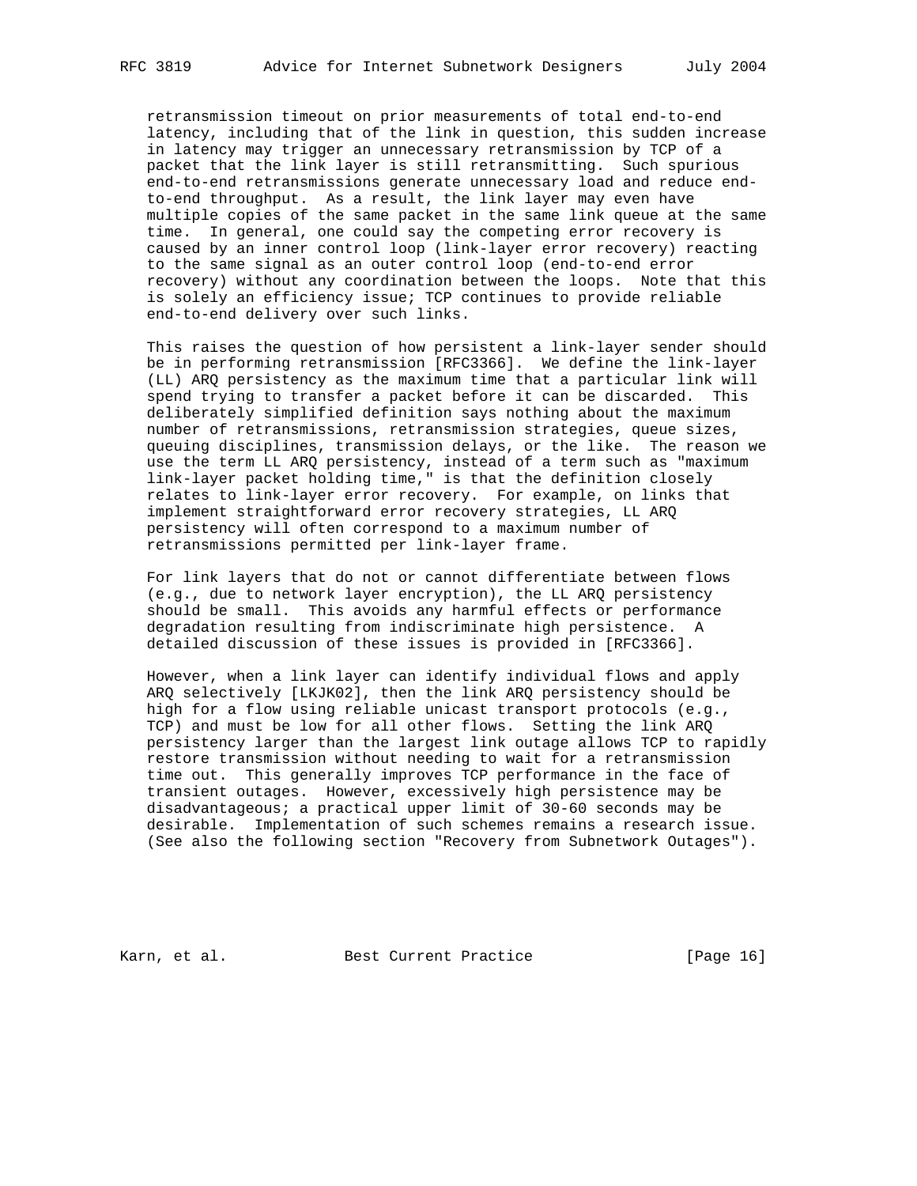retransmission timeout on prior measurements of total end-to-end latency, including that of the link in question, this sudden increase in latency may trigger an unnecessary retransmission by TCP of a packet that the link layer is still retransmitting. Such spurious end-to-end retransmissions generate unnecessary load and reduce end-to-end throughput. As a result, the link layer may even have multiple copies of the same packet in the same link queue at the same time. In general, one could say the competing error recovery is caused by an inner control loop (link-layer error recovery) reacting to the same signal as an outer control loop (end-to-end error recovery) without any coordination between the loops. Note that this is solely an efficiency issue; TCP continues to provide reliable end-to-end delivery over such links.

This raises the question of how persistent a link-layer sender should be in performing retransmission [RFC3366]. We define the link-layer (LL) ARQ persistency as the maximum time that a particular link will spend trying to transfer a packet before it can be discarded. This deliberately simplified definition says nothing about the maximum number of retransmissions, retransmission strategies, queue sizes, queuing disciplines, transmission delays, or the like. The reason we use the term LL ARQ persistency, instead of a term such as "maximum link-layer packet holding time," is that the definition closely relates to link-layer error recovery. For example, on links that implement straightforward error recovery strategies, LL ARQ persistency will often correspond to a maximum number of retransmissions permitted per link-layer frame.

For link layers that do not or cannot differentiate between flows (e.g., due to network layer encryption), the LL ARQ persistency should be small. This avoids any harmful effects or performance degradation resulting from indiscriminate high persistence. A detailed discussion of these issues is provided in [RFC3366].

However, when a link layer can identify individual flows and apply ARQ selectively [LKJK02], then the link ARQ persistency should be high for a flow using reliable unicast transport protocols (e.g., TCP) and must be low for all other flows. Setting the link ARQ persistency larger than the largest link outage allows TCP to rapidly restore transmission without needing to wait for a retransmission time out. This generally improves TCP performance in the face of transient outages. However, excessively high persistence may be disadvantageous; a practical upper limit of 30-60 seconds may be desirable. Implementation of such schemes remains a research issue. (See also the following section "Recovery from Subnetwork Outages").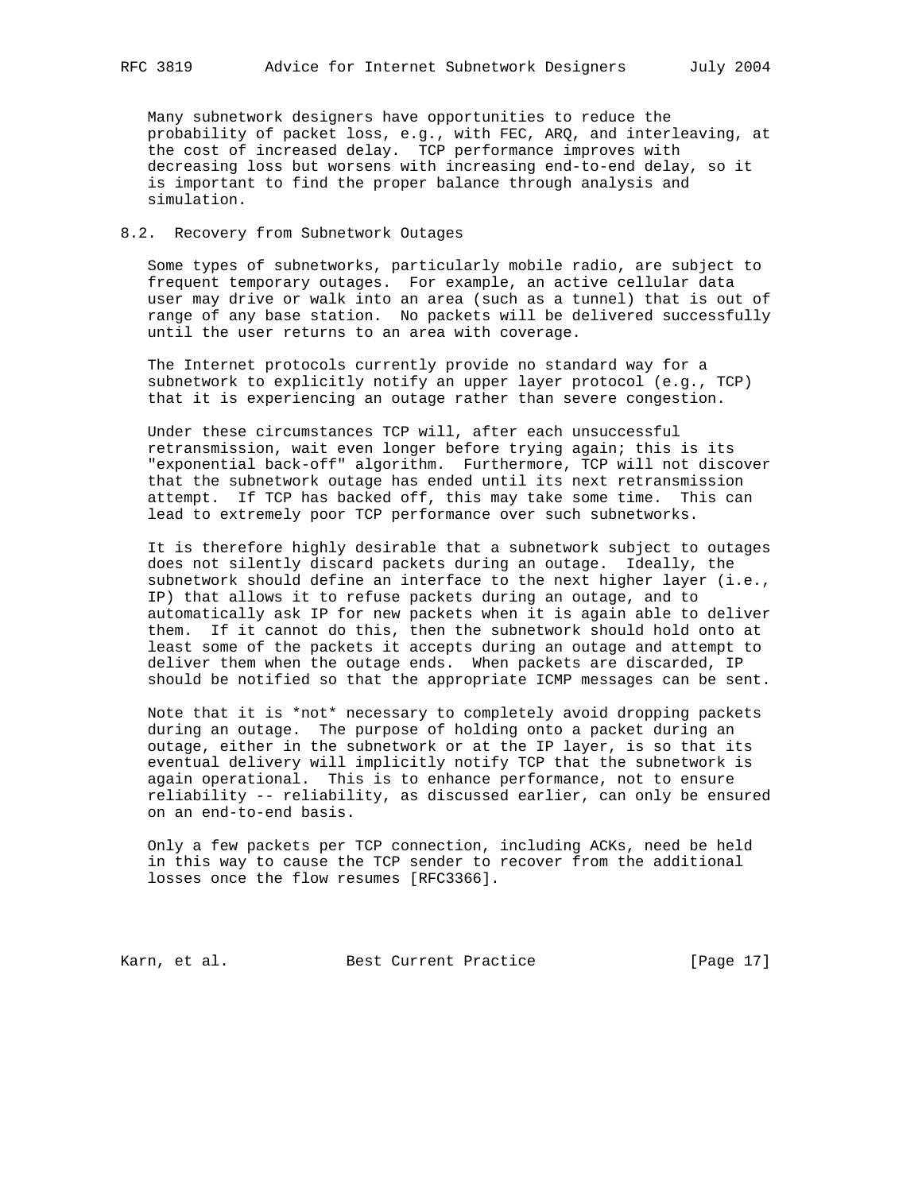Many subnetwork designers have opportunities to reduce the probability of packet loss, e.g., with FEC, ARQ, and interleaving, at the cost of increased delay. TCP performance improves with decreasing loss but worsens with increasing end-to-end delay, so it is important to find the proper balance through analysis and simulation.

## 8.2. Recovery from Subnetwork Outages

Some types of subnetworks, particularly mobile radio, are subject to frequent temporary outages. For example, an active cellular data user may drive or walk into an area (such as a tunnel) that is out of range of any base station. No packets will be delivered successfully until the user returns to an area with coverage.

The Internet protocols currently provide no standard way for a subnetwork to explicitly notify an upper layer protocol (e.g., TCP) that it is experiencing an outage rather than severe congestion.

Under these circumstances TCP will, after each unsuccessful retransmission, wait even longer before trying again; this is its "exponential back-off" algorithm. Furthermore, TCP will not discover that the subnetwork outage has ended until its next retransmission attempt. If TCP has backed off, this may take some time. This can lead to extremely poor TCP performance over such subnetworks.

It is therefore highly desirable that a subnetwork subject to outages does not silently discard packets during an outage. Ideally, the subnetwork should define an interface to the next higher layer (i.e., IP) that allows it to refuse packets during an outage, and to automatically ask IP for new packets when it is again able to deliver them. If it cannot do this, then the subnetwork should hold onto at least some of the packets it accepts during an outage and attempt to deliver them when the outage ends. When packets are discarded, IP should be notified so that the appropriate ICMP messages can be sent.

Note that it is *not* necessary to completely avoid dropping packets during an outage. The purpose of holding onto a packet during an outage, either in the subnetwork or at the IP layer, is so that its eventual delivery will implicitly notify TCP that the subnetwork is again operational. This is to enhance performance, not to ensure reliability -- reliability, as discussed earlier, can only be ensured on an end-to-end basis.

Only a few packets per TCP connection, including ACKs, need be held in this way to cause the TCP sender to recover from the additional losses once the flow resumes [RFC3366].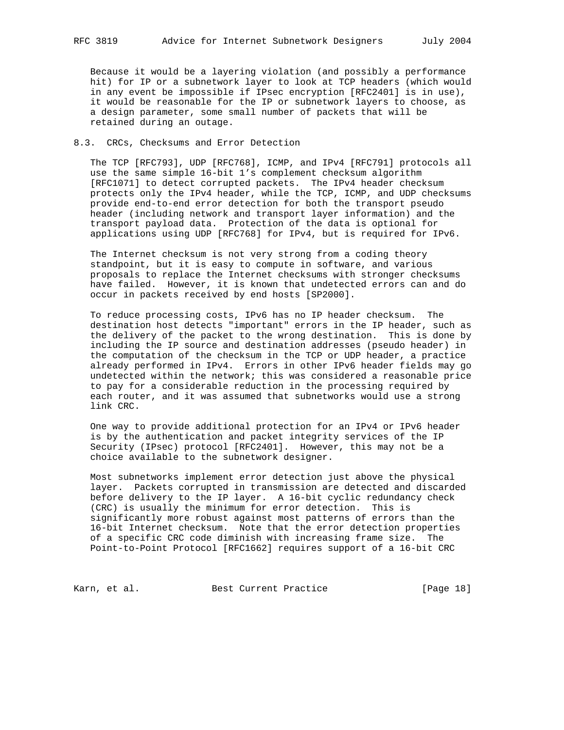Because it would be a layering violation (and possibly a performance hit) for IP or a subnetwork layer to look at TCP headers (which would in any event be impossible if IPsec encryption [RFC2401] is in use), it would be reasonable for the IP or subnetwork layers to choose, as a design parameter, some small number of packets that will be retained during an outage.

## 8.3. CRCs, Checksums and Error Detection

The TCP [RFC793], UDP [RFC768], ICMP, and IPv4 [RFC791] protocols all use the same simple 16-bit 1's complement checksum algorithm [RFC1071] to detect corrupted packets. The IPv4 header checksum protects only the IPv4 header, while the TCP, ICMP, and UDP checksums provide end-to-end error detection for both the transport pseudo header (including network and transport layer information) and the transport payload data. Protection of the data is optional for applications using UDP [RFC768] for IPv4, but is required for IPv6.

The Internet checksum is not very strong from a coding theory standpoint, but it is easy to compute in software, and various proposals to replace the Internet checksums with stronger checksums have failed. However, it is known that undetected errors can and do occur in packets received by end hosts [SP2000].

To reduce processing costs, IPv6 has no IP header checksum. The destination host detects "important" errors in the IP header, such as the delivery of the packet to the wrong destination. This is done by including the IP source and destination addresses (pseudo header) in the computation of the checksum in the TCP or UDP header, a practice already performed in IPv4. Errors in other IPv6 header fields may go undetected within the network; this was considered a reasonable price to pay for a considerable reduction in the processing required by each router, and it was assumed that subnetworks would use a strong link CRC.

One way to provide additional protection for an IPv4 or IPv6 header is by the authentication and packet integrity services of the IP Security (IPsec) protocol [RFC2401]. However, this may not be a choice available to the subnetwork designer.

Most subnetworks implement error detection just above the physical layer. Packets corrupted in transmission are detected and discarded before delivery to the IP layer. A 16-bit cyclic redundancy check (CRC) is usually the minimum for error detection. This is significantly more robust against most patterns of errors than the 16-bit Internet checksum. Note that the error detection properties of a specific CRC code diminish with increasing frame size. The Point-to-Point Protocol [RFC1662] requires support of a 16-bit CRC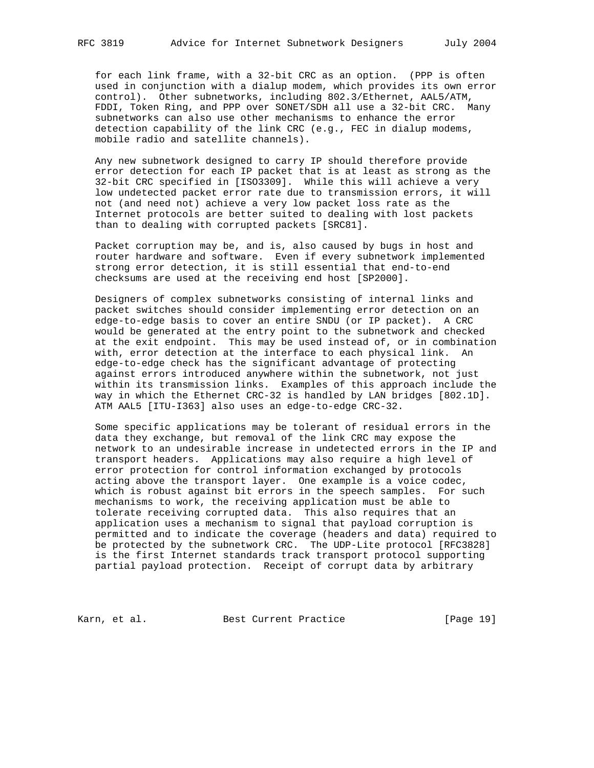for each link frame, with a 32-bit CRC as an option. (PPP is often used in conjunction with a dialup modem, which provides its own error control). Other subnetworks, including 802.3/Ethernet, AAL5/ATM, FDDI, Token Ring, and PPP over SONET/SDH all use a 32-bit CRC. Many subnetworks can also use other mechanisms to enhance the error detection capability of the link CRC (e.g., FEC in dialup modems, mobile radio and satellite channels).

Any new subnetwork designed to carry IP should therefore provide error detection for each IP packet that is at least as strong as the 32-bit CRC specified in [ISO3309]. While this will achieve a very low undetected packet error rate due to transmission errors, it will not (and need not) achieve a very low packet loss rate as the Internet protocols are better suited to dealing with lost packets than to dealing with corrupted packets [SRC81].

Packet corruption may be, and is, also caused by bugs in host and router hardware and software. Even if every subnetwork implemented strong error detection, it is still essential that end-to-end checksums are used at the receiving end host [SP2000].

Designers of complex subnetworks consisting of internal links and packet switches should consider implementing error detection on an edge-to-edge basis to cover an entire SNDU (or IP packet). A CRC would be generated at the entry point to the subnetwork and checked at the exit endpoint. This may be used instead of, or in combination with, error detection at the interface to each physical link. An edge-to-edge check has the significant advantage of protecting against errors introduced anywhere within the subnetwork, not just within its transmission links. Examples of this approach include the way in which the Ethernet CRC-32 is handled by LAN bridges [802.1D]. ATM AAL5 [ITU-I363] also uses an edge-to-edge CRC-32.

Some specific applications may be tolerant of residual errors in the data they exchange, but removal of the link CRC may expose the network to an undesirable increase in undetected errors in the IP and transport headers. Applications may also require a high level of error protection for control information exchanged by protocols acting above the transport layer. One example is a voice codec, which is robust against bit errors in the speech samples. For such mechanisms to work, the receiving application must be able to tolerate receiving corrupted data. This also requires that an application uses a mechanism to signal that payload corruption is permitted and to indicate the coverage (headers and data) required to be protected by the subnetwork CRC. The UDP-Lite protocol [RFC3828] is the first Internet standards track transport protocol supporting partial payload protection. Receipt of corrupt data by arbitrary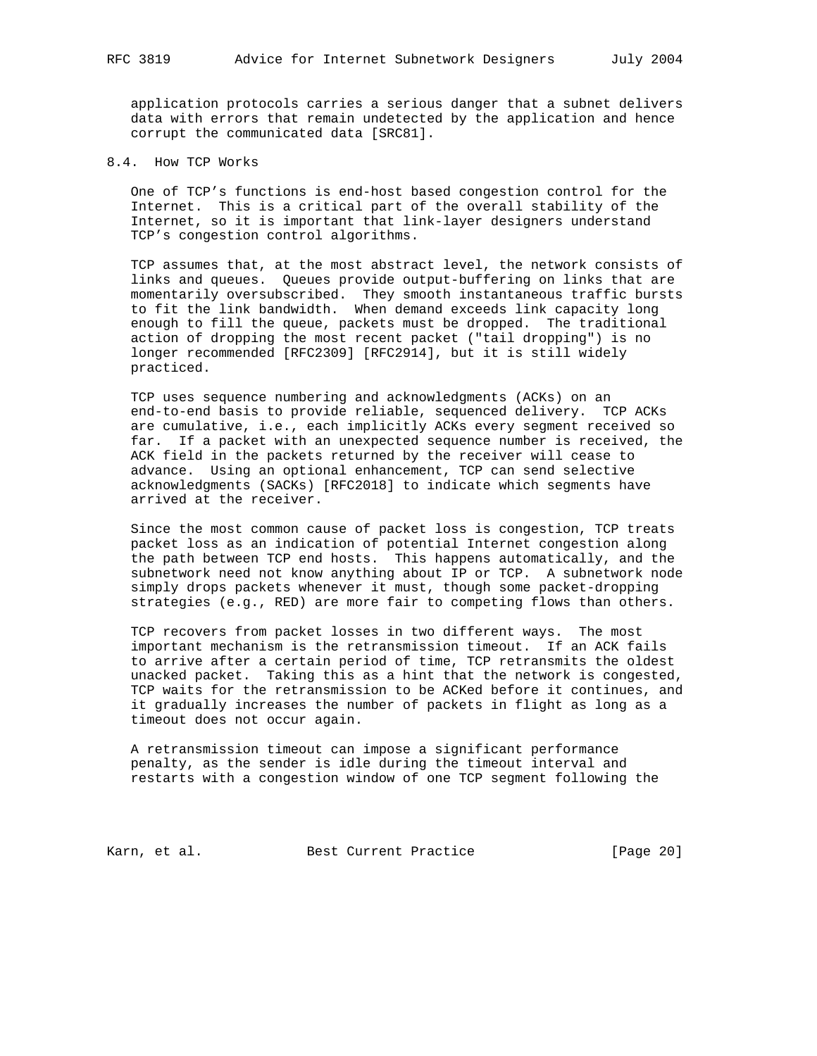application protocols carries a serious danger that a subnet delivers data with errors that remain undetected by the application and hence corrupt the communicated data [SRC81].

## 8.4. How TCP Works

One of TCP's functions is end-host based congestion control for the Internet. This is a critical part of the overall stability of the Internet, so it is important that link-layer designers understand TCP's congestion control algorithms.

TCP assumes that, at the most abstract level, the network consists of links and queues. Queues provide output-buffering on links that are momentarily oversubscribed. They smooth instantaneous traffic bursts to fit the link bandwidth. When demand exceeds link capacity long enough to fill the queue, packets must be dropped. The traditional action of dropping the most recent packet ("tail dropping") is no longer recommended [RFC2309] [RFC2914], but it is still widely practiced.

TCP uses sequence numbering and acknowledgments (ACKs) on an end-to-end basis to provide reliable, sequenced delivery. TCP ACKs are cumulative, i.e., each implicitly ACKs every segment received so far. If a packet with an unexpected sequence number is received, the ACK field in the packets returned by the receiver will cease to advance. Using an optional enhancement, TCP can send selective acknowledgments (SACKs) [RFC2018] to indicate which segments have arrived at the receiver.

Since the most common cause of packet loss is congestion, TCP treats packet loss as an indication of potential Internet congestion along the path between TCP end hosts. This happens automatically, and the subnetwork need not know anything about IP or TCP. A subnetwork node simply drops packets whenever it must, though some packet-dropping strategies (e.g., RED) are more fair to competing flows than others.

TCP recovers from packet losses in two different ways. The most important mechanism is the retransmission timeout. If an ACK fails to arrive after a certain period of time, TCP retransmits the oldest unacked packet. Taking this as a hint that the network is congested, TCP waits for the retransmission to be ACKed before it continues, and it gradually increases the number of packets in flight as long as a timeout does not occur again.

A retransmission timeout can impose a significant performance penalty, as the sender is idle during the timeout interval and restarts with a congestion window of one TCP segment following the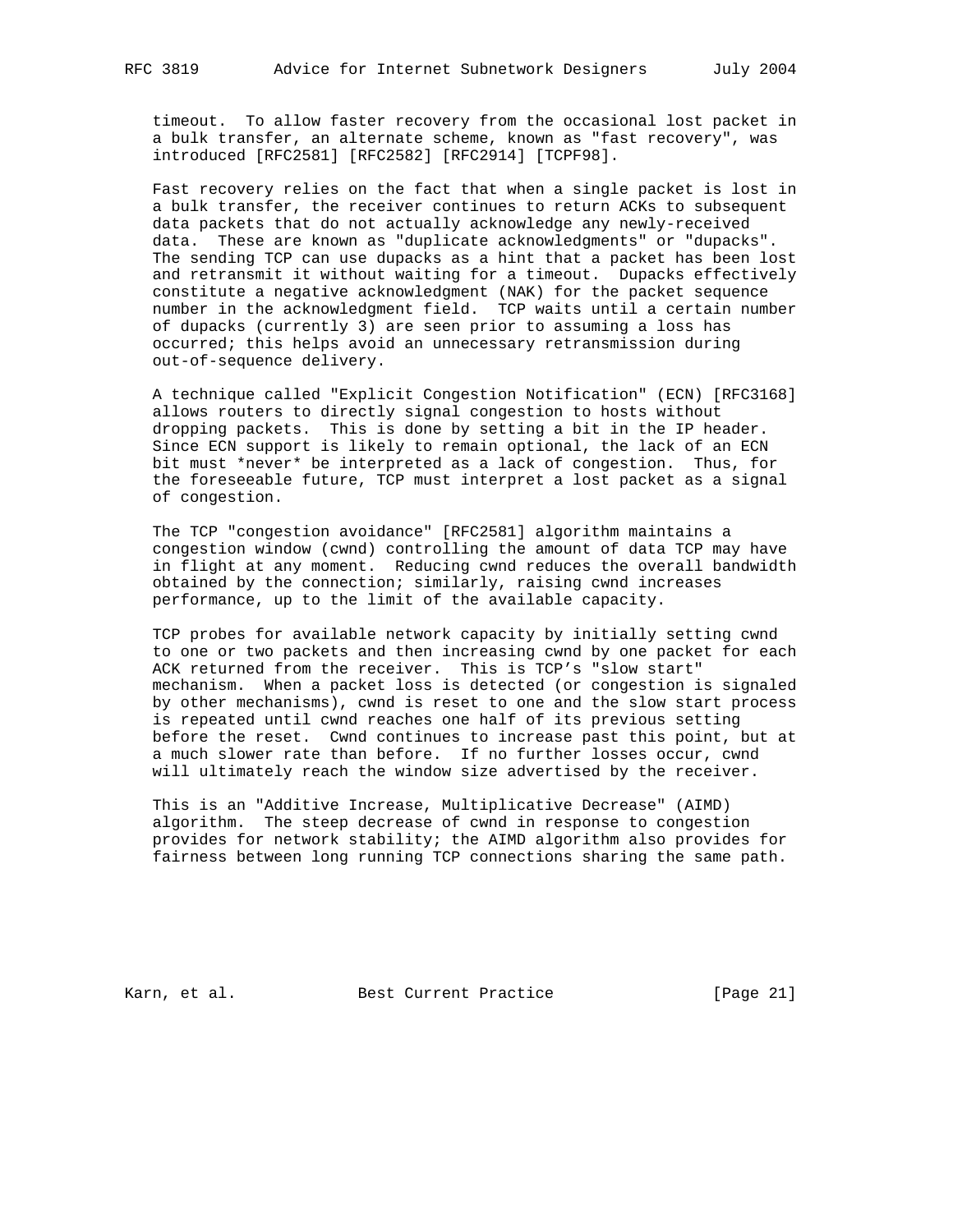timeout. To allow faster recovery from the occasional lost packet in a bulk transfer, an alternate scheme, known as "fast recovery", was introduced [RFC2581] [RFC2582] [RFC2914] [TCPF98].

Fast recovery relies on the fact that when a single packet is lost in a bulk transfer, the receiver continues to return ACKs to subsequent data packets that do not actually acknowledge any newly-received data. These are known as "duplicate acknowledgments" or "dupacks". The sending TCP can use dupacks as a hint that a packet has been lost and retransmit it without waiting for a timeout. Dupacks effectively constitute a negative acknowledgment (NAK) for the packet sequence number in the acknowledgment field. TCP waits until a certain number of dupacks (currently 3) are seen prior to assuming a loss has occurred; this helps avoid an unnecessary retransmission during out-of-sequence delivery.

A technique called "Explicit Congestion Notification" (ECN) [RFC3168] allows routers to directly signal congestion to hosts without dropping packets. This is done by setting a bit in the IP header. Since ECN support is likely to remain optional, the lack of an ECN bit must *never* be interpreted as a lack of congestion. Thus, for the foreseeable future, TCP must interpret a lost packet as a signal of congestion.

The TCP "congestion avoidance" [RFC2581] algorithm maintains a congestion window (cwnd) controlling the amount of data TCP may have in flight at any moment. Reducing cwnd reduces the overall bandwidth obtained by the connection; similarly, raising cwnd increases performance, up to the limit of the available capacity.

TCP probes for available network capacity by initially setting cwnd to one or two packets and then increasing cwnd by one packet for each ACK returned from the receiver. This is TCP's "slow start" mechanism. When a packet loss is detected (or congestion is signaled by other mechanisms), cwnd is reset to one and the slow start process is repeated until cwnd reaches one half of its previous setting before the reset. Cwnd continues to increase past this point, but at a much slower rate than before. If no further losses occur, cwnd will ultimately reach the window size advertised by the receiver.

This is an "Additive Increase, Multiplicative Decrease" (AIMD) algorithm. The steep decrease of cwnd in response to congestion provides for network stability; the AIMD algorithm also provides for fairness between long running TCP connections sharing the same path.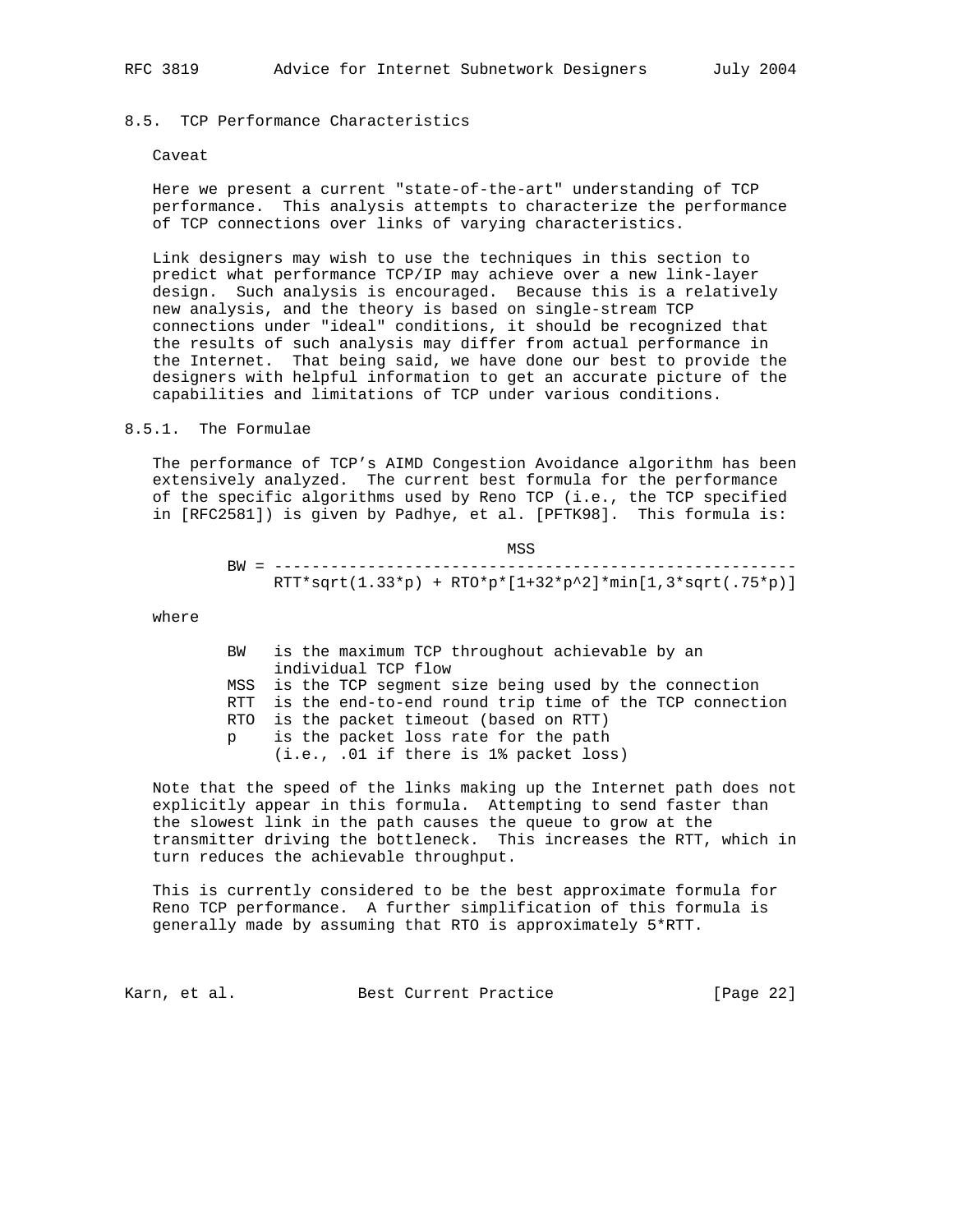## 8.5. TCP Performance Characteristics

Caveat

Here we present a current "state-of-the-art" understanding of TCP performance. This analysis attempts to characterize the performance of TCP connections over links of varying characteristics.

Link designers may wish to use the techniques in this section to predict what performance TCP/IP may achieve over a new link-layer design. Such analysis is encouraged. Because this is a relatively new analysis, and the theory is based on single-stream TCP connections under "ideal" conditions, it should be recognized that the results of such analysis may differ from actual performance in the Internet. That being said, we have done our best to provide the designers with helpful information to get an accurate picture of the capabilities and limitations of TCP under various conditions.

### 8.5.1. The Formulae

The performance of TCP's AIMD Congestion Avoidance algorithm has been extensively analyzed. The current best formula for the performance of the specific algorithms used by Reno TCP (i.e., the TCP specified in [RFC2581]) is given by Padhye, et al. [PFTK98]. This formula is:

$$BW = \frac{MSS}{RTT*\sqrt{1.33*p} + RTO*p*[1+32*p^2]*\min[1,3*\sqrt{.75*p}]}$$

where

- BW is the maximum TCP throughout achievable by an individual TCP flow
- MSS is the TCP segment size being used by the connection
- RTT is the end-to-end round trip time of the TCP connection
- RTO is the packet timeout (based on RTT)
- p is the packet loss rate for the path (i.e., .01 if there is 1% packet loss)

Note that the speed of the links making up the Internet path does not explicitly appear in this formula. Attempting to send faster than the slowest link in the path causes the queue to grow at the transmitter driving the bottleneck. This increases the RTT, which in turn reduces the achievable throughput.

This is currently considered to be the best approximate formula for Reno TCP performance. A further simplification of this formula is generally made by assuming that RTO is approximately 5*RTT.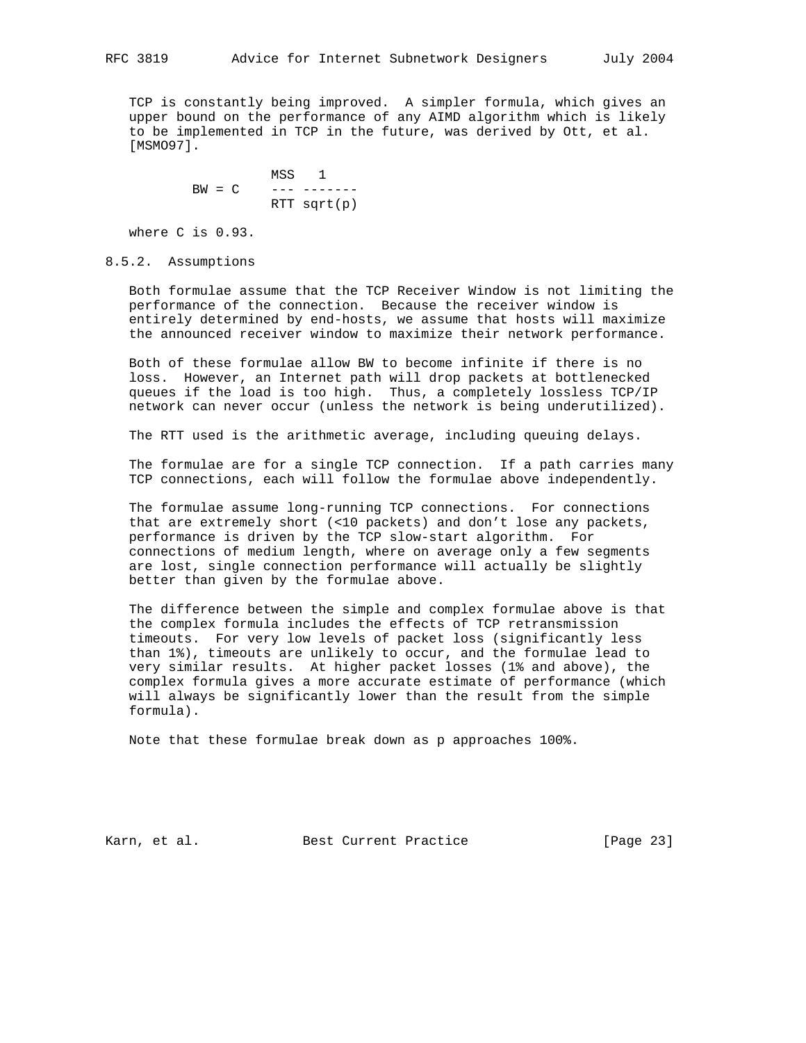TCP is constantly being improved. A simpler formula, which gives an upper bound on the performance of any AIMD algorithm which is likely to be implemented in TCP in the future, was derived by Ott, et al. [MSMO97].

$$BW = C \frac{MSS}{RTT} \frac{1}{\sqrt{p}}$$

where C is 0.93.

### 8.5.2. Assumptions

Both formulae assume that the TCP Receiver Window is not limiting the performance of the connection. Because the receiver window is entirely determined by end-hosts, we assume that hosts will maximize the announced receiver window to maximize their network performance.

Both of these formulae allow BW to become infinite if there is no loss. However, an Internet path will drop packets at bottlenecked queues if the load is too high. Thus, a completely lossless TCP/IP network can never occur (unless the network is being underutilized).

The RTT used is the arithmetic average, including queuing delays.

The formulae are for a single TCP connection. If a path carries many TCP connections, each will follow the formulae above independently.

The formulae assume long-running TCP connections. For connections that are extremely short (<10 packets) and don't lose any packets, performance is driven by the TCP slow-start algorithm. For connections of medium length, where on average only a few segments are lost, single connection performance will actually be slightly better than given by the formulae above.

The difference between the simple and complex formulae above is that the complex formula includes the effects of TCP retransmission timeouts. For very low levels of packet loss (significantly less than 1%), timeouts are unlikely to occur, and the formulae lead to very similar results. At higher packet losses (1% and above), the complex formula gives a more accurate estimate of performance (which will always be significantly lower than the result from the simple formula).

Note that these formulae break down as p approaches 100%.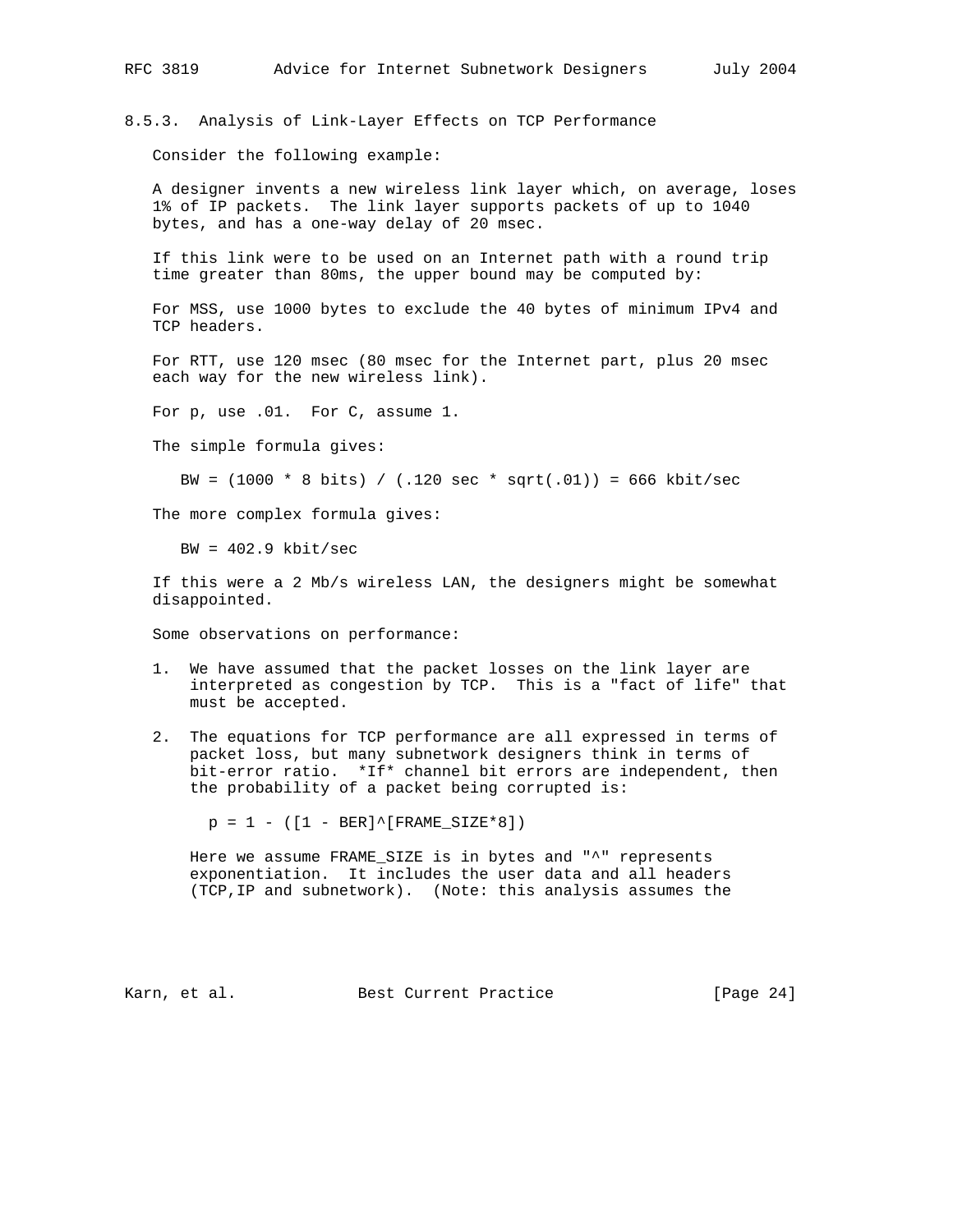### 8.5.3. Analysis of Link-Layer Effects on TCP Performance

Consider the following example:

A designer invents a new wireless link layer which, on average, loses 1% of IP packets. The link layer supports packets of up to 1040 bytes, and has a one-way delay of 20 msec.

If this link were to be used on an Internet path with a round trip time greater than 80ms, the upper bound may be computed by:

For MSS, use 1000 bytes to exclude the 40 bytes of minimum IPv4 and TCP headers.

For RTT, use 120 msec (80 msec for the Internet part, plus 20 msec each way for the new wireless link).

For p, use .01. For C, assume 1.

The simple formula gives:

$$BW = (1000 * 8 \text{ bits}) / (.120 \text{ sec} * \text{sqrt}(.01)) = 666 \text{ kbit/sec}$$

The more complex formula gives:

$$BW = 402.9 \text{ kbit/sec}$$

If this were a 2 Mb/s wireless LAN, the designers might be somewhat disappointed.

Some observations on performance:

1. We have assumed that the packet losses on the link layer are interpreted as congestion by TCP. This is a "fact of life" that must be accepted.

2. The equations for TCP performance are all expressed in terms of packet loss, but many subnetwork designers think in terms of bit-error ratio. *If* channel bit errors are independent, then the probability of a packet being corrupted is:

   $$p = 1 - ([1 - BER]^{[FRAME\_SIZE*8]})$$

   Here we assume FRAME_SIZE is in bytes and "^" represents exponentiation. It includes the user data and all headers (TCP,IP and subnetwork). (Note: this analysis assumes the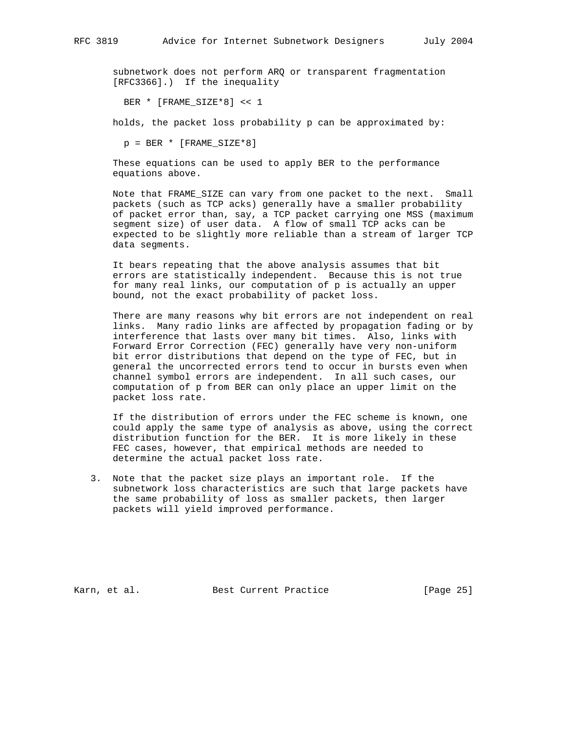subnetwork does not perform ARQ or transparent fragmentation [RFC3366].) If the inequality

$$BER * [FRAME\_SIZE*8] << 1$$

holds, the packet loss probability p can be approximated by:

$$p = BER * [FRAME\_SIZE*8]$$

These equations can be used to apply BER to the performance equations above.

Note that FRAME_SIZE can vary from one packet to the next. Small packets (such as TCP acks) generally have a smaller probability of packet error than, say, a TCP packet carrying one MSS (maximum segment size) of user data. A flow of small TCP acks can be expected to be slightly more reliable than a stream of larger TCP data segments.

It bears repeating that the above analysis assumes that bit errors are statistically independent. Because this is not true for many real links, our computation of p is actually an upper bound, not the exact probability of packet loss.

There are many reasons why bit errors are not independent on real links. Many radio links are affected by propagation fading or by interference that lasts over many bit times. Also, links with Forward Error Correction (FEC) generally have very non-uniform bit error distributions that depend on the type of FEC, but in general the uncorrected errors tend to occur in bursts even when channel symbol errors are independent. In all such cases, our computation of p from BER can only place an upper limit on the packet loss rate.

If the distribution of errors under the FEC scheme is known, one could apply the same type of analysis as above, using the correct distribution function for the BER. It is more likely in these FEC cases, however, that empirical methods are needed to determine the actual packet loss rate.

3. Note that the packet size plays an important role. If the subnetwork loss characteristics are such that large packets have the same probability of loss as smaller packets, then larger packets will yield improved performance.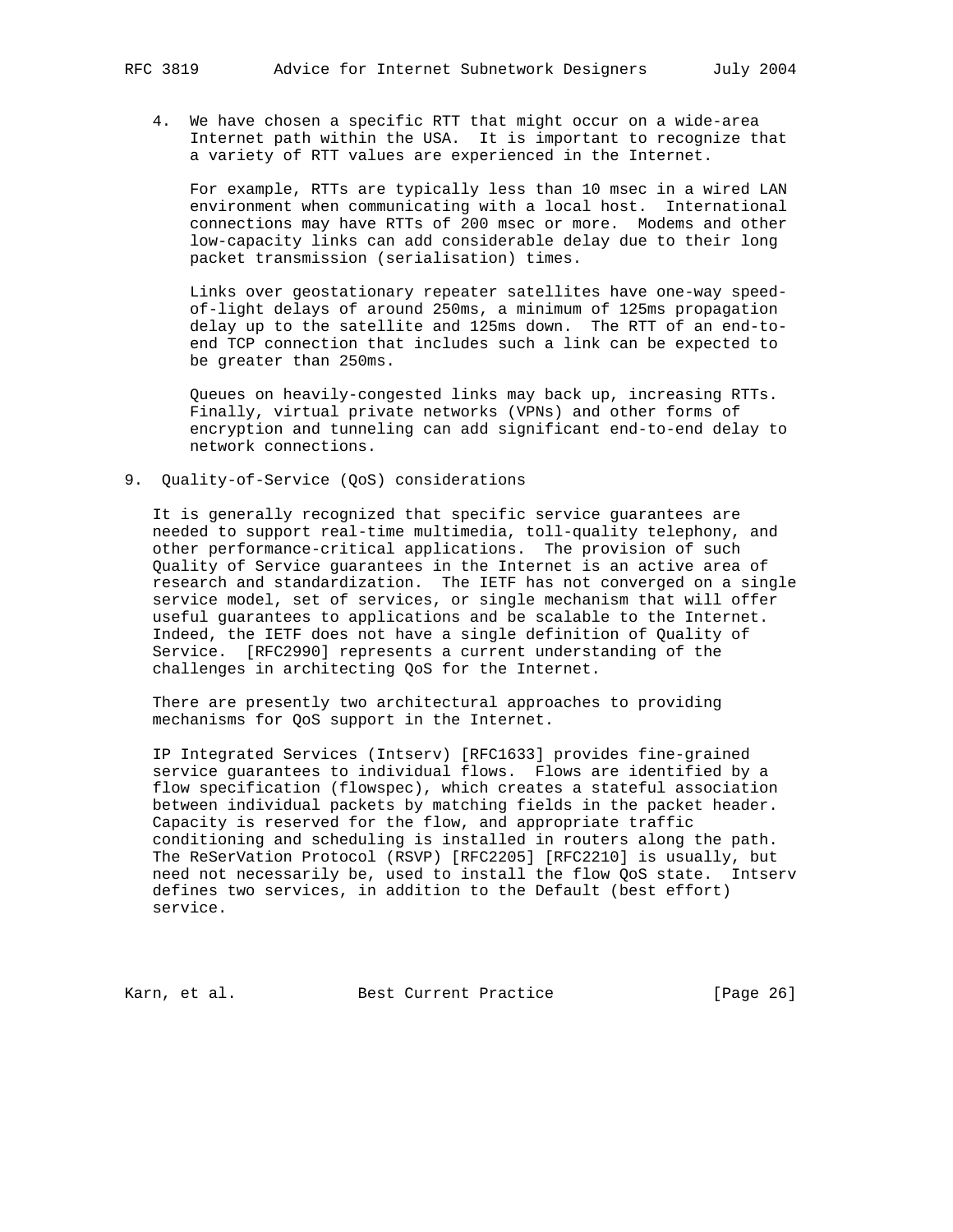4. We have chosen a specific RTT that might occur on a wide-area Internet path within the USA. It is important to recognize that a variety of RTT values are experienced in the Internet.

   For example, RTTs are typically less than 10 msec in a wired LAN environment when communicating with a local host. International connections may have RTTs of 200 msec or more. Modems and other low-capacity links can add considerable delay due to their long packet transmission (serialisation) times.

   Links over geostationary repeater satellites have one-way speed-of-light delays of around 250ms, a minimum of 125ms propagation delay up to the satellite and 125ms down. The RTT of an end-to-end TCP connection that includes such a link can be expected to be greater than 250ms.

   Queues on heavily-congested links may back up, increasing RTTs. Finally, virtual private networks (VPNs) and other forms of encryption and tunneling can add significant end-to-end delay to network connections.

## 9. Quality-of-Service (QoS) considerations

It is generally recognized that specific service guarantees are needed to support real-time multimedia, toll-quality telephony, and other performance-critical applications. The provision of such Quality of Service guarantees in the Internet is an active area of research and standardization. The IETF has not converged on a single service model, set of services, or single mechanism that will offer useful guarantees to applications and be scalable to the Internet. Indeed, the IETF does not have a single definition of Quality of Service. [RFC2990] represents a current understanding of the challenges in architecting QoS for the Internet.

There are presently two architectural approaches to providing mechanisms for QoS support in the Internet.

IP Integrated Services (Intserv) [RFC1633] provides fine-grained service guarantees to individual flows. Flows are identified by a flow specification (flowspec), which creates a stateful association between individual packets by matching fields in the packet header. Capacity is reserved for the flow, and appropriate traffic conditioning and scheduling is installed in routers along the path. The ReSerVation Protocol (RSVP) [RFC2205] [RFC2210] is usually, but need not necessarily be, used to install the flow QoS state. Intserv defines two services, in addition to the Default (best effort) service.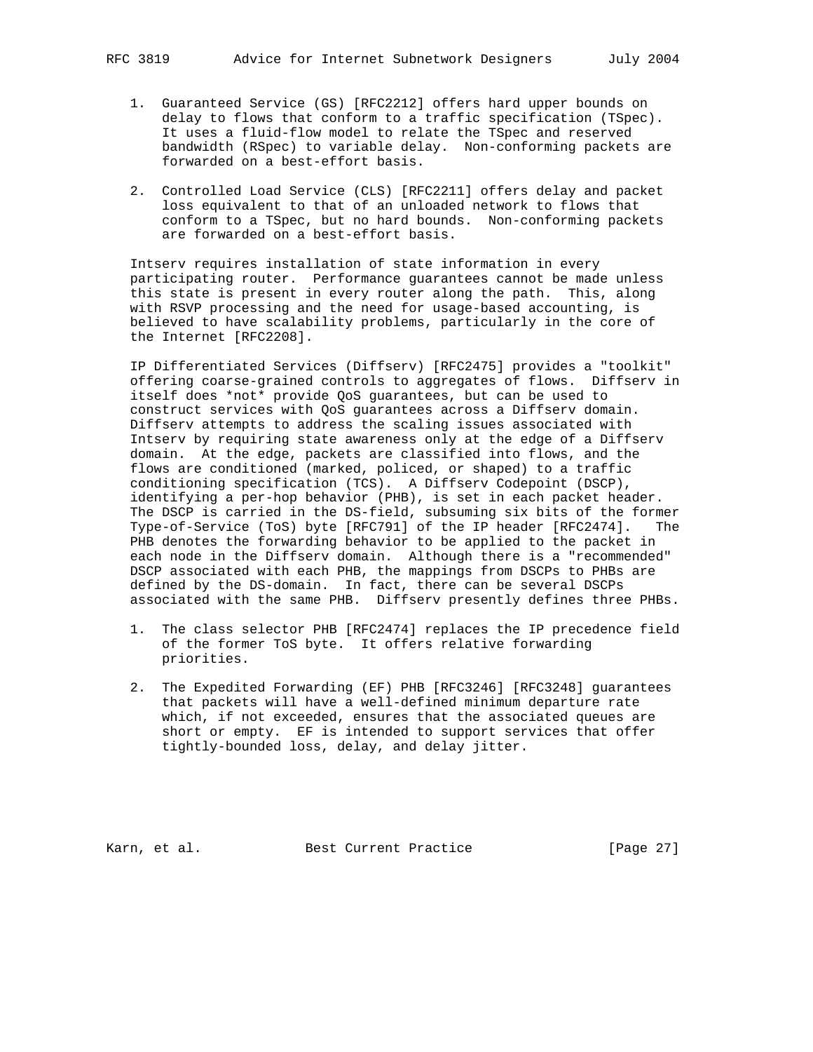1. Guaranteed Service (GS) [RFC2212] offers hard upper bounds on delay to flows that conform to a traffic specification (TSpec). It uses a fluid-flow model to relate the TSpec and reserved bandwidth (RSpec) to variable delay. Non-conforming packets are forwarded on a best-effort basis.

2. Controlled Load Service (CLS) [RFC2211] offers delay and packet loss equivalent to that of an unloaded network to flows that conform to a TSpec, but no hard bounds. Non-conforming packets are forwarded on a best-effort basis.

Intserv requires installation of state information in every participating router. Performance guarantees cannot be made unless this state is present in every router along the path. This, along with RSVP processing and the need for usage-based accounting, is believed to have scalability problems, particularly in the core of the Internet [RFC2208].

IP Differentiated Services (Diffserv) [RFC2475] provides a "toolkit" offering coarse-grained controls to aggregates of flows. Diffserv in itself does *not* provide QoS guarantees, but can be used to construct services with QoS guarantees across a Diffserv domain. Diffserv attempts to address the scaling issues associated with Intserv by requiring state awareness only at the edge of a Diffserv domain. At the edge, packets are classified into flows, and the flows are conditioned (marked, policed, or shaped) to a traffic conditioning specification (TCS). A Diffserv Codepoint (DSCP), identifying a per-hop behavior (PHB), is set in each packet header. The DSCP is carried in the DS-field, subsuming six bits of the former Type-of-Service (ToS) byte [RFC791] of the IP header [RFC2474]. The PHB denotes the forwarding behavior to be applied to the packet in each node in the Diffserv domain. Although there is a "recommended" DSCP associated with each PHB, the mappings from DSCPs to PHBs are defined by the DS-domain. In fact, there can be several DSCPs associated with the same PHB. Diffserv presently defines three PHBs.

1. The class selector PHB [RFC2474] replaces the IP precedence field of the former ToS byte. It offers relative forwarding priorities.

2. The Expedited Forwarding (EF) PHB [RFC3246] [RFC3248] guarantees that packets will have a well-defined minimum departure rate which, if not exceeded, ensures that the associated queues are short or empty. EF is intended to support services that offer tightly-bounded loss, delay, and delay jitter.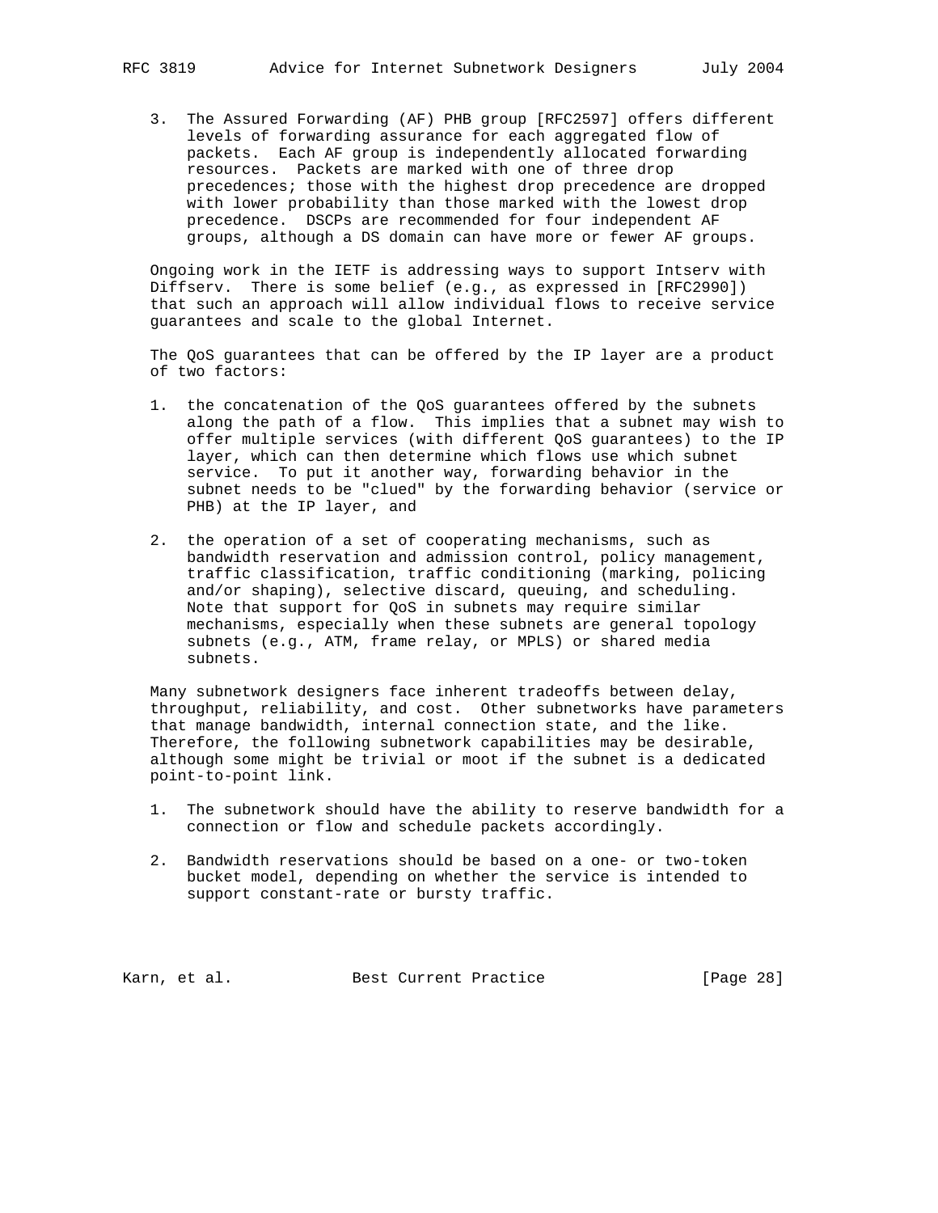3. The Assured Forwarding (AF) PHB group [RFC2597] offers different levels of forwarding assurance for each aggregated flow of packets. Each AF group is independently allocated forwarding resources. Packets are marked with one of three drop precedences; those with the highest drop precedence are dropped with lower probability than those marked with the lowest drop precedence. DSCPs are recommended for four independent AF groups, although a DS domain can have more or fewer AF groups.

Ongoing work in the IETF is addressing ways to support Intserv with Diffserv. There is some belief (e.g., as expressed in [RFC2990]) that such an approach will allow individual flows to receive service guarantees and scale to the global Internet.

The QoS guarantees that can be offered by the IP layer are a product of two factors:

1. the concatenation of the QoS guarantees offered by the subnets along the path of a flow. This implies that a subnet may wish to offer multiple services (with different QoS guarantees) to the IP layer, which can then determine which flows use which subnet service. To put it another way, forwarding behavior in the subnet needs to be "clued" by the forwarding behavior (service or PHB) at the IP layer, and

2. the operation of a set of cooperating mechanisms, such as bandwidth reservation and admission control, policy management, traffic classification, traffic conditioning (marking, policing and/or shaping), selective discard, queuing, and scheduling. Note that support for QoS in subnets may require similar mechanisms, especially when these subnets are general topology subnets (e.g., ATM, frame relay, or MPLS) or shared media subnets.

Many subnetwork designers face inherent tradeoffs between delay, throughput, reliability, and cost. Other subnetworks have parameters that manage bandwidth, internal connection state, and the like. Therefore, the following subnetwork capabilities may be desirable, although some might be trivial or moot if the subnet is a dedicated point-to-point link.

1. The subnetwork should have the ability to reserve bandwidth for a connection or flow and schedule packets accordingly.

2. Bandwidth reservations should be based on a one- or two-token bucket model, depending on whether the service is intended to support constant-rate or bursty traffic.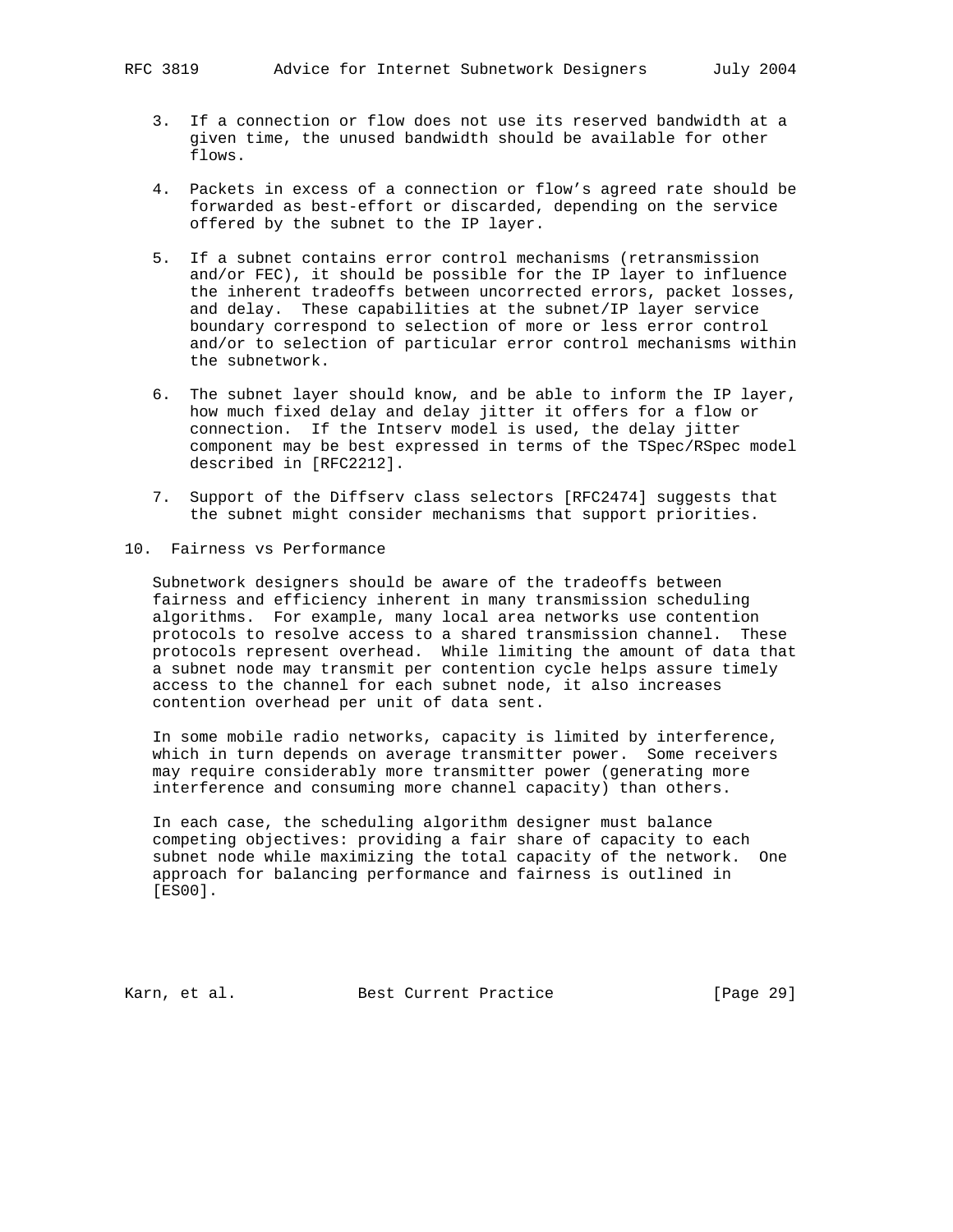3. If a connection or flow does not use its reserved bandwidth at a given time, the unused bandwidth should be available for other flows.

4. Packets in excess of a connection or flow's agreed rate should be forwarded as best-effort or discarded, depending on the service offered by the subnet to the IP layer.

5. If a subnet contains error control mechanisms (retransmission and/or FEC), it should be possible for the IP layer to influence the inherent tradeoffs between uncorrected errors, packet losses, and delay. These capabilities at the subnet/IP layer service boundary correspond to selection of more or less error control and/or to selection of particular error control mechanisms within the subnetwork.

6. The subnet layer should know, and be able to inform the IP layer, how much fixed delay and delay jitter it offers for a flow or connection. If the Intserv model is used, the delay jitter component may be best expressed in terms of the TSpec/RSpec model described in [RFC2212].

7. Support of the Diffserv class selectors [RFC2474] suggests that the subnet might consider mechanisms that support priorities.

## 10. Fairness vs Performance

Subnetwork designers should be aware of the tradeoffs between fairness and efficiency inherent in many transmission scheduling algorithms. For example, many local area networks use contention protocols to resolve access to a shared transmission channel. These protocols represent overhead. While limiting the amount of data that a subnet node may transmit per contention cycle helps assure timely access to the channel for each subnet node, it also increases contention overhead per unit of data sent.

In some mobile radio networks, capacity is limited by interference, which in turn depends on average transmitter power. Some receivers may require considerably more transmitter power (generating more interference and consuming more channel capacity) than others.

In each case, the scheduling algorithm designer must balance competing objectives: providing a fair share of capacity to each subnet node while maximizing the total capacity of the network. One approach for balancing performance and fairness is outlined in [ES00].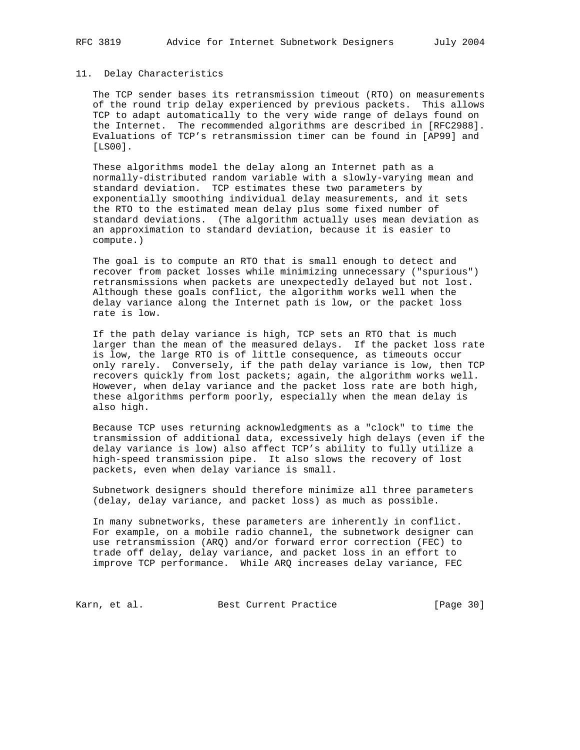## 11. Delay Characteristics

The TCP sender bases its retransmission timeout (RTO) on measurements of the round trip delay experienced by previous packets. This allows TCP to adapt automatically to the very wide range of delays found on the Internet. The recommended algorithms are described in [RFC2988]. Evaluations of TCP's retransmission timer can be found in [AP99] and [LS00].

These algorithms model the delay along an Internet path as a normally-distributed random variable with a slowly-varying mean and standard deviation. TCP estimates these two parameters by exponentially smoothing individual delay measurements, and it sets the RTO to the estimated mean delay plus some fixed number of standard deviations. (The algorithm actually uses mean deviation as an approximation to standard deviation, because it is easier to compute.)

The goal is to compute an RTO that is small enough to detect and recover from packet losses while minimizing unnecessary ("spurious") retransmissions when packets are unexpectedly delayed but not lost. Although these goals conflict, the algorithm works well when the delay variance along the Internet path is low, or the packet loss rate is low.

If the path delay variance is high, TCP sets an RTO that is much larger than the mean of the measured delays. If the packet loss rate is low, the large RTO is of little consequence, as timeouts occur only rarely. Conversely, if the path delay variance is low, then TCP recovers quickly from lost packets; again, the algorithm works well. However, when delay variance and the packet loss rate are both high, these algorithms perform poorly, especially when the mean delay is also high.

Because TCP uses returning acknowledgments as a "clock" to time the transmission of additional data, excessively high delays (even if the delay variance is low) also affect TCP's ability to fully utilize a high-speed transmission pipe. It also slows the recovery of lost packets, even when delay variance is small.

Subnetwork designers should therefore minimize all three parameters (delay, delay variance, and packet loss) as much as possible.

In many subnetworks, these parameters are inherently in conflict. For example, on a mobile radio channel, the subnetwork designer can use retransmission (ARQ) and/or forward error correction (FEC) to trade off delay, delay variance, and packet loss in an effort to improve TCP performance. While ARQ increases delay variance, FEC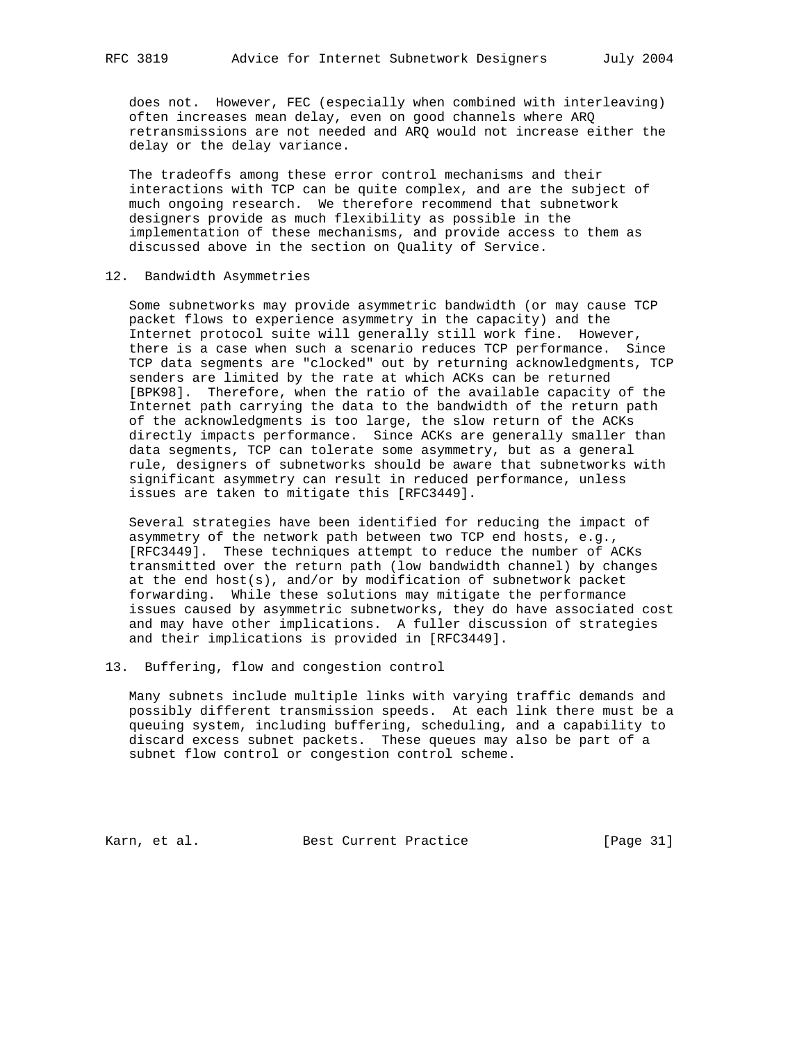does not. However, FEC (especially when combined with interleaving) often increases mean delay, even on good channels where ARQ retransmissions are not needed and ARQ would not increase either the delay or the delay variance.

The tradeoffs among these error control mechanisms and their interactions with TCP can be quite complex, and are the subject of much ongoing research. We therefore recommend that subnetwork designers provide as much flexibility as possible in the implementation of these mechanisms, and provide access to them as discussed above in the section on Quality of Service.

## 12. Bandwidth Asymmetries

Some subnetworks may provide asymmetric bandwidth (or may cause TCP packet flows to experience asymmetry in the capacity) and the Internet protocol suite will generally still work fine. However, there is a case when such a scenario reduces TCP performance. Since TCP data segments are "clocked" out by returning acknowledgments, TCP senders are limited by the rate at which ACKs can be returned [BPK98]. Therefore, when the ratio of the available capacity of the Internet path carrying the data to the bandwidth of the return path of the acknowledgments is too large, the slow return of the ACKs directly impacts performance. Since ACKs are generally smaller than data segments, TCP can tolerate some asymmetry, but as a general rule, designers of subnetworks should be aware that subnetworks with significant asymmetry can result in reduced performance, unless issues are taken to mitigate this [RFC3449].

Several strategies have been identified for reducing the impact of asymmetry of the network path between two TCP end hosts, e.g., [RFC3449]. These techniques attempt to reduce the number of ACKs transmitted over the return path (low bandwidth channel) by changes at the end host(s), and/or by modification of subnetwork packet forwarding. While these solutions may mitigate the performance issues caused by asymmetric subnetworks, they do have associated cost and may have other implications. A fuller discussion of strategies and their implications is provided in [RFC3449].

## 13. Buffering, flow and congestion control

Many subnets include multiple links with varying traffic demands and possibly different transmission speeds. At each link there must be a queuing system, including buffering, scheduling, and a capability to discard excess subnet packets. These queues may also be part of a subnet flow control or congestion control scheme.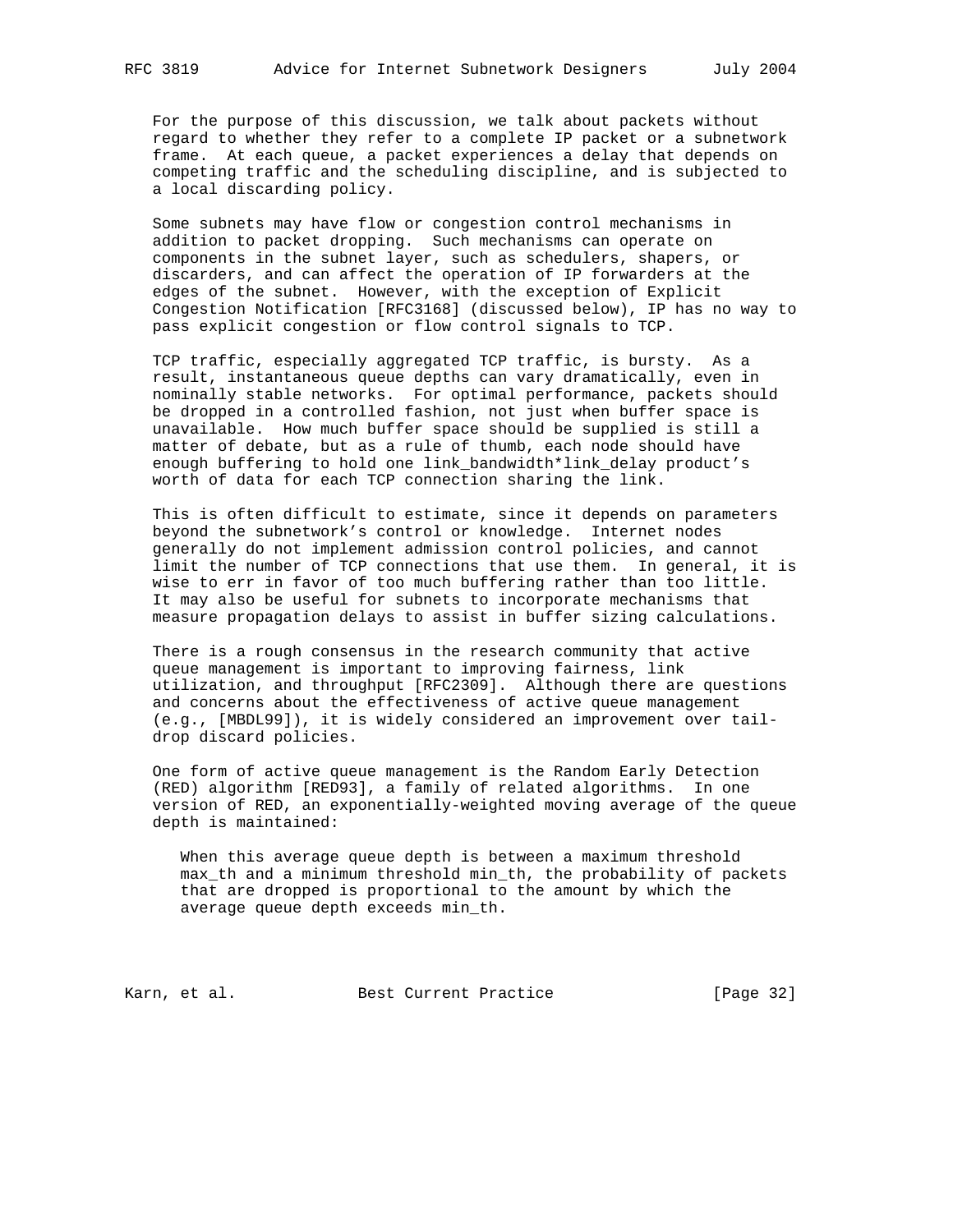For the purpose of this discussion, we talk about packets without regard to whether they refer to a complete IP packet or a subnetwork frame. At each queue, a packet experiences a delay that depends on competing traffic and the scheduling discipline, and is subjected to a local discarding policy.

Some subnets may have flow or congestion control mechanisms in addition to packet dropping. Such mechanisms can operate on components in the subnet layer, such as schedulers, shapers, or discarders, and can affect the operation of IP forwarders at the edges of the subnet. However, with the exception of Explicit Congestion Notification [RFC3168] (discussed below), IP has no way to pass explicit congestion or flow control signals to TCP.

TCP traffic, especially aggregated TCP traffic, is bursty. As a result, instantaneous queue depths can vary dramatically, even in nominally stable networks. For optimal performance, packets should be dropped in a controlled fashion, not just when buffer space is unavailable. How much buffer space should be supplied is still a matter of debate, but as a rule of thumb, each node should have enough buffering to hold one link_bandwidth*link_delay product's worth of data for each TCP connection sharing the link.

This is often difficult to estimate, since it depends on parameters beyond the subnetwork's control or knowledge. Internet nodes generally do not implement admission control policies, and cannot limit the number of TCP connections that use them. In general, it is wise to err in favor of too much buffering rather than too little. It may also be useful for subnets to incorporate mechanisms that measure propagation delays to assist in buffer sizing calculations.

There is a rough consensus in the research community that active queue management is important to improving fairness, link utilization, and throughput [RFC2309]. Although there are questions and concerns about the effectiveness of active queue management (e.g., [MBDL99]), it is widely considered an improvement over tail-drop discard policies.

One form of active queue management is the Random Early Detection (RED) algorithm [RED93], a family of related algorithms. In one version of RED, an exponentially-weighted moving average of the queue depth is maintained:

> When this average queue depth is between a maximum threshold max_th and a minimum threshold min_th, the probability of packets that are dropped is proportional to the amount by which the average queue depth exceeds min_th.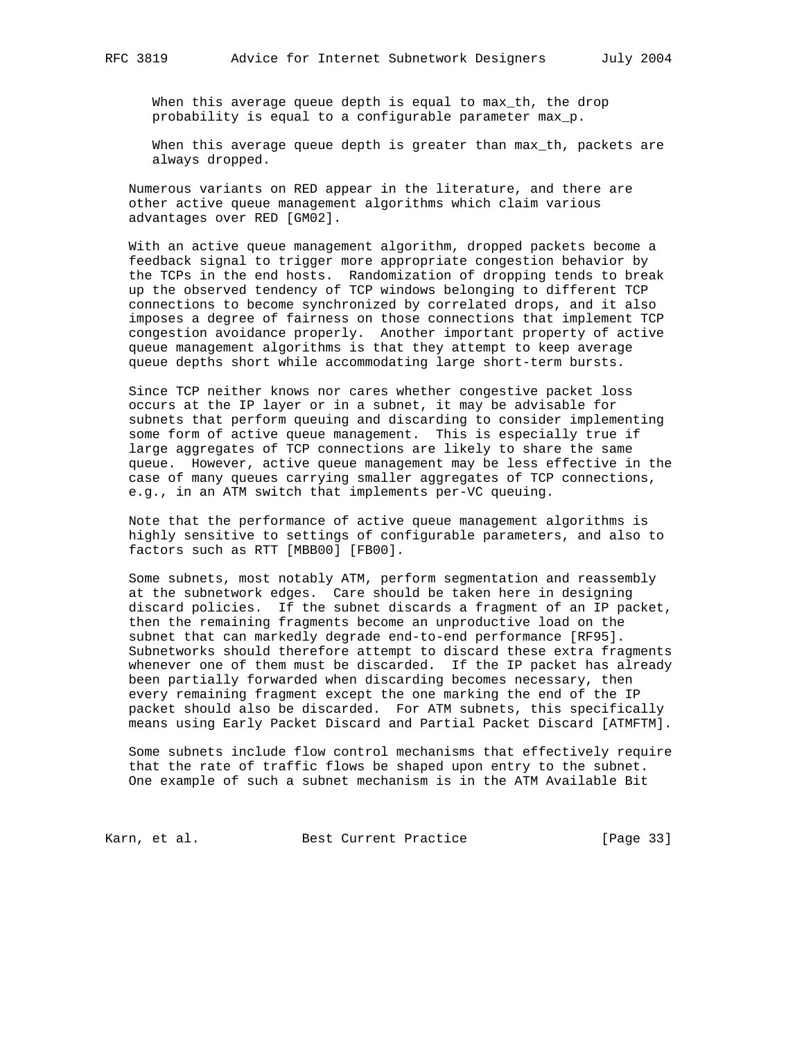When this average queue depth is equal to max_th, the drop probability is equal to a configurable parameter max_p.

When this average queue depth is greater than max_th, packets are always dropped.

Numerous variants on RED appear in the literature, and there are other active queue management algorithms which claim various advantages over RED [GM02].

With an active queue management algorithm, dropped packets become a feedback signal to trigger more appropriate congestion behavior by the TCPs in the end hosts. Randomization of dropping tends to break up the observed tendency of TCP windows belonging to different TCP connections to become synchronized by correlated drops, and it also imposes a degree of fairness on those connections that implement TCP congestion avoidance properly. Another important property of active queue management algorithms is that they attempt to keep average queue depths short while accommodating large short-term bursts.

Since TCP neither knows nor cares whether congestive packet loss occurs at the IP layer or in a subnet, it may be advisable for subnets that perform queuing and discarding to consider implementing some form of active queue management. This is especially true if large aggregates of TCP connections are likely to share the same queue. However, active queue management may be less effective in the case of many queues carrying smaller aggregates of TCP connections, e.g., in an ATM switch that implements per-VC queuing.

Note that the performance of active queue management algorithms is highly sensitive to settings of configurable parameters, and also to factors such as RTT [MBB00] [FB00].

Some subnets, most notably ATM, perform segmentation and reassembly at the subnetwork edges. Care should be taken here in designing discard policies. If the subnet discards a fragment of an IP packet, then the remaining fragments become an unproductive load on the subnet that can markedly degrade end-to-end performance [RF95]. Subnetworks should therefore attempt to discard these extra fragments whenever one of them must be discarded. If the IP packet has already been partially forwarded when discarding becomes necessary, then every remaining fragment except the one marking the end of the IP packet should also be discarded. For ATM subnets, this specifically means using Early Packet Discard and Partial Packet Discard [ATMFTM].

Some subnets include flow control mechanisms that effectively require that the rate of traffic flows be shaped upon entry to the subnet. One example of such a subnet mechanism is in the ATM Available Bit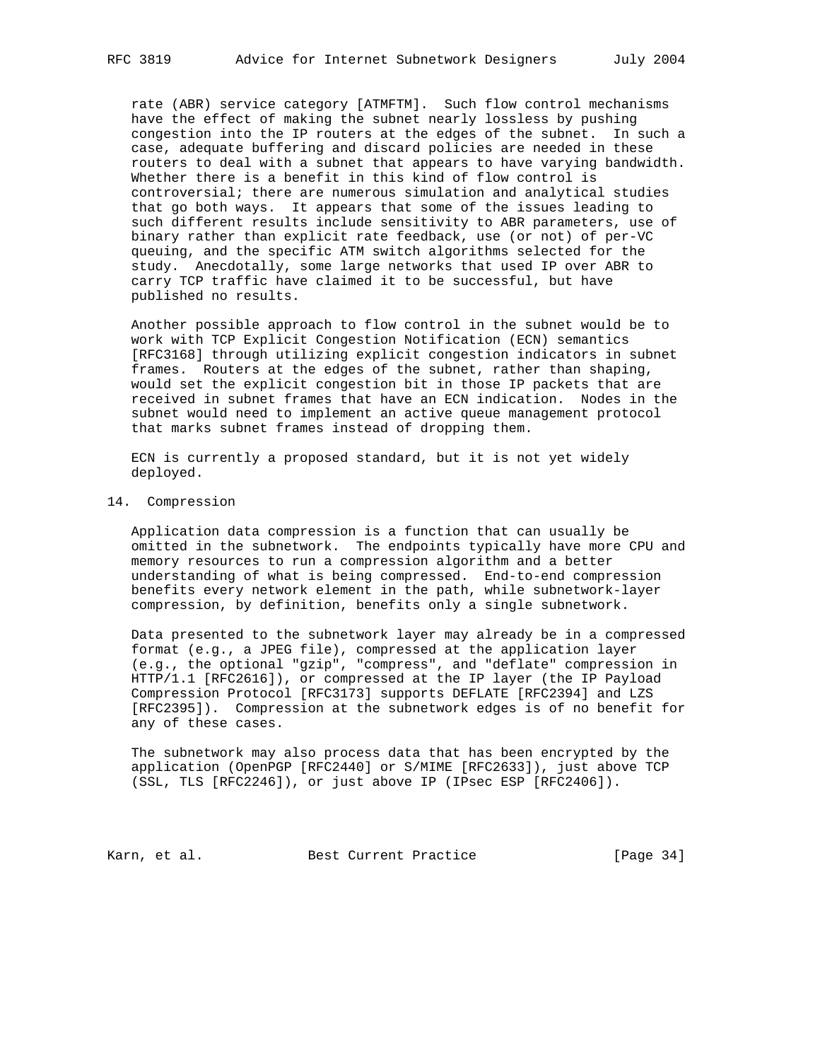rate (ABR) service category [ATMFTM]. Such flow control mechanisms have the effect of making the subnet nearly lossless by pushing congestion into the IP routers at the edges of the subnet. In such a case, adequate buffering and discard policies are needed in these routers to deal with a subnet that appears to have varying bandwidth. Whether there is a benefit in this kind of flow control is controversial; there are numerous simulation and analytical studies that go both ways. It appears that some of the issues leading to such different results include sensitivity to ABR parameters, use of binary rather than explicit rate feedback, use (or not) of per-VC queuing, and the specific ATM switch algorithms selected for the study. Anecdotally, some large networks that used IP over ABR to carry TCP traffic have claimed it to be successful, but have published no results.

Another possible approach to flow control in the subnet would be to work with TCP Explicit Congestion Notification (ECN) semantics [RFC3168] through utilizing explicit congestion indicators in subnet frames. Routers at the edges of the subnet, rather than shaping, would set the explicit congestion bit in those IP packets that are received in subnet frames that have an ECN indication. Nodes in the subnet would need to implement an active queue management protocol that marks subnet frames instead of dropping them.

ECN is currently a proposed standard, but it is not yet widely deployed.

## 14. Compression

Application data compression is a function that can usually be omitted in the subnetwork. The endpoints typically have more CPU and memory resources to run a compression algorithm and a better understanding of what is being compressed. End-to-end compression benefits every network element in the path, while subnetwork-layer compression, by definition, benefits only a single subnetwork.

Data presented to the subnetwork layer may already be in a compressed format (e.g., a JPEG file), compressed at the application layer (e.g., the optional "gzip", "compress", and "deflate" compression in HTTP/1.1 [RFC2616]), or compressed at the IP layer (the IP Payload Compression Protocol [RFC3173] supports DEFLATE [RFC2394] and LZS [RFC2395]). Compression at the subnetwork edges is of no benefit for any of these cases.

The subnetwork may also process data that has been encrypted by the application (OpenPGP [RFC2440] or S/MIME [RFC2633]), just above TCP (SSL, TLS [RFC2246]), or just above IP (IPsec ESP [RFC2406]).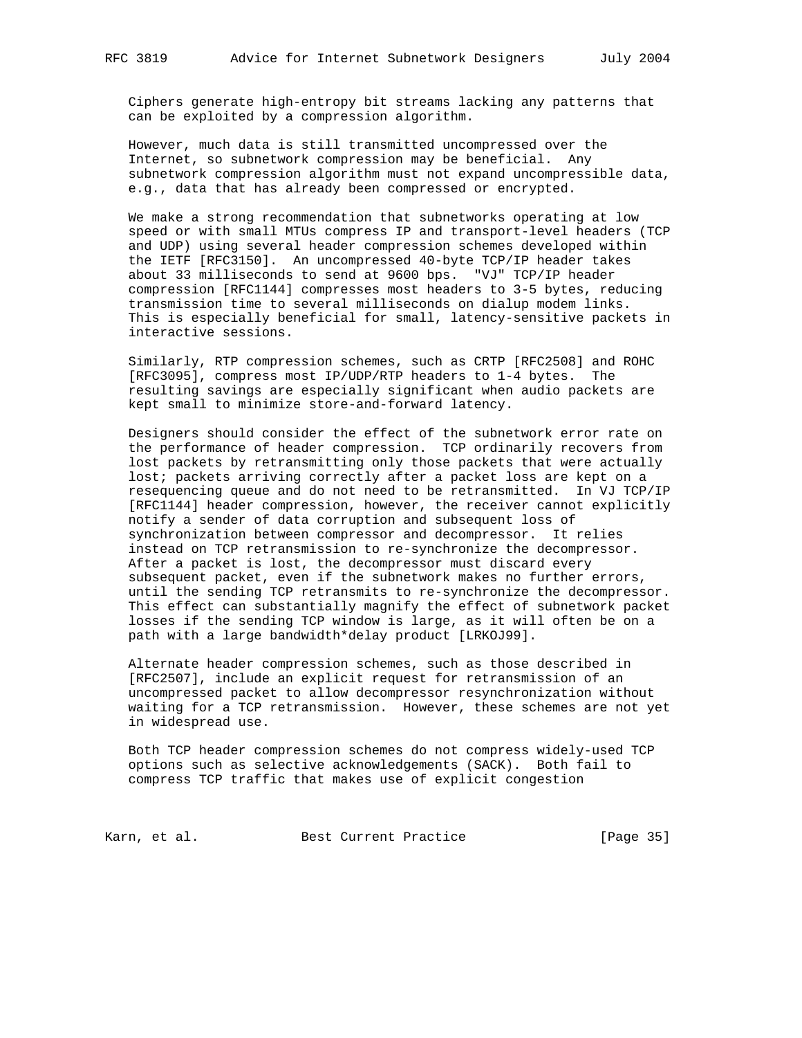Ciphers generate high-entropy bit streams lacking any patterns that can be exploited by a compression algorithm.

However, much data is still transmitted uncompressed over the Internet, so subnetwork compression may be beneficial. Any subnetwork compression algorithm must not expand uncompressible data, e.g., data that has already been compressed or encrypted.

We make a strong recommendation that subnetworks operating at low speed or with small MTUs compress IP and transport-level headers (TCP and UDP) using several header compression schemes developed within the IETF [RFC3150]. An uncompressed 40-byte TCP/IP header takes about 33 milliseconds to send at 9600 bps. "VJ" TCP/IP header compression [RFC1144] compresses most headers to 3-5 bytes, reducing transmission time to several milliseconds on dialup modem links. This is especially beneficial for small, latency-sensitive packets in interactive sessions.

Similarly, RTP compression schemes, such as CRTP [RFC2508] and ROHC [RFC3095], compress most IP/UDP/RTP headers to 1-4 bytes. The resulting savings are especially significant when audio packets are kept small to minimize store-and-forward latency.

Designers should consider the effect of the subnetwork error rate on the performance of header compression. TCP ordinarily recovers from lost packets by retransmitting only those packets that were actually lost; packets arriving correctly after a packet loss are kept on a resequencing queue and do not need to be retransmitted. In VJ TCP/IP [RFC1144] header compression, however, the receiver cannot explicitly notify a sender of data corruption and subsequent loss of synchronization between compressor and decompressor. It relies instead on TCP retransmission to re-synchronize the decompressor. After a packet is lost, the decompressor must discard every subsequent packet, even if the subnetwork makes no further errors, until the sending TCP retransmits to re-synchronize the decompressor. This effect can substantially magnify the effect of subnetwork packet losses if the sending TCP window is large, as it will often be on a path with a large bandwidth*delay product [LRKOJ99].

Alternate header compression schemes, such as those described in [RFC2507], include an explicit request for retransmission of an uncompressed packet to allow decompressor resynchronization without waiting for a TCP retransmission. However, these schemes are not yet in widespread use.

Both TCP header compression schemes do not compress widely-used TCP options such as selective acknowledgements (SACK). Both fail to compress TCP traffic that makes use of explicit congestion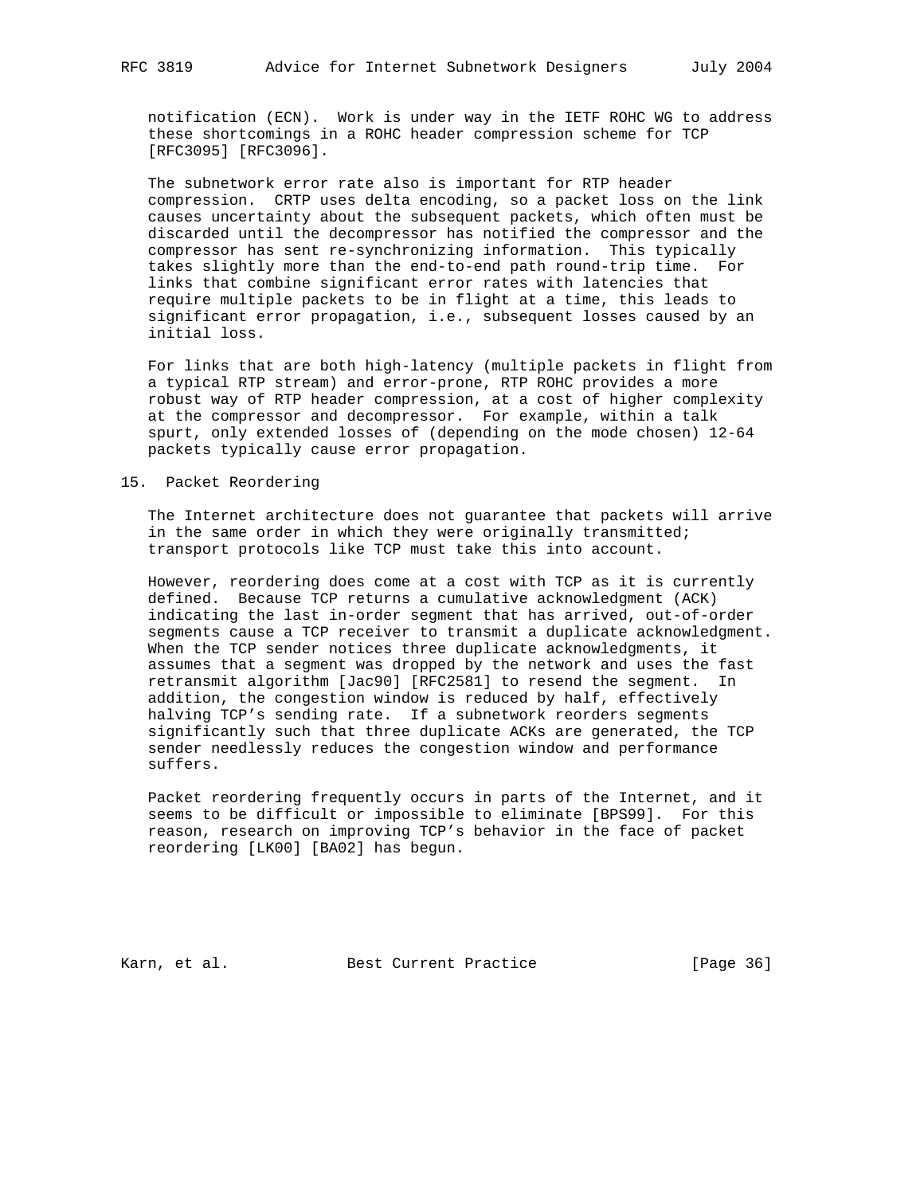notification (ECN). Work is under way in the IETF ROHC WG to address these shortcomings in a ROHC header compression scheme for TCP [RFC3095] [RFC3096].

The subnetwork error rate also is important for RTP header compression. CRTP uses delta encoding, so a packet loss on the link causes uncertainty about the subsequent packets, which often must be discarded until the decompressor has notified the compressor and the compressor has sent re-synchronizing information. This typically takes slightly more than the end-to-end path round-trip time. For links that combine significant error rates with latencies that require multiple packets to be in flight at a time, this leads to significant error propagation, i.e., subsequent losses caused by an initial loss.

For links that are both high-latency (multiple packets in flight from a typical RTP stream) and error-prone, RTP ROHC provides a more robust way of RTP header compression, at a cost of higher complexity at the compressor and decompressor. For example, within a talk spurt, only extended losses of (depending on the mode chosen) 12-64 packets typically cause error propagation.

## 15. Packet Reordering

The Internet architecture does not guarantee that packets will arrive in the same order in which they were originally transmitted; transport protocols like TCP must take this into account.

However, reordering does come at a cost with TCP as it is currently defined. Because TCP returns a cumulative acknowledgment (ACK) indicating the last in-order segment that has arrived, out-of-order segments cause a TCP receiver to transmit a duplicate acknowledgment. When the TCP sender notices three duplicate acknowledgments, it assumes that a segment was dropped by the network and uses the fast retransmit algorithm [Jac90] [RFC2581] to resend the segment. In addition, the congestion window is reduced by half, effectively halving TCP's sending rate. If a subnetwork reorders segments significantly such that three duplicate ACKs are generated, the TCP sender needlessly reduces the congestion window and performance suffers.

Packet reordering frequently occurs in parts of the Internet, and it seems to be difficult or impossible to eliminate [BPS99]. For this reason, research on improving TCP's behavior in the face of packet reordering [LK00] [BA02] has begun.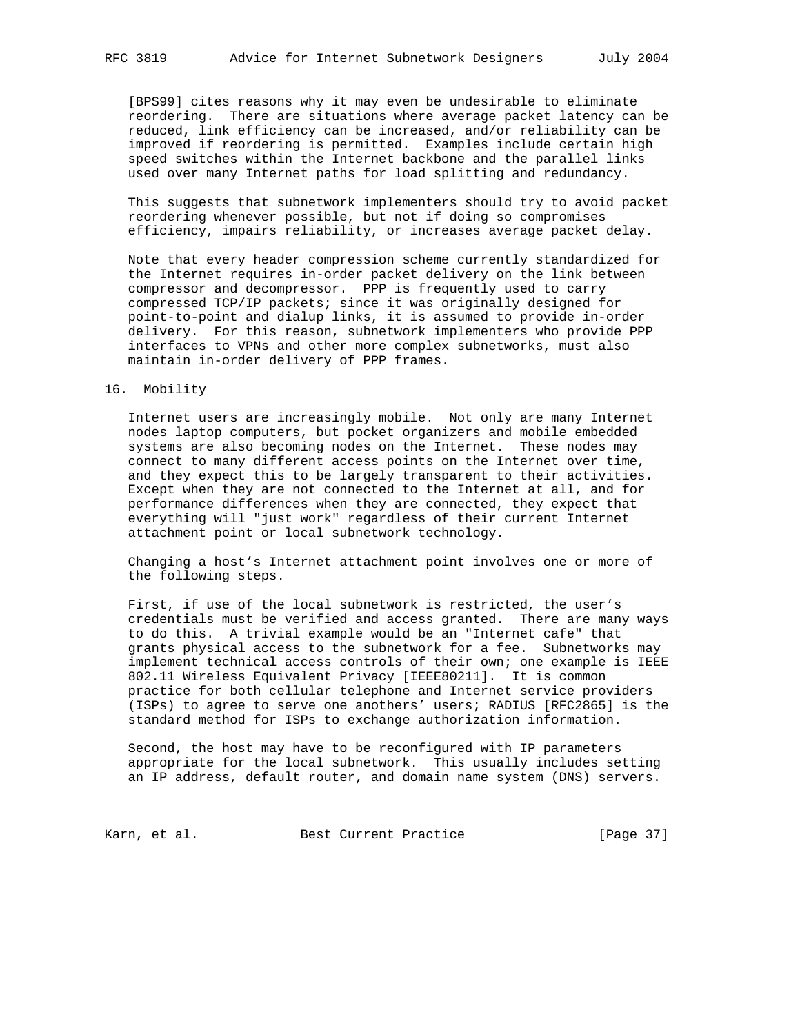[BPS99] cites reasons why it may even be undesirable to eliminate reordering. There are situations where average packet latency can be reduced, link efficiency can be increased, and/or reliability can be improved if reordering is permitted. Examples include certain high speed switches within the Internet backbone and the parallel links used over many Internet paths for load splitting and redundancy.

This suggests that subnetwork implementers should try to avoid packet reordering whenever possible, but not if doing so compromises efficiency, impairs reliability, or increases average packet delay.

Note that every header compression scheme currently standardized for the Internet requires in-order packet delivery on the link between compressor and decompressor. PPP is frequently used to carry compressed TCP/IP packets; since it was originally designed for point-to-point and dialup links, it is assumed to provide in-order delivery. For this reason, subnetwork implementers who provide PPP interfaces to VPNs and other more complex subnetworks, must also maintain in-order delivery of PPP frames.

## 16. Mobility

Internet users are increasingly mobile. Not only are many Internet nodes laptop computers, but pocket organizers and mobile embedded systems are also becoming nodes on the Internet. These nodes may connect to many different access points on the Internet over time, and they expect this to be largely transparent to their activities. Except when they are not connected to the Internet at all, and for performance differences when they are connected, they expect that everything will "just work" regardless of their current Internet attachment point or local subnetwork technology.

Changing a host's Internet attachment point involves one or more of the following steps.

First, if use of the local subnetwork is restricted, the user's credentials must be verified and access granted. There are many ways to do this. A trivial example would be an "Internet cafe" that grants physical access to the subnetwork for a fee. Subnetworks may implement technical access controls of their own; one example is IEEE 802.11 Wireless Equivalent Privacy [IEEE80211]. It is common practice for both cellular telephone and Internet service providers (ISPs) to agree to serve one anothers' users; RADIUS [RFC2865] is the standard method for ISPs to exchange authorization information.

Second, the host may have to be reconfigured with IP parameters appropriate for the local subnetwork. This usually includes setting an IP address, default router, and domain name system (DNS) servers.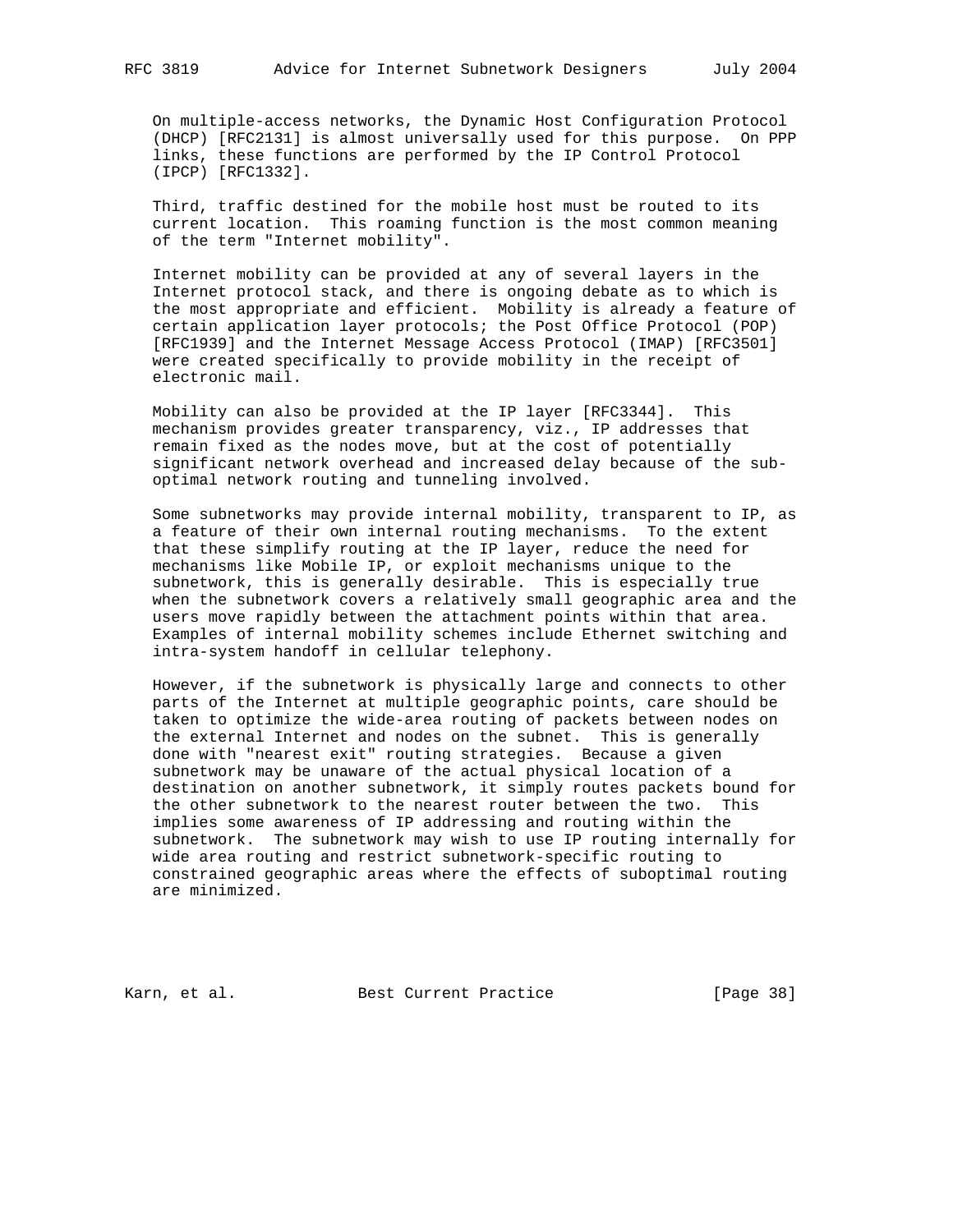On multiple-access networks, the Dynamic Host Configuration Protocol (DHCP) [RFC2131] is almost universally used for this purpose. On PPP links, these functions are performed by the IP Control Protocol (IPCP) [RFC1332].

Third, traffic destined for the mobile host must be routed to its current location. This roaming function is the most common meaning of the term "Internet mobility".

Internet mobility can be provided at any of several layers in the Internet protocol stack, and there is ongoing debate as to which is the most appropriate and efficient. Mobility is already a feature of certain application layer protocols; the Post Office Protocol (POP) [RFC1939] and the Internet Message Access Protocol (IMAP) [RFC3501] were created specifically to provide mobility in the receipt of electronic mail.

Mobility can also be provided at the IP layer [RFC3344]. This mechanism provides greater transparency, viz., IP addresses that remain fixed as the nodes move, but at the cost of potentially significant network overhead and increased delay because of the sub-optimal network routing and tunneling involved.

Some subnetworks may provide internal mobility, transparent to IP, as a feature of their own internal routing mechanisms. To the extent that these simplify routing at the IP layer, reduce the need for mechanisms like Mobile IP, or exploit mechanisms unique to the subnetwork, this is generally desirable. This is especially true when the subnetwork covers a relatively small geographic area and the users move rapidly between the attachment points within that area. Examples of internal mobility schemes include Ethernet switching and intra-system handoff in cellular telephony.

However, if the subnetwork is physically large and connects to other parts of the Internet at multiple geographic points, care should be taken to optimize the wide-area routing of packets between nodes on the external Internet and nodes on the subnet. This is generally done with "nearest exit" routing strategies. Because a given subnetwork may be unaware of the actual physical location of a destination on another subnetwork, it simply routes packets bound for the other subnetwork to the nearest router between the two. This implies some awareness of IP addressing and routing within the subnetwork. The subnetwork may wish to use IP routing internally for wide area routing and restrict subnetwork-specific routing to constrained geographic areas where the effects of suboptimal routing are minimized.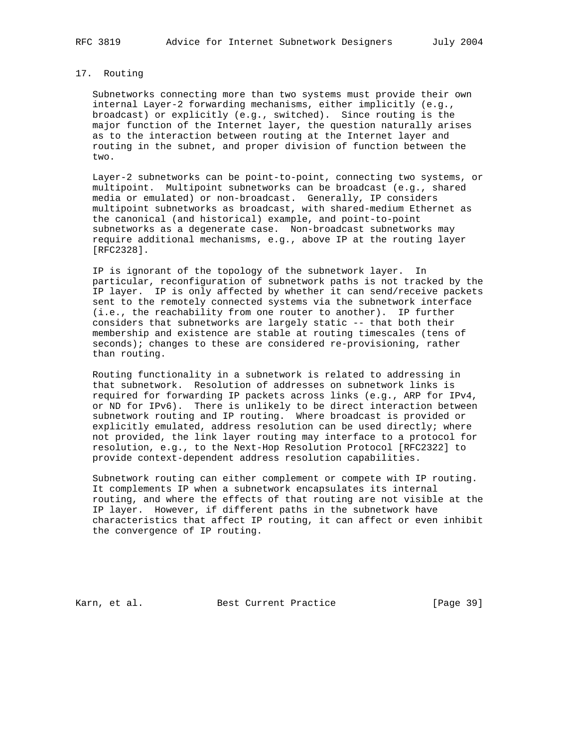## 17. Routing

Subnetworks connecting more than two systems must provide their own internal Layer-2 forwarding mechanisms, either implicitly (e.g., broadcast) or explicitly (e.g., switched). Since routing is the major function of the Internet layer, the question naturally arises as to the interaction between routing at the Internet layer and routing in the subnet, and proper division of function between the two.

Layer-2 subnetworks can be point-to-point, connecting two systems, or multipoint. Multipoint subnetworks can be broadcast (e.g., shared media or emulated) or non-broadcast. Generally, IP considers multipoint subnetworks as broadcast, with shared-medium Ethernet as the canonical (and historical) example, and point-to-point subnetworks as a degenerate case. Non-broadcast subnetworks may require additional mechanisms, e.g., above IP at the routing layer [RFC2328].

IP is ignorant of the topology of the subnetwork layer. In particular, reconfiguration of subnetwork paths is not tracked by the IP layer. IP is only affected by whether it can send/receive packets sent to the remotely connected systems via the subnetwork interface (i.e., the reachability from one router to another). IP further considers that subnetworks are largely static -- that both their membership and existence are stable at routing timescales (tens of seconds); changes to these are considered re-provisioning, rather than routing.

Routing functionality in a subnetwork is related to addressing in that subnetwork. Resolution of addresses on subnetwork links is required for forwarding IP packets across links (e.g., ARP for IPv4, or ND for IPv6). There is unlikely to be direct interaction between subnetwork routing and IP routing. Where broadcast is provided or explicitly emulated, address resolution can be used directly; where not provided, the link layer routing may interface to a protocol for resolution, e.g., to the Next-Hop Resolution Protocol [RFC2322] to provide context-dependent address resolution capabilities.

Subnetwork routing can either complement or compete with IP routing. It complements IP when a subnetwork encapsulates its internal routing, and where the effects of that routing are not visible at the IP layer. However, if different paths in the subnetwork have characteristics that affect IP routing, it can affect or even inhibit the convergence of IP routing.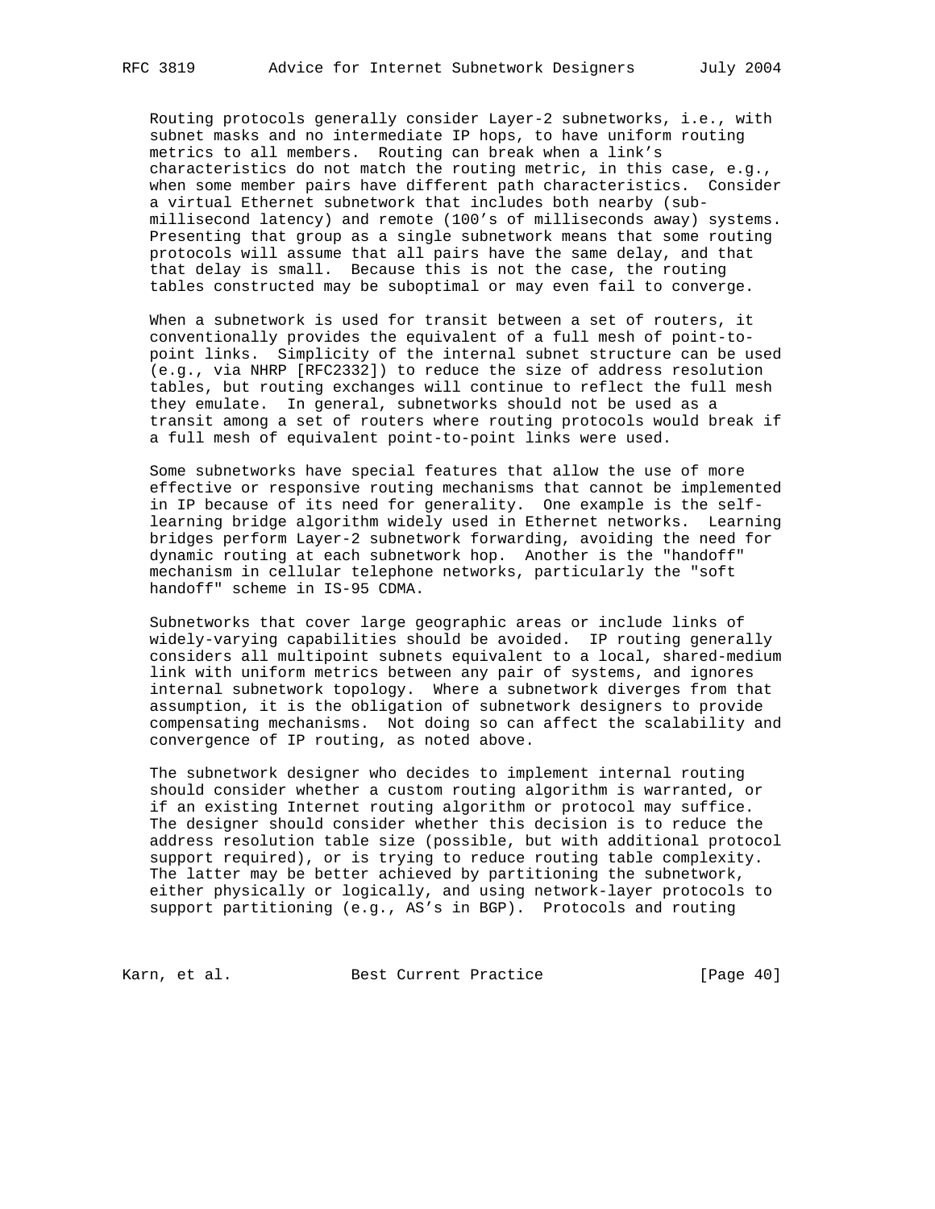Routing protocols generally consider Layer-2 subnetworks, i.e., with subnet masks and no intermediate IP hops, to have uniform routing metrics to all members. Routing can break when a link's characteristics do not match the routing metric, in this case, e.g., when some member pairs have different path characteristics. Consider a virtual Ethernet subnetwork that includes both nearby (sub-millisecond latency) and remote (100's of milliseconds away) systems. Presenting that group as a single subnetwork means that some routing protocols will assume that all pairs have the same delay, and that that delay is small. Because this is not the case, the routing tables constructed may be suboptimal or may even fail to converge.

When a subnetwork is used for transit between a set of routers, it conventionally provides the equivalent of a full mesh of point-to-point links. Simplicity of the internal subnet structure can be used (e.g., via NHRP [RFC2332]) to reduce the size of address resolution tables, but routing exchanges will continue to reflect the full mesh they emulate. In general, subnetworks should not be used as a transit among a set of routers where routing protocols would break if a full mesh of equivalent point-to-point links were used.

Some subnetworks have special features that allow the use of more effective or responsive routing mechanisms that cannot be implemented in IP because of its need for generality. One example is the self-learning bridge algorithm widely used in Ethernet networks. Learning bridges perform Layer-2 subnetwork forwarding, avoiding the need for dynamic routing at each subnetwork hop. Another is the "handoff" mechanism in cellular telephone networks, particularly the "soft handoff" scheme in IS-95 CDMA.

Subnetworks that cover large geographic areas or include links of widely-varying capabilities should be avoided. IP routing generally considers all multipoint subnets equivalent to a local, shared-medium link with uniform metrics between any pair of systems, and ignores internal subnetwork topology. Where a subnetwork diverges from that assumption, it is the obligation of subnetwork designers to provide compensating mechanisms. Not doing so can affect the scalability and convergence of IP routing, as noted above.

The subnetwork designer who decides to implement internal routing should consider whether a custom routing algorithm is warranted, or if an existing Internet routing algorithm or protocol may suffice. The designer should consider whether this decision is to reduce the address resolution table size (possible, but with additional protocol support required), or is trying to reduce routing table complexity. The latter may be better achieved by partitioning the subnetwork, either physically or logically, and using network-layer protocols to support partitioning (e.g., AS's in BGP). Protocols and routing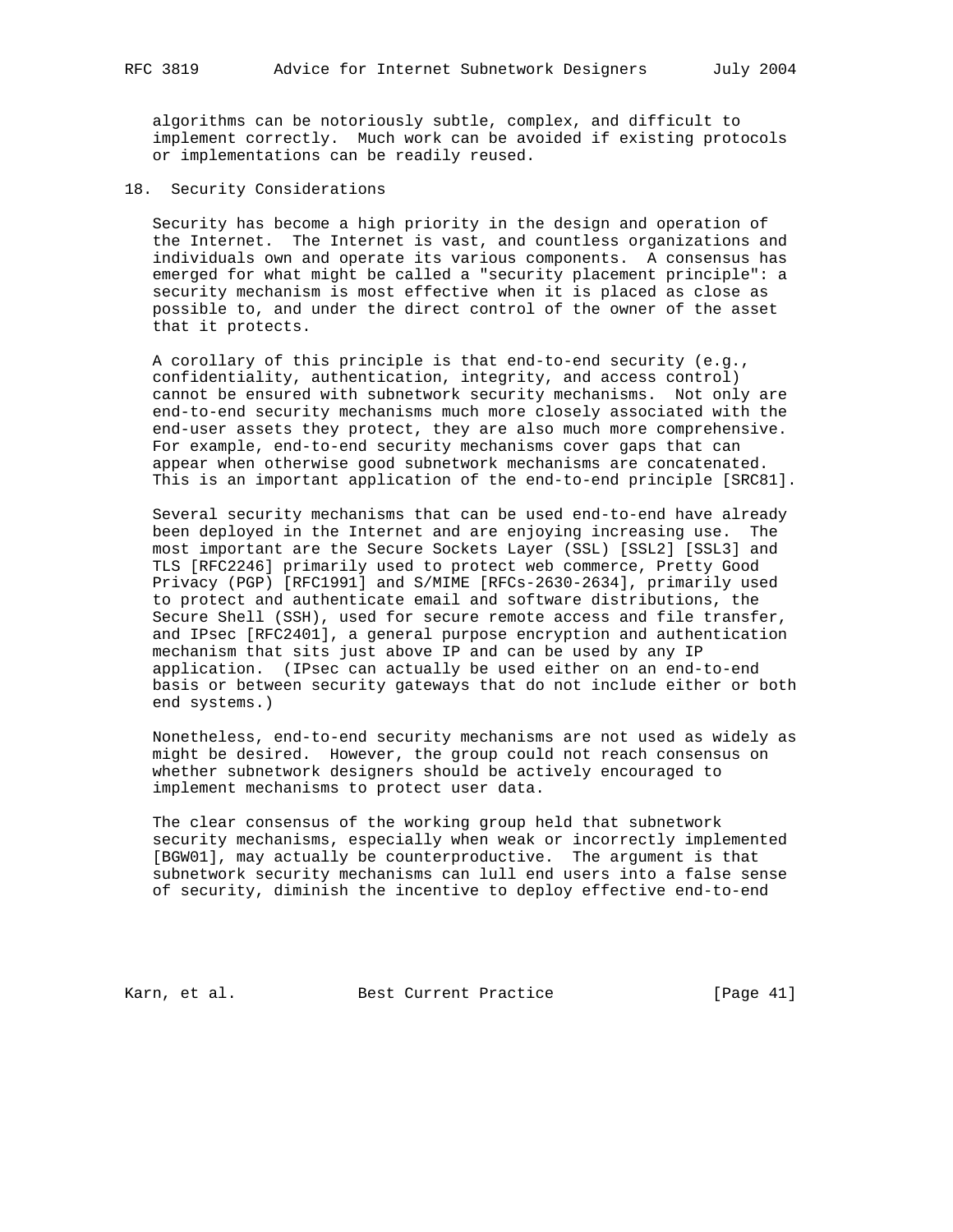algorithms can be notoriously subtle, complex, and difficult to implement correctly. Much work can be avoided if existing protocols or implementations can be readily reused.

## 18. Security Considerations

Security has become a high priority in the design and operation of the Internet. The Internet is vast, and countless organizations and individuals own and operate its various components. A consensus has emerged for what might be called a "security placement principle": a security mechanism is most effective when it is placed as close as possible to, and under the direct control of the owner of the asset that it protects.

A corollary of this principle is that end-to-end security (e.g., confidentiality, authentication, integrity, and access control) cannot be ensured with subnetwork security mechanisms. Not only are end-to-end security mechanisms much more closely associated with the end-user assets they protect, they are also much more comprehensive. For example, end-to-end security mechanisms cover gaps that can appear when otherwise good subnetwork mechanisms are concatenated. This is an important application of the end-to-end principle [SRC81].

Several security mechanisms that can be used end-to-end have already been deployed in the Internet and are enjoying increasing use. The most important are the Secure Sockets Layer (SSL) [SSL2] [SSL3] and TLS [RFC2246] primarily used to protect web commerce, Pretty Good Privacy (PGP) [RFC1991] and S/MIME [RFCs-2630-2634], primarily used to protect and authenticate email and software distributions, the Secure Shell (SSH), used for secure remote access and file transfer, and IPsec [RFC2401], a general purpose encryption and authentication mechanism that sits just above IP and can be used by any IP application. (IPsec can actually be used either on an end-to-end basis or between security gateways that do not include either or both end systems.)

Nonetheless, end-to-end security mechanisms are not used as widely as might be desired. However, the group could not reach consensus on whether subnetwork designers should be actively encouraged to implement mechanisms to protect user data.

The clear consensus of the working group held that subnetwork security mechanisms, especially when weak or incorrectly implemented [BGW01], may actually be counterproductive. The argument is that subnetwork security mechanisms can lull end users into a false sense of security, diminish the incentive to deploy effective end-to-end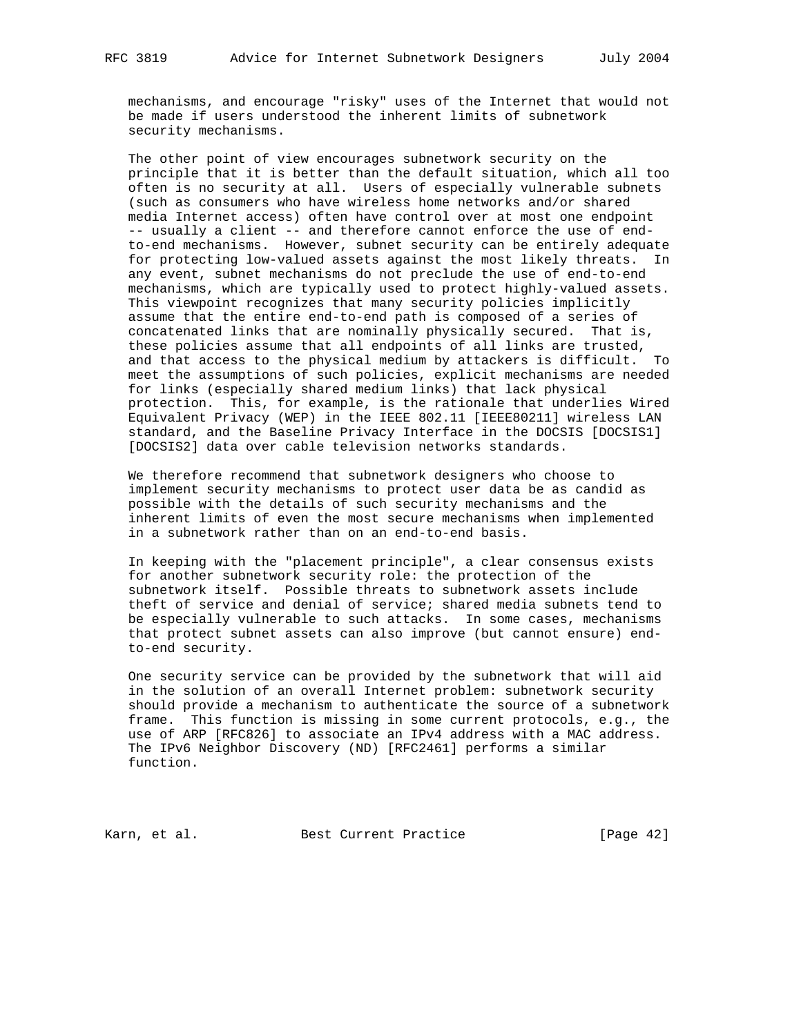mechanisms, and encourage "risky" uses of the Internet that would not be made if users understood the inherent limits of subnetwork security mechanisms.

The other point of view encourages subnetwork security on the principle that it is better than the default situation, which all too often is no security at all. Users of especially vulnerable subnets (such as consumers who have wireless home networks and/or shared media Internet access) often have control over at most one endpoint -- usually a client -- and therefore cannot enforce the use of end-to-end mechanisms. However, subnet security can be entirely adequate for protecting low-valued assets against the most likely threats. In any event, subnet mechanisms do not preclude the use of end-to-end mechanisms, which are typically used to protect highly-valued assets. This viewpoint recognizes that many security policies implicitly assume that the entire end-to-end path is composed of a series of concatenated links that are nominally physically secured. That is, these policies assume that all endpoints of all links are trusted, and that access to the physical medium by attackers is difficult. To meet the assumptions of such policies, explicit mechanisms are needed for links (especially shared medium links) that lack physical protection. This, for example, is the rationale that underlies Wired Equivalent Privacy (WEP) in the IEEE 802.11 [IEEE80211] wireless LAN standard, and the Baseline Privacy Interface in the DOCSIS [DOCSIS1] [DOCSIS2] data over cable television networks standards.

We therefore recommend that subnetwork designers who choose to implement security mechanisms to protect user data be as candid as possible with the details of such security mechanisms and the inherent limits of even the most secure mechanisms when implemented in a subnetwork rather than on an end-to-end basis.

In keeping with the "placement principle", a clear consensus exists for another subnetwork security role: the protection of the subnetwork itself. Possible threats to subnetwork assets include theft of service and denial of service; shared media subnets tend to be especially vulnerable to such attacks. In some cases, mechanisms that protect subnet assets can also improve (but cannot ensure) end-to-end security.

One security service can be provided by the subnetwork that will aid in the solution of an overall Internet problem: subnetwork security should provide a mechanism to authenticate the source of a subnetwork frame. This function is missing in some current protocols, e.g., the use of ARP [RFC826] to associate an IPv4 address with a MAC address. The IPv6 Neighbor Discovery (ND) [RFC2461] performs a similar function.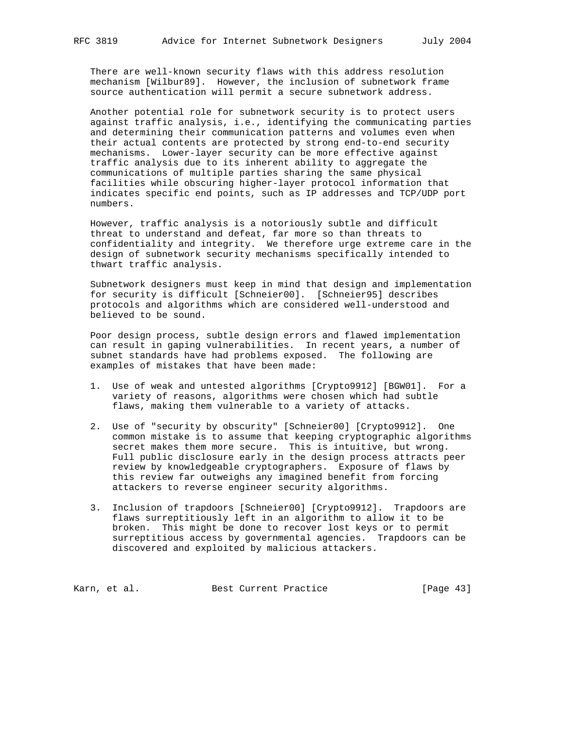There are well-known security flaws with this address resolution mechanism [Wilbur89]. However, the inclusion of subnetwork frame source authentication will permit a secure subnetwork address.

Another potential role for subnetwork security is to protect users against traffic analysis, i.e., identifying the communicating parties and determining their communication patterns and volumes even when their actual contents are protected by strong end-to-end security mechanisms. Lower-layer security can be more effective against traffic analysis due to its inherent ability to aggregate the communications of multiple parties sharing the same physical facilities while obscuring higher-layer protocol information that indicates specific end points, such as IP addresses and TCP/UDP port numbers.

However, traffic analysis is a notoriously subtle and difficult threat to understand and defeat, far more so than threats to confidentiality and integrity. We therefore urge extreme care in the design of subnetwork security mechanisms specifically intended to thwart traffic analysis.

Subnetwork designers must keep in mind that design and implementation for security is difficult [Schneier00]. [Schneier95] describes protocols and algorithms which are considered well-understood and believed to be sound.

Poor design process, subtle design errors and flawed implementation can result in gaping vulnerabilities. In recent years, a number of subnet standards have had problems exposed. The following are examples of mistakes that have been made:

1. Use of weak and untested algorithms [Crypto9912] [BGW01]. For a variety of reasons, algorithms were chosen which had subtle flaws, making them vulnerable to a variety of attacks.

2. Use of "security by obscurity" [Schneier00] [Crypto9912]. One common mistake is to assume that keeping cryptographic algorithms secret makes them more secure. This is intuitive, but wrong. Full public disclosure early in the design process attracts peer review by knowledgeable cryptographers. Exposure of flaws by this review far outweighs any imagined benefit from forcing attackers to reverse engineer security algorithms.

3. Inclusion of trapdoors [Schneier00] [Crypto9912]. Trapdoors are flaws surreptitiously left in an algorithm to allow it to be broken. This might be done to recover lost keys or to permit surreptitious access by governmental agencies. Trapdoors can be discovered and exploited by malicious attackers.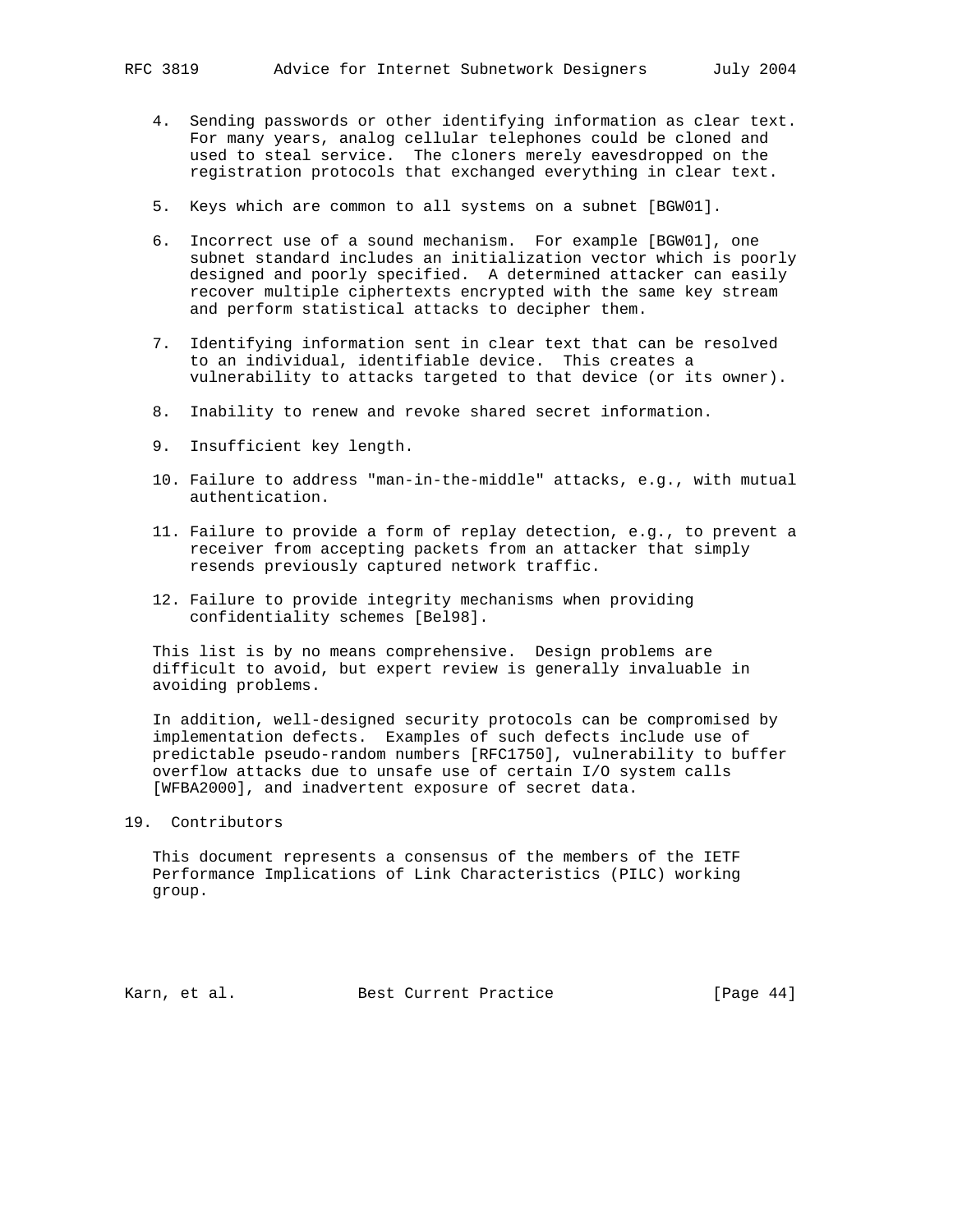4. Sending passwords or other identifying information as clear text. For many years, analog cellular telephones could be cloned and used to steal service. The cloners merely eavesdropped on the registration protocols that exchanged everything in clear text.

5. Keys which are common to all systems on a subnet [BGW01].

6. Incorrect use of a sound mechanism. For example [BGW01], one subnet standard includes an initialization vector which is poorly designed and poorly specified. A determined attacker can easily recover multiple ciphertexts encrypted with the same key stream and perform statistical attacks to decipher them.

7. Identifying information sent in clear text that can be resolved to an individual, identifiable device. This creates a vulnerability to attacks targeted to that device (or its owner).

8. Inability to renew and revoke shared secret information.

9. Insufficient key length.

10. Failure to address "man-in-the-middle" attacks, e.g., with mutual authentication.

11. Failure to provide a form of replay detection, e.g., to prevent a receiver from accepting packets from an attacker that simply resends previously captured network traffic.

12. Failure to provide integrity mechanisms when providing confidentiality schemes [Bel98].

This list is by no means comprehensive. Design problems are difficult to avoid, but expert review is generally invaluable in avoiding problems.

In addition, well-designed security protocols can be compromised by implementation defects. Examples of such defects include use of predictable pseudo-random numbers [RFC1750], vulnerability to buffer overflow attacks due to unsafe use of certain I/O system calls [WFBA2000], and inadvertent exposure of secret data.

## 19. Contributors

This document represents a consensus of the members of the IETF Performance Implications of Link Characteristics (PILC) working group.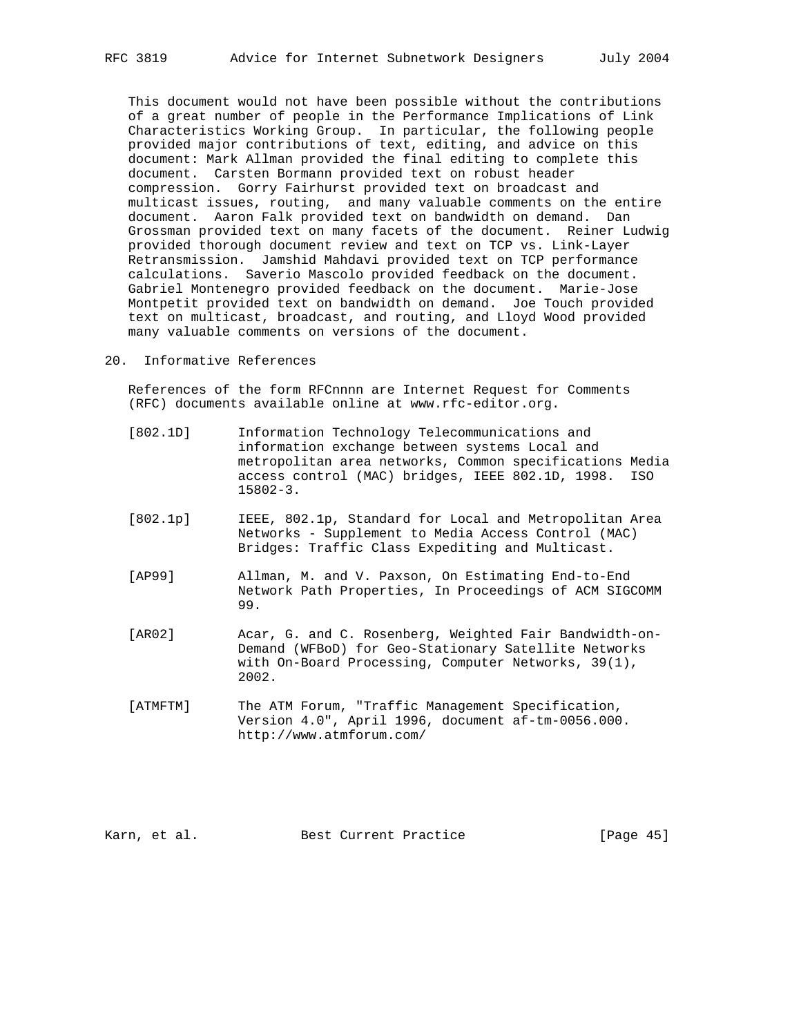This document would not have been possible without the contributions of a great number of people in the Performance Implications of Link Characteristics Working Group. In particular, the following people provided major contributions of text, editing, and advice on this document: Mark Allman provided the final editing to complete this document. Carsten Bormann provided text on robust header compression. Gorry Fairhurst provided text on broadcast and multicast issues, routing, and many valuable comments on the entire document. Aaron Falk provided text on bandwidth on demand. Dan Grossman provided text on many facets of the document. Reiner Ludwig provided thorough document review and text on TCP vs. Link-Layer Retransmission. Jamshid Mahdavi provided text on TCP performance calculations. Saverio Mascolo provided feedback on the document. Gabriel Montenegro provided feedback on the document. Marie-Jose Montpetit provided text on bandwidth on demand. Joe Touch provided text on multicast, broadcast, and routing, and Lloyd Wood provided many valuable comments on versions of the document.

## 20. Informative References

References of the form RFCnnnn are Internet Request for Comments (RFC) documents available online at www.rfc-editor.org.

[802.1D] Information Technology Telecommunications and information exchange between systems Local and metropolitan area networks, Common specifications Media access control (MAC) bridges, IEEE 802.1D, 1998. ISO 15802-3.

[802.1p] IEEE, 802.1p, Standard for Local and Metropolitan Area Networks - Supplement to Media Access Control (MAC) Bridges: Traffic Class Expediting and Multicast.

[AP99] Allman, M. and V. Paxson, On Estimating End-to-End Network Path Properties, In Proceedings of ACM SIGCOMM 99.

[AR02] Acar, G. and C. Rosenberg, Weighted Fair Bandwidth-on-Demand (WFBoD) for Geo-Stationary Satellite Networks with On-Board Processing, Computer Networks, 39(1), 2002.

[ATMFTM] The ATM Forum, "Traffic Management Specification, Version 4.0", April 1996, document af-tm-0056.000. http://www.atmforum.com/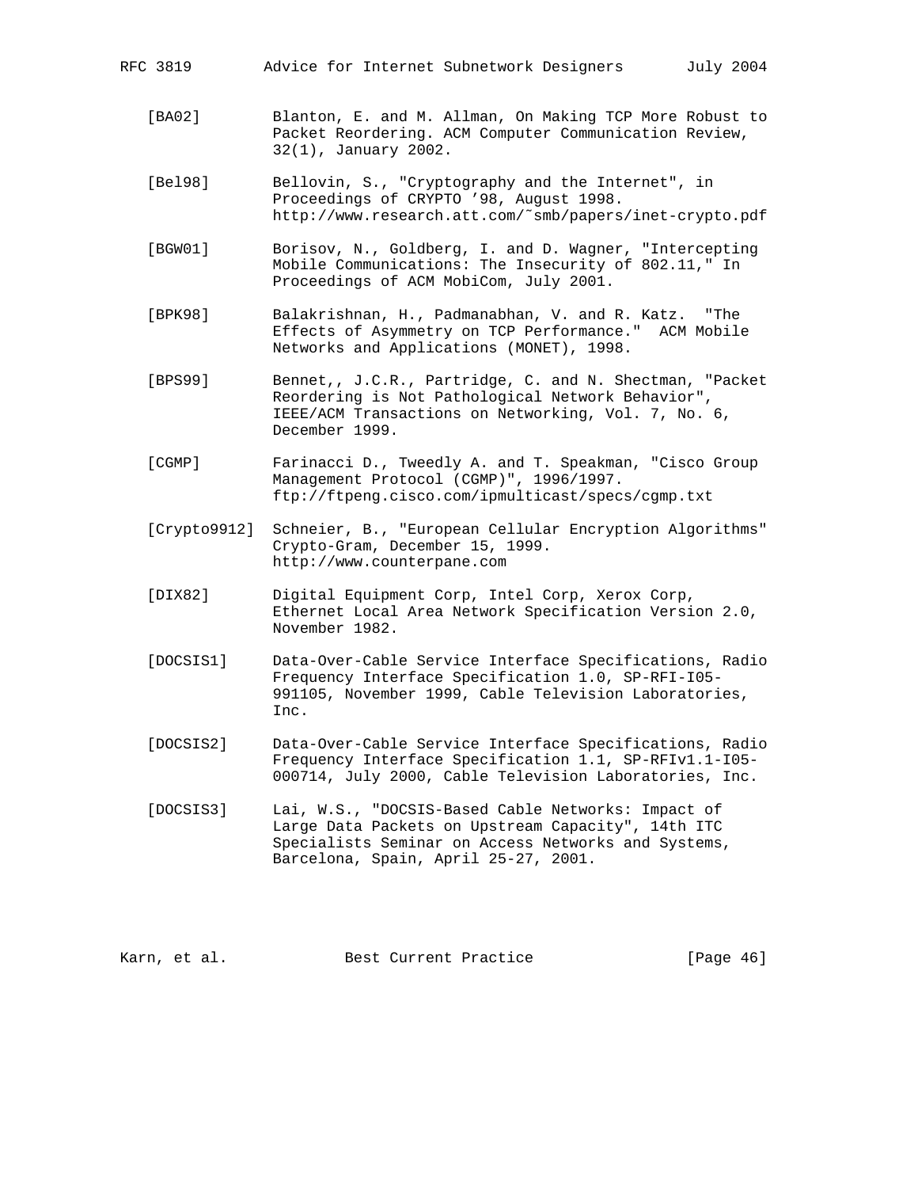[BA02] Blanton, E. and M. Allman, On Making TCP More Robust to Packet Reordering. ACM Computer Communication Review, 32(1), January 2002.

[Bel98] Bellovin, S., "Cryptography and the Internet", in Proceedings of CRYPTO '98, August 1998. http://www.research.att.com/~smb/papers/inet-crypto.pdf

[BGW01] Borisov, N., Goldberg, I. and D. Wagner, "Intercepting Mobile Communications: The Insecurity of 802.11," In Proceedings of ACM MobiCom, July 2001.

[BPK98] Balakrishnan, H., Padmanabhan, V. and R. Katz. "The Effects of Asymmetry on TCP Performance." ACM Mobile Networks and Applications (MONET), 1998.

[BPS99] Bennet,, J.C.R., Partridge, C. and N. Shectman, "Packet Reordering is Not Pathological Network Behavior", IEEE/ACM Transactions on Networking, Vol. 7, No. 6, December 1999.

[CGMP] Farinacci D., Tweedly A. and T. Speakman, "Cisco Group Management Protocol (CGMP)", 1996/1997. ftp://ftpeng.cisco.com/ipmulticast/specs/cgmp.txt

[Crypto9912] Schneier, B., "European Cellular Encryption Algorithms" Crypto-Gram, December 15, 1999. http://www.counterpane.com

[DIX82] Digital Equipment Corp, Intel Corp, Xerox Corp, Ethernet Local Area Network Specification Version 2.0, November 1982.

[DOCSIS1] Data-Over-Cable Service Interface Specifications, Radio Frequency Interface Specification 1.0, SP-RFI-I05-991105, November 1999, Cable Television Laboratories, Inc.

[DOCSIS2] Data-Over-Cable Service Interface Specifications, Radio Frequency Interface Specification 1.1, SP-RFIv1.1-I05-000714, July 2000, Cable Television Laboratories, Inc.

[DOCSIS3] Lai, W.S., "DOCSIS-Based Cable Networks: Impact of Large Data Packets on Upstream Capacity", 14th ITC Specialists Seminar on Access Networks and Systems, Barcelona, Spain, April 25-27, 2001.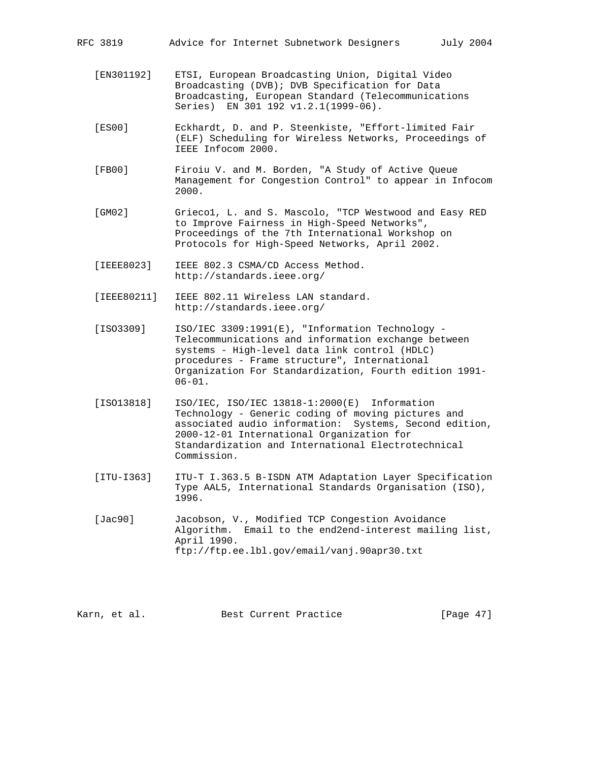[EN301192] ETSI, European Broadcasting Union, Digital Video Broadcasting (DVB); DVB Specification for Data Broadcasting, European Standard (Telecommunications Series) EN 301 192 v1.2.1(1999-06).

[ES00] Eckhardt, D. and P. Steenkiste, "Effort-limited Fair (ELF) Scheduling for Wireless Networks, Proceedings of IEEE Infocom 2000.

[FB00] Firoiu V. and M. Borden, "A Study of Active Queue Management for Congestion Control" to appear in Infocom 2000.

[GM02] Grieco1, L. and S. Mascolo, "TCP Westwood and Easy RED to Improve Fairness in High-Speed Networks", Proceedings of the 7th International Workshop on Protocols for High-Speed Networks, April 2002.

[IEEE8023] IEEE 802.3 CSMA/CD Access Method. http://standards.ieee.org/

[IEEE80211] IEEE 802.11 Wireless LAN standard. http://standards.ieee.org/

[ISO3309] ISO/IEC 3309:1991(E), "Information Technology - Telecommunications and information exchange between systems - High-level data link control (HDLC) procedures - Frame structure", International Organization For Standardization, Fourth edition 1991-06-01.

[ISO13818] ISO/IEC, ISO/IEC 13818-1:2000(E) Information Technology - Generic coding of moving pictures and associated audio information: Systems, Second edition, 2000-12-01 International Organization for Standardization and International Electrotechnical Commission.

[ITU-I363] ITU-T I.363.5 B-ISDN ATM Adaptation Layer Specification Type AAL5, International Standards Organisation (ISO), 1996.

[Jac90] Jacobson, V., Modified TCP Congestion Avoidance Algorithm. Email to the end2end-interest mailing list, April 1990. ftp://ftp.ee.lbl.gov/email/vanj.90apr30.txt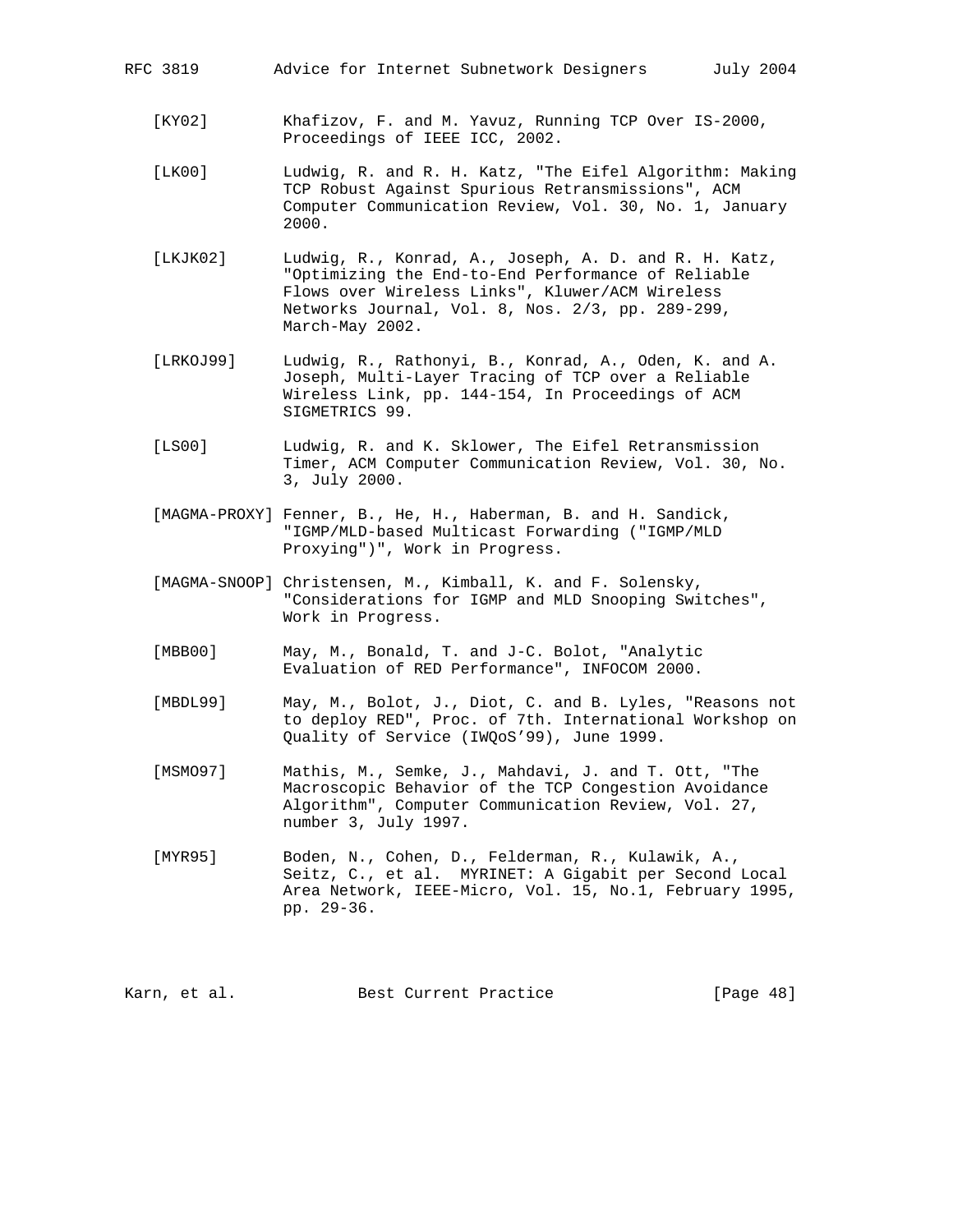[KY02] Khafizov, F. and M. Yavuz, Running TCP Over IS-2000, Proceedings of IEEE ICC, 2002.

[LK00] Ludwig, R. and R. H. Katz, "The Eifel Algorithm: Making TCP Robust Against Spurious Retransmissions", ACM Computer Communication Review, Vol. 30, No. 1, January 2000.

[LKJK02] Ludwig, R., Konrad, A., Joseph, A. D. and R. H. Katz, "Optimizing the End-to-End Performance of Reliable Flows over Wireless Links", Kluwer/ACM Wireless Networks Journal, Vol. 8, Nos. 2/3, pp. 289-299, March-May 2002.

[LRKOJ99] Ludwig, R., Rathonyi, B., Konrad, A., Oden, K. and A. Joseph, Multi-Layer Tracing of TCP over a Reliable Wireless Link, pp. 144-154, In Proceedings of ACM SIGMETRICS 99.

[LS00] Ludwig, R. and K. Sklower, The Eifel Retransmission Timer, ACM Computer Communication Review, Vol. 30, No. 3, July 2000.

[MAGMA-PROXY] Fenner, B., He, H., Haberman, B. and H. Sandick, "IGMP/MLD-based Multicast Forwarding ("IGMP/MLD Proxying")", Work in Progress.

[MAGMA-SNOOP] Christensen, M., Kimball, K. and F. Solensky, "Considerations for IGMP and MLD Snooping Switches", Work in Progress.

[MBB00] May, M., Bonald, T. and J-C. Bolot, "Analytic Evaluation of RED Performance", INFOCOM 2000.

[MBDL99] May, M., Bolot, J., Diot, C. and B. Lyles, "Reasons not to deploy RED", Proc. of 7th. International Workshop on Quality of Service (IWQoS'99), June 1999.

[MSMO97] Mathis, M., Semke, J., Mahdavi, J. and T. Ott, "The Macroscopic Behavior of the TCP Congestion Avoidance Algorithm", Computer Communication Review, Vol. 27, number 3, July 1997.

[MYR95] Boden, N., Cohen, D., Felderman, R., Kulawik, A., Seitz, C., et al. MYRINET: A Gigabit per Second Local Area Network, IEEE-Micro, Vol. 15, No.1, February 1995, pp. 29-36.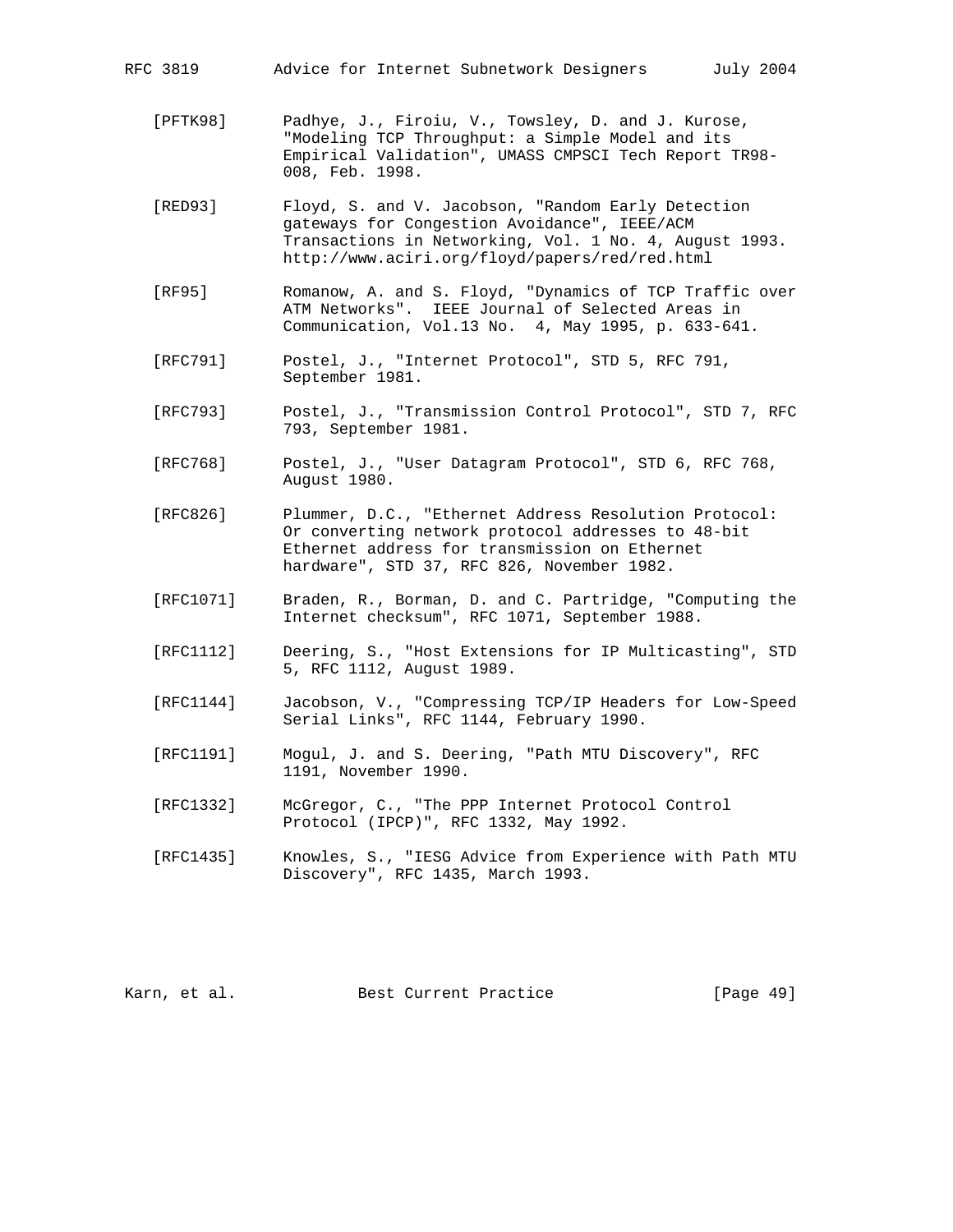[PFTK98] Padhye, J., Firoiu, V., Towsley, D. and J. Kurose, "Modeling TCP Throughput: a Simple Model and its Empirical Validation", UMASS CMPSCI Tech Report TR98-008, Feb. 1998.

[RED93] Floyd, S. and V. Jacobson, "Random Early Detection gateways for Congestion Avoidance", IEEE/ACM Transactions in Networking, Vol. 1 No. 4, August 1993. http://www.aciri.org/floyd/papers/red/red.html

[RF95] Romanow, A. and S. Floyd, "Dynamics of TCP Traffic over ATM Networks". IEEE Journal of Selected Areas in Communication, Vol.13 No. 4, May 1995, p. 633-641.

[RFC791] Postel, J., "Internet Protocol", STD 5, RFC 791, September 1981.

[RFC793] Postel, J., "Transmission Control Protocol", STD 7, RFC 793, September 1981.

[RFC768] Postel, J., "User Datagram Protocol", STD 6, RFC 768, August 1980.

[RFC826] Plummer, D.C., "Ethernet Address Resolution Protocol: Or converting network protocol addresses to 48-bit Ethernet address for transmission on Ethernet hardware", STD 37, RFC 826, November 1982.

[RFC1071] Braden, R., Borman, D. and C. Partridge, "Computing the Internet checksum", RFC 1071, September 1988.

[RFC1112] Deering, S., "Host Extensions for IP Multicasting", STD 5, RFC 1112, August 1989.

[RFC1144] Jacobson, V., "Compressing TCP/IP Headers for Low-Speed Serial Links", RFC 1144, February 1990.

[RFC1191] Mogul, J. and S. Deering, "Path MTU Discovery", RFC 1191, November 1990.

[RFC1332] McGregor, C., "The PPP Internet Protocol Control Protocol (IPCP)", RFC 1332, May 1992.

[RFC1435] Knowles, S., "IESG Advice from Experience with Path MTU Discovery", RFC 1435, March 1993.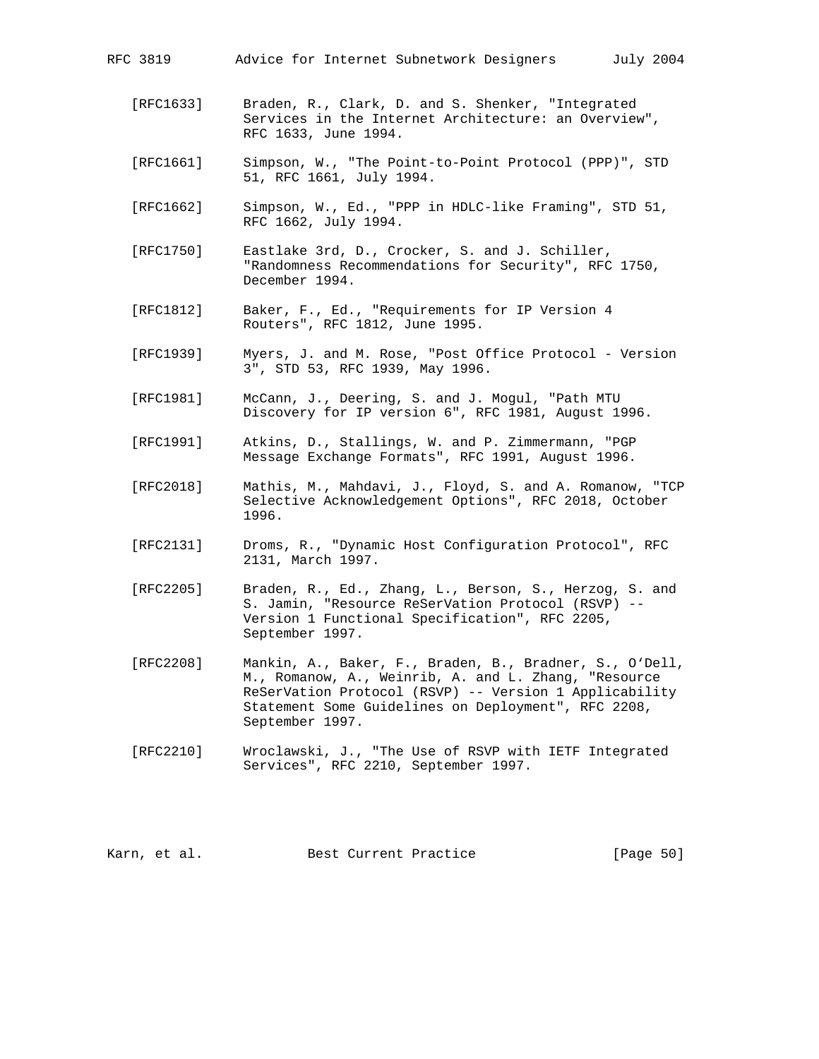[RFC1633] Braden, R., Clark, D. and S. Shenker, "Integrated Services in the Internet Architecture: an Overview", RFC 1633, June 1994.

[RFC1661] Simpson, W., "The Point-to-Point Protocol (PPP)", STD 51, RFC 1661, July 1994.

[RFC1662] Simpson, W., Ed., "PPP in HDLC-like Framing", STD 51, RFC 1662, July 1994.

[RFC1750] Eastlake 3rd, D., Crocker, S. and J. Schiller, "Randomness Recommendations for Security", RFC 1750, December 1994.

[RFC1812] Baker, F., Ed., "Requirements for IP Version 4 Routers", RFC 1812, June 1995.

[RFC1939] Myers, J. and M. Rose, "Post Office Protocol - Version 3", STD 53, RFC 1939, May 1996.

[RFC1981] McCann, J., Deering, S. and J. Mogul, "Path MTU Discovery for IP version 6", RFC 1981, August 1996.

[RFC1991] Atkins, D., Stallings, W. and P. Zimmermann, "PGP Message Exchange Formats", RFC 1991, August 1996.

[RFC2018] Mathis, M., Mahdavi, J., Floyd, S. and A. Romanow, "TCP Selective Acknowledgement Options", RFC 2018, October 1996.

[RFC2131] Droms, R., "Dynamic Host Configuration Protocol", RFC 2131, March 1997.

[RFC2205] Braden, R., Ed., Zhang, L., Berson, S., Herzog, S. and S. Jamin, "Resource ReSerVation Protocol (RSVP) -- Version 1 Functional Specification", RFC 2205, September 1997.

[RFC2208] Mankin, A., Baker, F., Braden, B., Bradner, S., O'Dell, M., Romanow, A., Weinrib, A. and L. Zhang, "Resource ReSerVation Protocol (RSVP) -- Version 1 Applicability Statement Some Guidelines on Deployment", RFC 2208, September 1997.

[RFC2210] Wroclawski, J., "The Use of RSVP with IETF Integrated Services", RFC 2210, September 1997.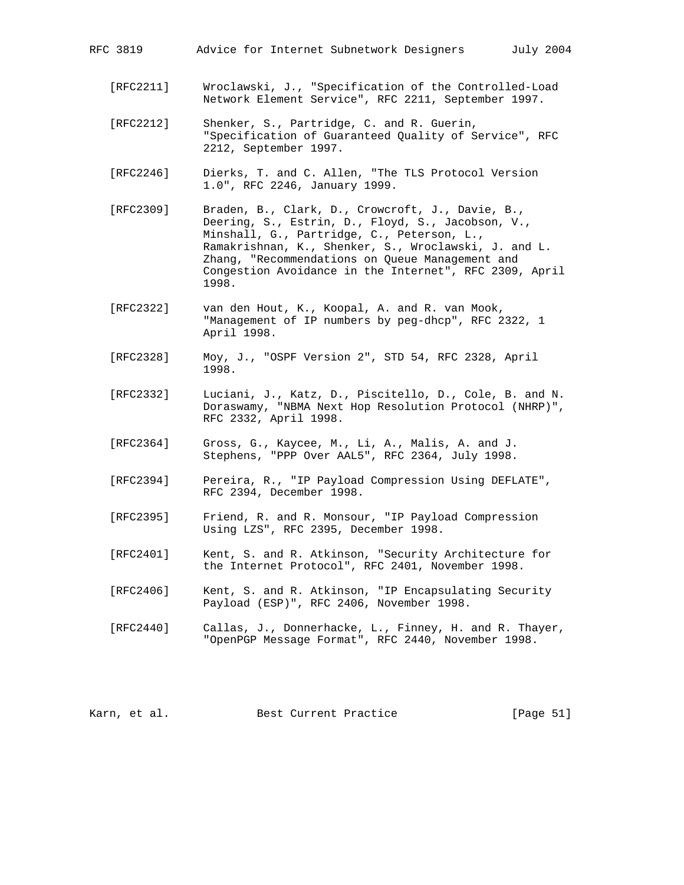[RFC2211] Wroclawski, J., "Specification of the Controlled-Load Network Element Service", RFC 2211, September 1997.

[RFC2212] Shenker, S., Partridge, C. and R. Guerin, "Specification of Guaranteed Quality of Service", RFC 2212, September 1997.

[RFC2246] Dierks, T. and C. Allen, "The TLS Protocol Version 1.0", RFC 2246, January 1999.

[RFC2309] Braden, B., Clark, D., Crowcroft, J., Davie, B., Deering, S., Estrin, D., Floyd, S., Jacobson, V., Minshall, G., Partridge, C., Peterson, L., Ramakrishnan, K., Shenker, S., Wroclawski, J. and L. Zhang, "Recommendations on Queue Management and Congestion Avoidance in the Internet", RFC 2309, April 1998.

[RFC2322] van den Hout, K., Koopal, A. and R. van Mook, "Management of IP numbers by peg-dhcp", RFC 2322, 1 April 1998.

[RFC2328] Moy, J., "OSPF Version 2", STD 54, RFC 2328, April 1998.

[RFC2332] Luciani, J., Katz, D., Piscitello, D., Cole, B. and N. Doraswamy, "NBMA Next Hop Resolution Protocol (NHRP)", RFC 2332, April 1998.

[RFC2364] Gross, G., Kaycee, M., Li, A., Malis, A. and J. Stephens, "PPP Over AAL5", RFC 2364, July 1998.

[RFC2394] Pereira, R., "IP Payload Compression Using DEFLATE", RFC 2394, December 1998.

[RFC2395] Friend, R. and R. Monsour, "IP Payload Compression Using LZS", RFC 2395, December 1998.

[RFC2401] Kent, S. and R. Atkinson, "Security Architecture for the Internet Protocol", RFC 2401, November 1998.

[RFC2406] Kent, S. and R. Atkinson, "IP Encapsulating Security Payload (ESP)", RFC 2406, November 1998.

[RFC2440] Callas, J., Donnerhacke, L., Finney, H. and R. Thayer, "OpenPGP Message Format", RFC 2440, November 1998.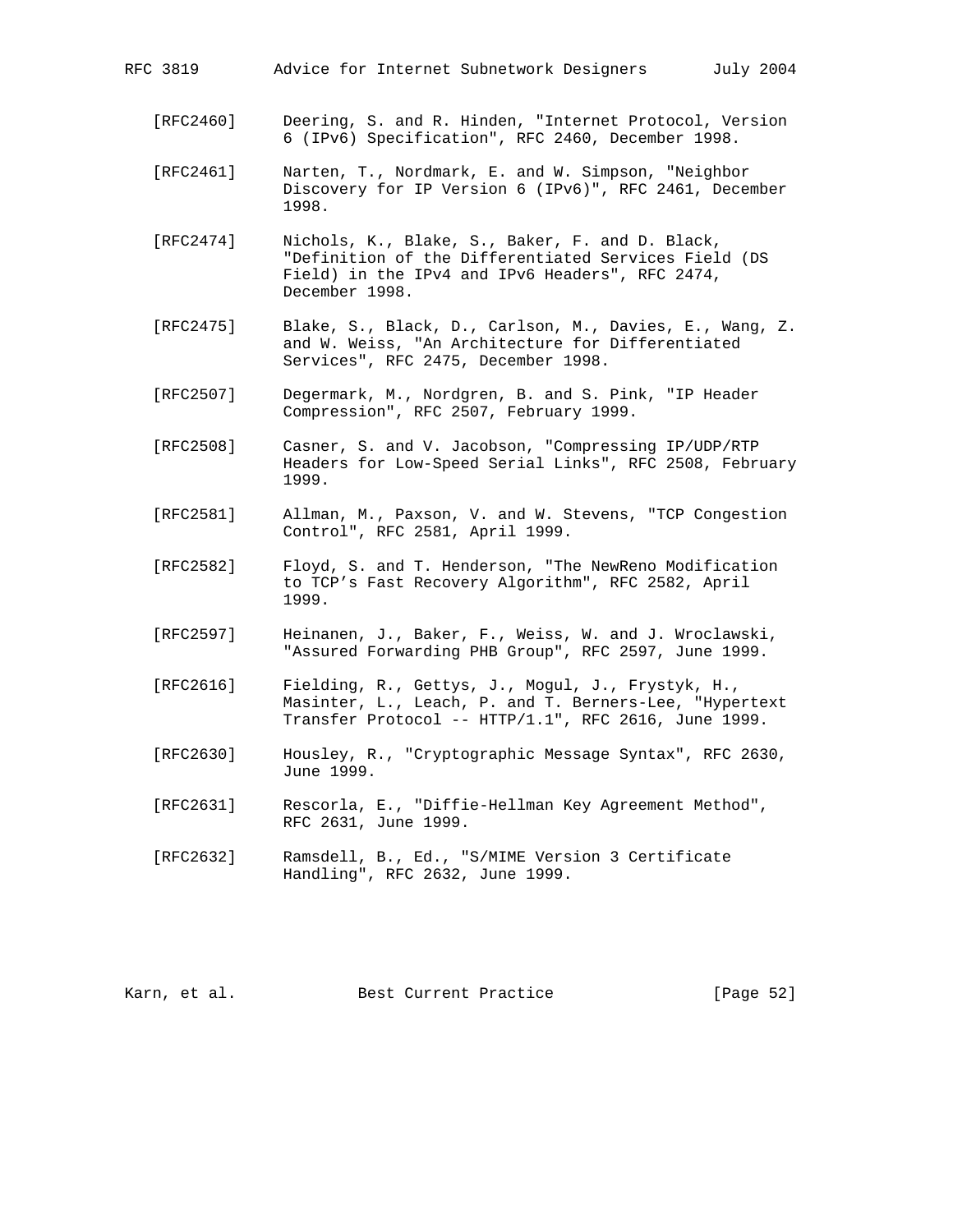[RFC2460] Deering, S. and R. Hinden, "Internet Protocol, Version 6 (IPv6) Specification", RFC 2460, December 1998.

[RFC2461] Narten, T., Nordmark, E. and W. Simpson, "Neighbor Discovery for IP Version 6 (IPv6)", RFC 2461, December 1998.

[RFC2474] Nichols, K., Blake, S., Baker, F. and D. Black, "Definition of the Differentiated Services Field (DS Field) in the IPv4 and IPv6 Headers", RFC 2474, December 1998.

[RFC2475] Blake, S., Black, D., Carlson, M., Davies, E., Wang, Z. and W. Weiss, "An Architecture for Differentiated Services", RFC 2475, December 1998.

[RFC2507] Degermark, M., Nordgren, B. and S. Pink, "IP Header Compression", RFC 2507, February 1999.

[RFC2508] Casner, S. and V. Jacobson, "Compressing IP/UDP/RTP Headers for Low-Speed Serial Links", RFC 2508, February 1999.

[RFC2581] Allman, M., Paxson, V. and W. Stevens, "TCP Congestion Control", RFC 2581, April 1999.

[RFC2582] Floyd, S. and T. Henderson, "The NewReno Modification to TCP's Fast Recovery Algorithm", RFC 2582, April 1999.

[RFC2597] Heinanen, J., Baker, F., Weiss, W. and J. Wroclawski, "Assured Forwarding PHB Group", RFC 2597, June 1999.

[RFC2616] Fielding, R., Gettys, J., Mogul, J., Frystyk, H., Masinter, L., Leach, P. and T. Berners-Lee, "Hypertext Transfer Protocol -- HTTP/1.1", RFC 2616, June 1999.

[RFC2630] Housley, R., "Cryptographic Message Syntax", RFC 2630, June 1999.

[RFC2631] Rescorla, E., "Diffie-Hellman Key Agreement Method", RFC 2631, June 1999.

[RFC2632] Ramsdell, B., Ed., "S/MIME Version 3 Certificate Handling", RFC 2632, June 1999.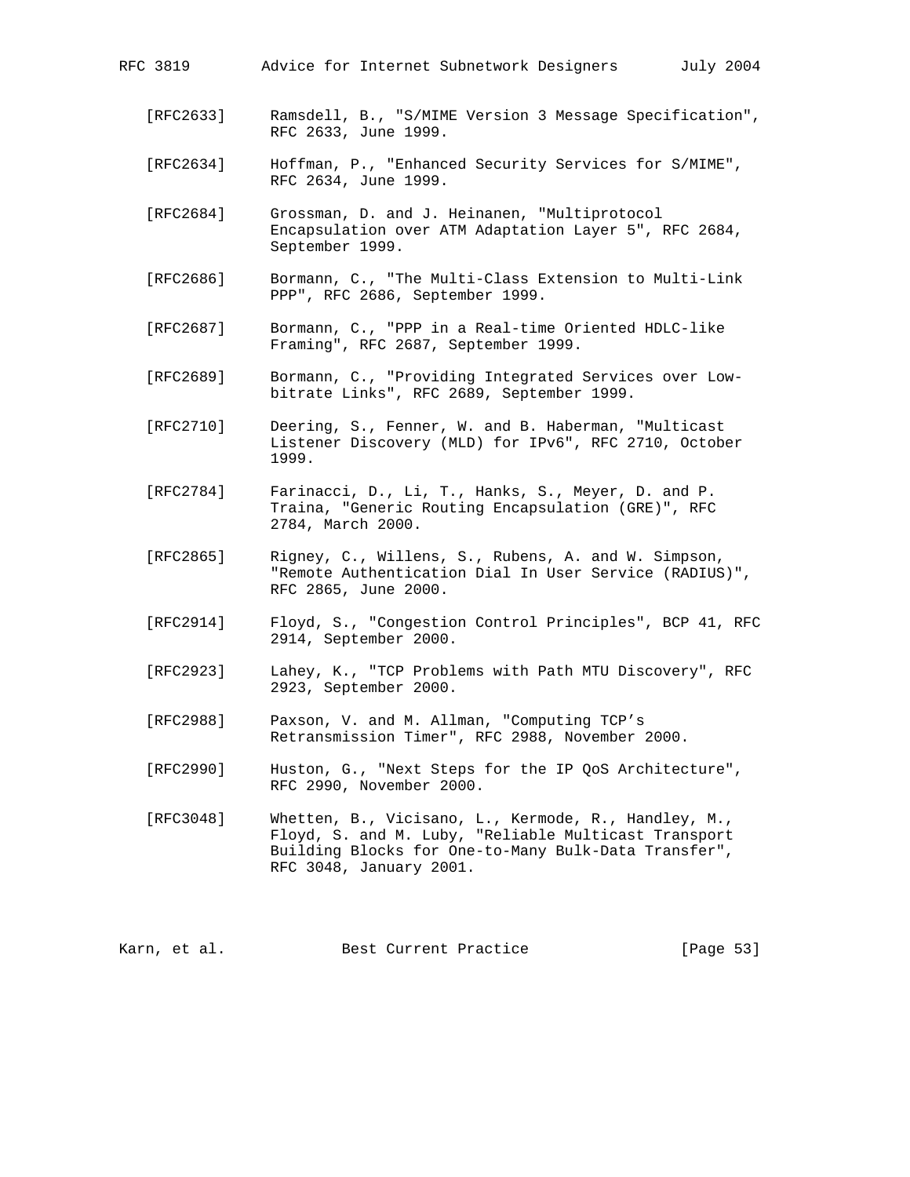[RFC2633] Ramsdell, B., "S/MIME Version 3 Message Specification", RFC 2633, June 1999.

[RFC2634] Hoffman, P., "Enhanced Security Services for S/MIME", RFC 2634, June 1999.

[RFC2684] Grossman, D. and J. Heinanen, "Multiprotocol Encapsulation over ATM Adaptation Layer 5", RFC 2684, September 1999.

[RFC2686] Bormann, C., "The Multi-Class Extension to Multi-Link PPP", RFC 2686, September 1999.

[RFC2687] Bormann, C., "PPP in a Real-time Oriented HDLC-like Framing", RFC 2687, September 1999.

[RFC2689] Bormann, C., "Providing Integrated Services over Low-bitrate Links", RFC 2689, September 1999.

[RFC2710] Deering, S., Fenner, W. and B. Haberman, "Multicast Listener Discovery (MLD) for IPv6", RFC 2710, October 1999.

[RFC2784] Farinacci, D., Li, T., Hanks, S., Meyer, D. and P. Traina, "Generic Routing Encapsulation (GRE)", RFC 2784, March 2000.

[RFC2865] Rigney, C., Willens, S., Rubens, A. and W. Simpson, "Remote Authentication Dial In User Service (RADIUS)", RFC 2865, June 2000.

[RFC2914] Floyd, S., "Congestion Control Principles", BCP 41, RFC 2914, September 2000.

[RFC2923] Lahey, K., "TCP Problems with Path MTU Discovery", RFC 2923, September 2000.

[RFC2988] Paxson, V. and M. Allman, "Computing TCP's Retransmission Timer", RFC 2988, November 2000.

[RFC2990] Huston, G., "Next Steps for the IP QoS Architecture", RFC 2990, November 2000.

[RFC3048] Whetten, B., Vicisano, L., Kermode, R., Handley, M., Floyd, S. and M. Luby, "Reliable Multicast Transport Building Blocks for One-to-Many Bulk-Data Transfer", RFC 3048, January 2001.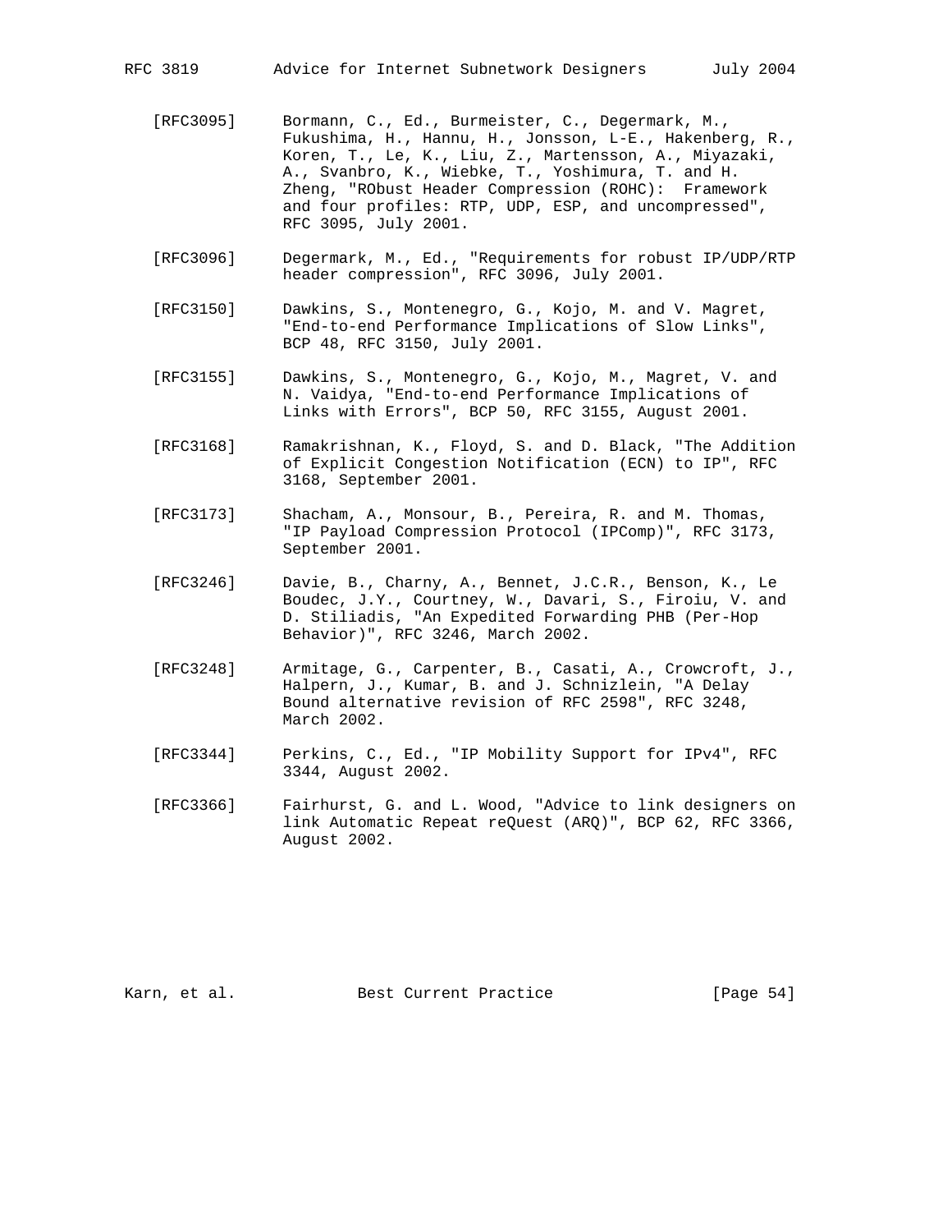[RFC3095] Bormann, C., Ed., Burmeister, C., Degermark, M., Fukushima, H., Hannu, H., Jonsson, L-E., Hakenberg, R., Koren, T., Le, K., Liu, Z., Martensson, A., Miyazaki, A., Svanbro, K., Wiebke, T., Yoshimura, T. and H. Zheng, "RObust Header Compression (ROHC): Framework and four profiles: RTP, UDP, ESP, and uncompressed", RFC 3095, July 2001.

[RFC3096] Degermark, M., Ed., "Requirements for robust IP/UDP/RTP header compression", RFC 3096, July 2001.

[RFC3150] Dawkins, S., Montenegro, G., Kojo, M. and V. Magret, "End-to-end Performance Implications of Slow Links", BCP 48, RFC 3150, July 2001.

[RFC3155] Dawkins, S., Montenegro, G., Kojo, M., Magret, V. and N. Vaidya, "End-to-end Performance Implications of Links with Errors", BCP 50, RFC 3155, August 2001.

[RFC3168] Ramakrishnan, K., Floyd, S. and D. Black, "The Addition of Explicit Congestion Notification (ECN) to IP", RFC 3168, September 2001.

[RFC3173] Shacham, A., Monsour, B., Pereira, R. and M. Thomas, "IP Payload Compression Protocol (IPComp)", RFC 3173, September 2001.

[RFC3246] Davie, B., Charny, A., Bennet, J.C.R., Benson, K., Le Boudec, J.Y., Courtney, W., Davari, S., Firoiu, V. and D. Stiliadis, "An Expedited Forwarding PHB (Per-Hop Behavior)", RFC 3246, March 2002.

[RFC3248] Armitage, G., Carpenter, B., Casati, A., Crowcroft, J., Halpern, J., Kumar, B. and J. Schnizlein, "A Delay Bound alternative revision of RFC 2598", RFC 3248, March 2002.

[RFC3344] Perkins, C., Ed., "IP Mobility Support for IPv4", RFC 3344, August 2002.

[RFC3366] Fairhurst, G. and L. Wood, "Advice to link designers on link Automatic Repeat reQuest (ARQ)", BCP 62, RFC 3366, August 2002.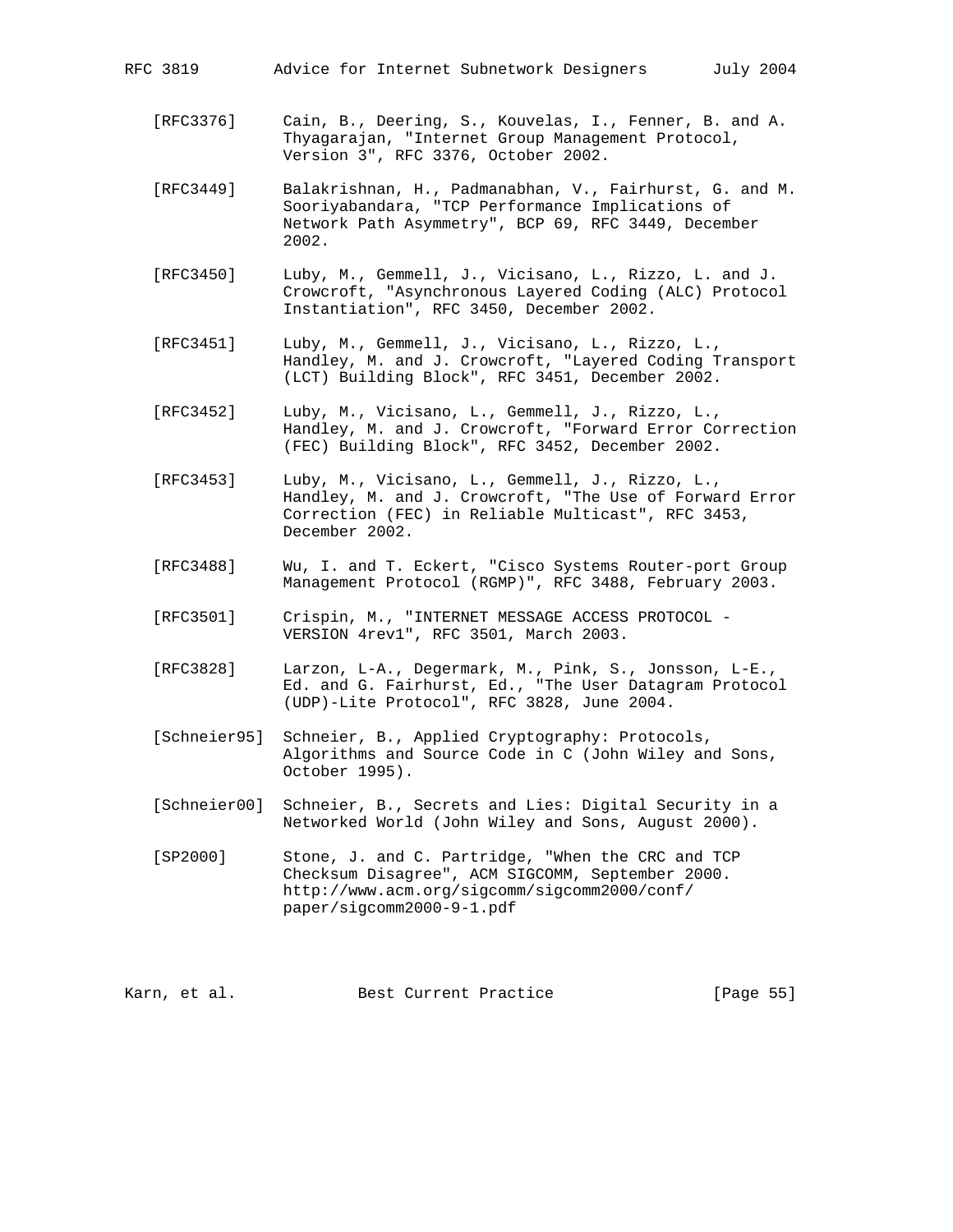[RFC3376] Cain, B., Deering, S., Kouvelas, I., Fenner, B. and A. Thyagarajan, "Internet Group Management Protocol, Version 3", RFC 3376, October 2002.

[RFC3449] Balakrishnan, H., Padmanabhan, V., Fairhurst, G. and M. Sooriyabandara, "TCP Performance Implications of Network Path Asymmetry", BCP 69, RFC 3449, December 2002.

[RFC3450] Luby, M., Gemmell, J., Vicisano, L., Rizzo, L. and J. Crowcroft, "Asynchronous Layered Coding (ALC) Protocol Instantiation", RFC 3450, December 2002.

[RFC3451] Luby, M., Gemmell, J., Vicisano, L., Rizzo, L., Handley, M. and J. Crowcroft, "Layered Coding Transport (LCT) Building Block", RFC 3451, December 2002.

[RFC3452] Luby, M., Vicisano, L., Gemmell, J., Rizzo, L., Handley, M. and J. Crowcroft, "Forward Error Correction (FEC) Building Block", RFC 3452, December 2002.

[RFC3453] Luby, M., Vicisano, L., Gemmell, J., Rizzo, L., Handley, M. and J. Crowcroft, "The Use of Forward Error Correction (FEC) in Reliable Multicast", RFC 3453, December 2002.

[RFC3488] Wu, I. and T. Eckert, "Cisco Systems Router-port Group Management Protocol (RGMP)", RFC 3488, February 2003.

[RFC3501] Crispin, M., "INTERNET MESSAGE ACCESS PROTOCOL - VERSION 4rev1", RFC 3501, March 2003.

[RFC3828] Larzon, L-A., Degermark, M., Pink, S., Jonsson, L-E., Ed. and G. Fairhurst, Ed., "The User Datagram Protocol (UDP)-Lite Protocol", RFC 3828, June 2004.

[Schneier95] Schneier, B., Applied Cryptography: Protocols, Algorithms and Source Code in C (John Wiley and Sons, October 1995).

[Schneier00] Schneier, B., Secrets and Lies: Digital Security in a Networked World (John Wiley and Sons, August 2000).

[SP2000] Stone, J. and C. Partridge, "When the CRC and TCP Checksum Disagree", ACM SIGCOMM, September 2000. http://www.acm.org/sigcomm/sigcomm2000/conf/paper/sigcomm2000-9-1.pdf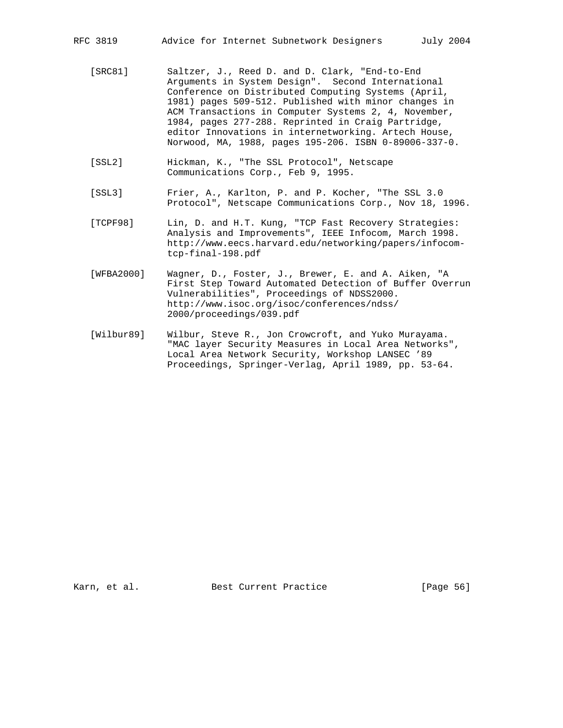[SRC81] Saltzer, J., Reed D. and D. Clark, "End-to-End Arguments in System Design". Second International Conference on Distributed Computing Systems (April, 1981) pages 509-512. Published with minor changes in ACM Transactions in Computer Systems 2, 4, November, 1984, pages 277-288. Reprinted in Craig Partridge, editor Innovations in internetworking. Artech House, Norwood, MA, 1988, pages 195-206. ISBN 0-89006-337-0.

[SSL2] Hickman, K., "The SSL Protocol", Netscape Communications Corp., Feb 9, 1995.

[SSL3] Frier, A., Karlton, P. and P. Kocher, "The SSL 3.0 Protocol", Netscape Communications Corp., Nov 18, 1996.

[TCPF98] Lin, D. and H.T. Kung, "TCP Fast Recovery Strategies: Analysis and Improvements", IEEE Infocom, March 1998. http://www.eecs.harvard.edu/networking/papers/infocom-tcp-final-198.pdf

[WFBA2000] Wagner, D., Foster, J., Brewer, E. and A. Aiken, "A First Step Toward Automated Detection of Buffer Overrun Vulnerabilities", Proceedings of NDSS2000. http://www.isoc.org/isoc/conferences/ndss/2000/proceedings/039.pdf

[Wilbur89] Wilbur, Steve R., Jon Crowcroft, and Yuko Murayama. "MAC layer Security Measures in Local Area Networks", Local Area Network Security, Workshop LANSEC '89 Proceedings, Springer-Verlag, April 1989, pp. 53-64.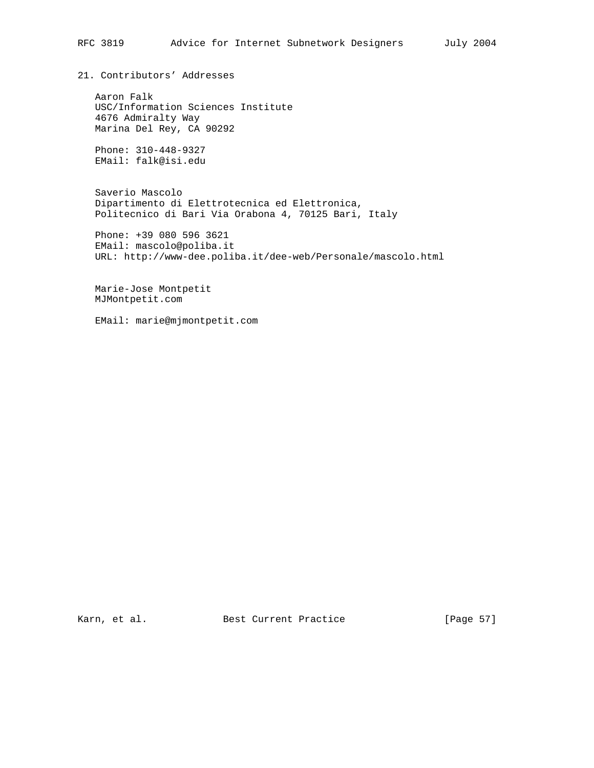## 21. Contributors' Addresses

Aaron Falk
USC/Information Sciences Institute
4676 Admiralty Way
Marina Del Rey, CA 90292

Phone: 310-448-9327
EMail: falk@isi.edu

Saverio Mascolo
Dipartimento di Elettrotecnica ed Elettronica,
Politecnico di Bari Via Orabona 4, 70125 Bari, Italy

Phone: +39 080 596 3621
EMail: mascolo@poliba.it
URL: http://www-dee.poliba.it/dee-web/Personale/mascolo.html

Marie-Jose Montpetit
MJMontpetit.com

EMail: marie@mjmontpetit.com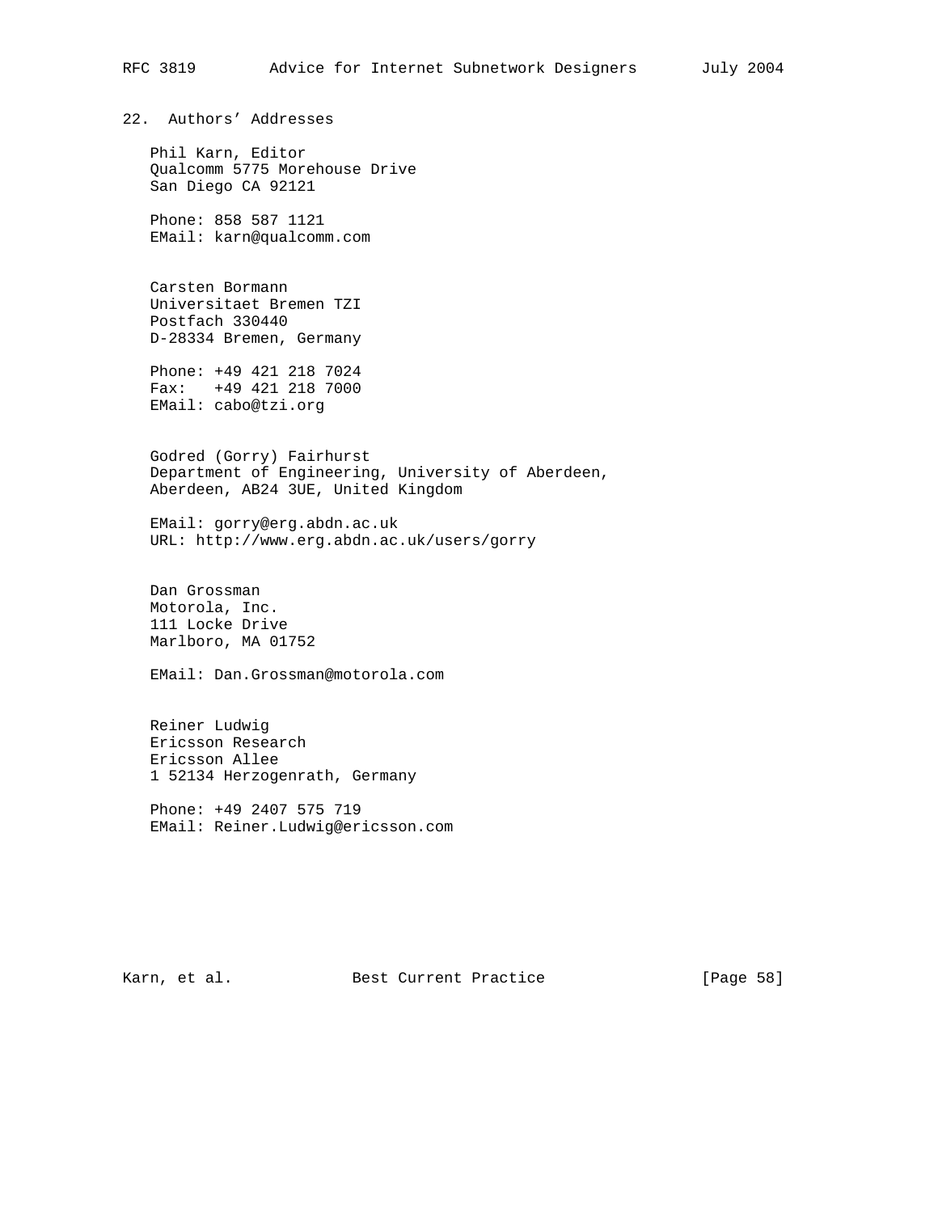## 22. Authors' Addresses

Phil Karn, Editor
Qualcomm 5775 Morehouse Drive
San Diego CA 92121

Phone: 858 587 1121
EMail: karn@qualcomm.com

Carsten Bormann
Universitaet Bremen TZI
Postfach 330440
D-28334 Bremen, Germany

Phone: +49 421 218 7024
Fax: +49 421 218 7000
EMail: cabo@tzi.org

Godred (Gorry) Fairhurst
Department of Engineering, University of Aberdeen,
Aberdeen, AB24 3UE, United Kingdom

EMail: gorry@erg.abdn.ac.uk
URL: http://www.erg.abdn.ac.uk/users/gorry

Dan Grossman
Motorola, Inc.
111 Locke Drive
Marlboro, MA 01752

EMail: Dan.Grossman@motorola.com

Reiner Ludwig
Ericsson Research
Ericsson Allee
1 52134 Herzogenrath, Germany

Phone: +49 2407 575 719
EMail: Reiner.Ludwig@ericsson.com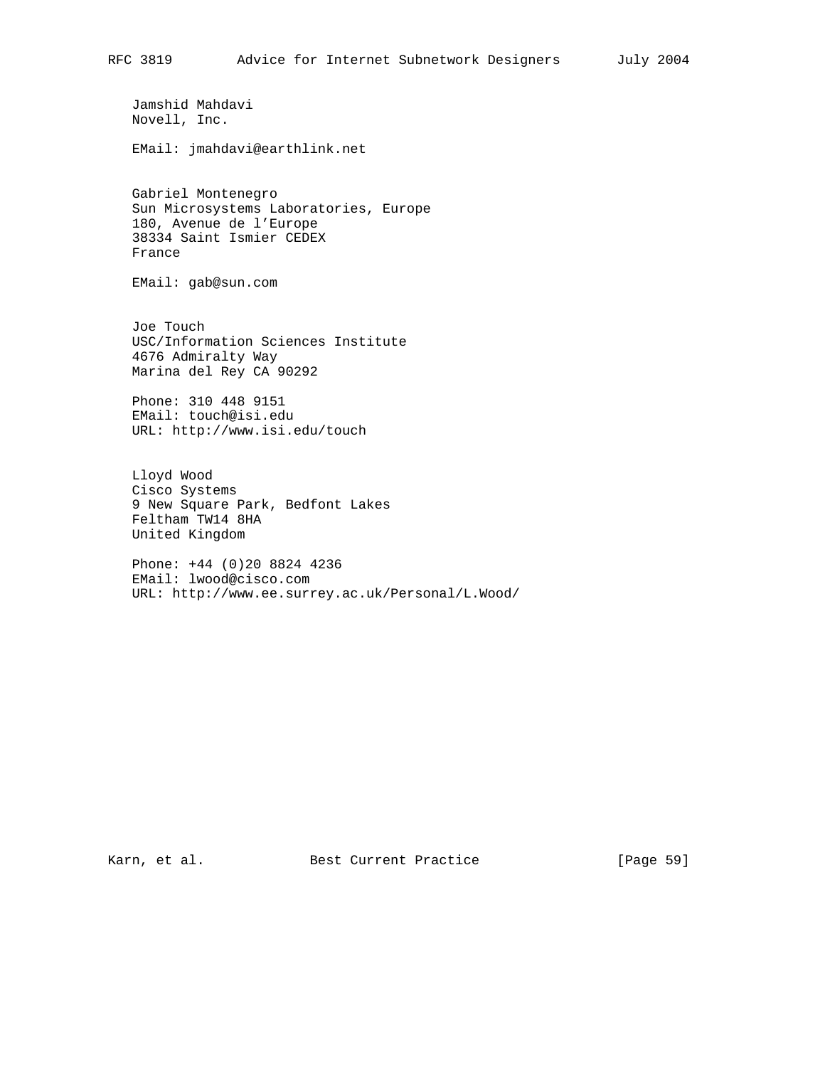Jamshid Mahdavi
Novell, Inc.

EMail: jmahdavi@earthlink.net

Gabriel Montenegro
Sun Microsystems Laboratories, Europe
180, Avenue de l'Europe
38334 Saint Ismier CEDEX
France

EMail: gab@sun.com

Joe Touch
USC/Information Sciences Institute
4676 Admiralty Way
Marina del Rey CA 90292

Phone: 310 448 9151
EMail: touch@isi.edu
URL: http://www.isi.edu/touch

Lloyd Wood
Cisco Systems
9 New Square Park, Bedfont Lakes
Feltham TW14 8HA
United Kingdom

Phone: +44 (0)20 8824 4236
EMail: lwood@cisco.com
URL: http://www.ee.surrey.ac.uk/Personal/L.Wood/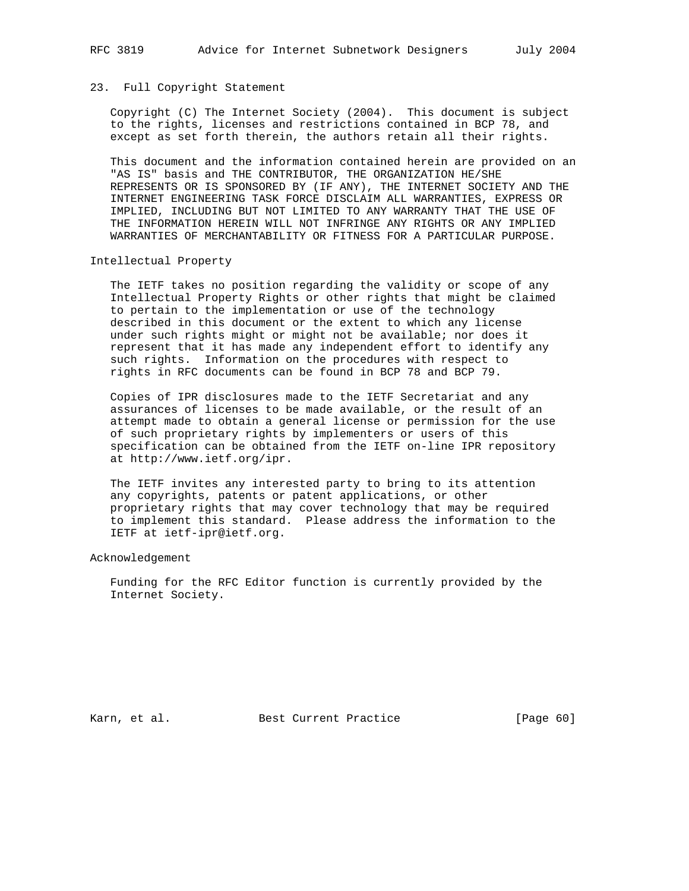## 23. Full Copyright Statement

Copyright (C) The Internet Society (2004). This document is subject to the rights, licenses and restrictions contained in BCP 78, and except as set forth therein, the authors retain all their rights.

This document and the information contained herein are provided on an "AS IS" basis and THE CONTRIBUTOR, THE ORGANIZATION HE/SHE REPRESENTS OR IS SPONSORED BY (IF ANY), THE INTERNET SOCIETY AND THE INTERNET ENGINEERING TASK FORCE DISCLAIM ALL WARRANTIES, EXPRESS OR IMPLIED, INCLUDING BUT NOT LIMITED TO ANY WARRANTY THAT THE USE OF THE INFORMATION HEREIN WILL NOT INFRINGE ANY RIGHTS OR ANY IMPLIED WARRANTIES OF MERCHANTABILITY OR FITNESS FOR A PARTICULAR PURPOSE.

### Intellectual Property

The IETF takes no position regarding the validity or scope of any Intellectual Property Rights or other rights that might be claimed to pertain to the implementation or use of the technology described in this document or the extent to which any license under such rights might or might not be available; nor does it represent that it has made any independent effort to identify any such rights. Information on the procedures with respect to rights in RFC documents can be found in BCP 78 and BCP 79.

Copies of IPR disclosures made to the IETF Secretariat and any assurances of licenses to be made available, or the result of an attempt made to obtain a general license or permission for the use of such proprietary rights by implementers or users of this specification can be obtained from the IETF on-line IPR repository at http://www.ietf.org/ipr.

The IETF invites any interested party to bring to its attention any copyrights, patents or patent applications, or other proprietary rights that may cover technology that may be required to implement this standard. Please address the information to the IETF at ietf-ipr@ietf.org.

### Acknowledgement

Funding for the RFC Editor function is currently provided by the Internet Society.